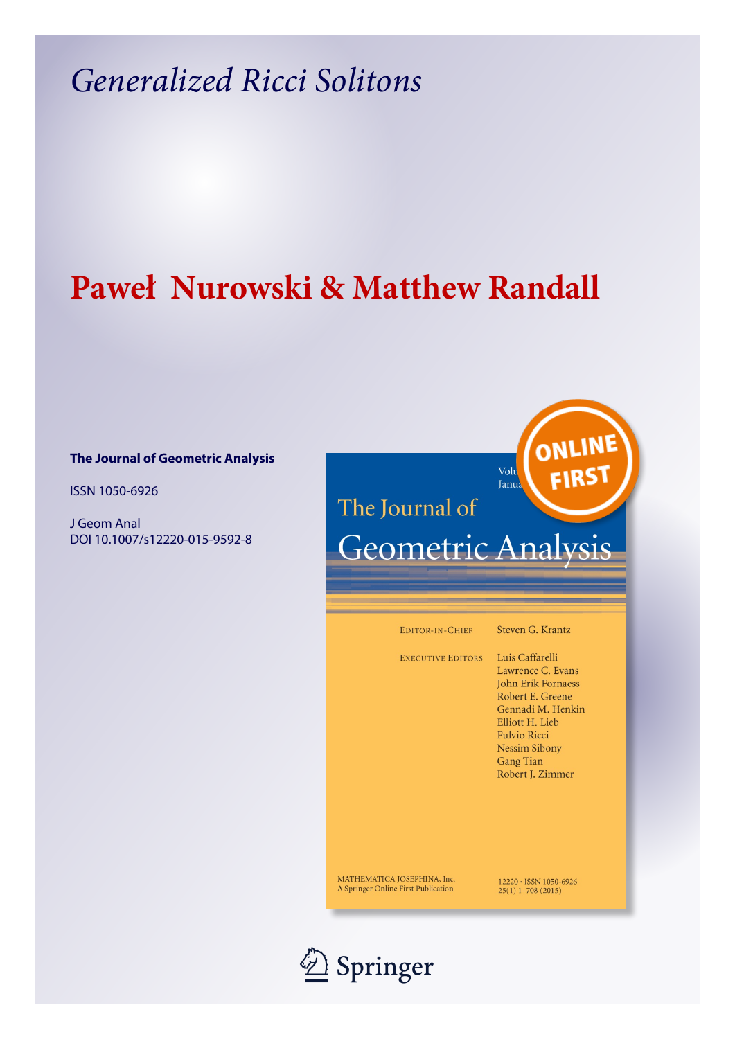# Generalized Ricci Solitons

## Paweł Nurowski & Matthew Randall

**The Journal of Geometric Analysis**

ISSN 1050-6926

J Geom Anal
DOI 10.1007/s12220-015-9592-8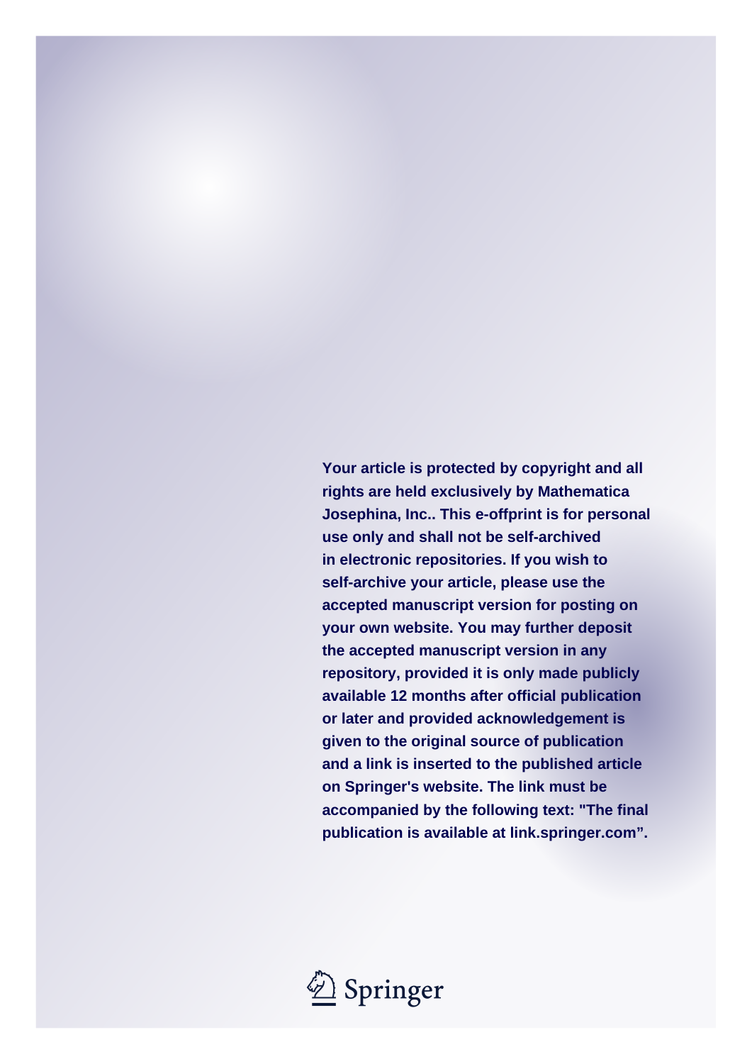**Your article is protected by copyright and all rights are held exclusively by Mathematica Josephina, Inc.. This e-offprint is for personal use only and shall not be self-archived in electronic repositories. If you wish to self-archive your article, please use the accepted manuscript version for posting on your own website. You may further deposit the accepted manuscript version in any repository, provided it is only made publicly available 12 months after official publication or later and provided acknowledgement is given to the original source of publication and a link is inserted to the published article on Springer's website. The link must be accompanied by the following text: "The final publication is available at link.springer.com".**

Springer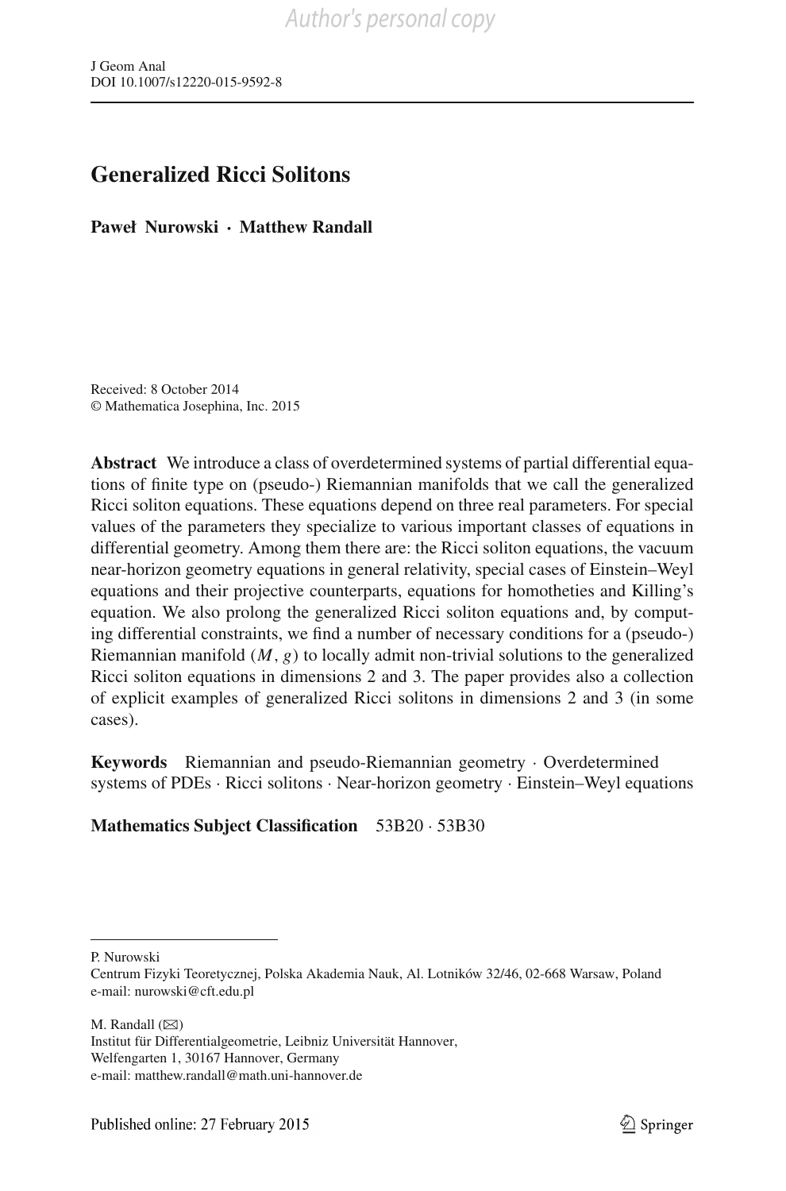# Generalized Ricci Solitons

**Paweł Nurowski · Matthew Randall**

Received: 8 October 2014
© Mathematica Josephina, Inc. 2015

**Abstract** We introduce a class of overdetermined systems of partial differential equations of finite type on (pseudo-) Riemannian manifolds that we call the generalized Ricci soliton equations. These equations depend on three real parameters. For special values of the parameters they specialize to various important classes of equations in differential geometry. Among them there are: the Ricci soliton equations, the vacuum near-horizon geometry equations in general relativity, special cases of Einstein–Weyl equations and their projective counterparts, equations for homotheties and Killing's equation. We also prolong the generalized Ricci soliton equations and, by computing differential constraints, we find a number of necessary conditions for a (pseudo-) Riemannian manifold $(M, g)$ to locally admit non-trivial solutions to the generalized Ricci soliton equations in dimensions 2 and 3. The paper provides also a collection of explicit examples of generalized Ricci solitons in dimensions 2 and 3 (in some cases).

**Keywords** Riemannian and pseudo-Riemannian geometry · Overdetermined systems of PDEs · Ricci solitons · Near-horizon geometry · Einstein–Weyl equations

**Mathematics Subject Classification** 53B20 · 53B30

---

P. Nurowski
Centrum Fizyki Teoretycznej, Polska Akademia Nauk, Al. Lotników 32/46, 02-668 Warsaw, Poland
e-mail: nurowski@cft.edu.pl

M. Randall (✉)
Institut für Differentialgeometrie, Leibniz Universität Hannover,
Welfengarten 1, 30167 Hannover, Germany
e-mail: matthew.randall@math.uni-hannover.de

Published online: 27 February 2015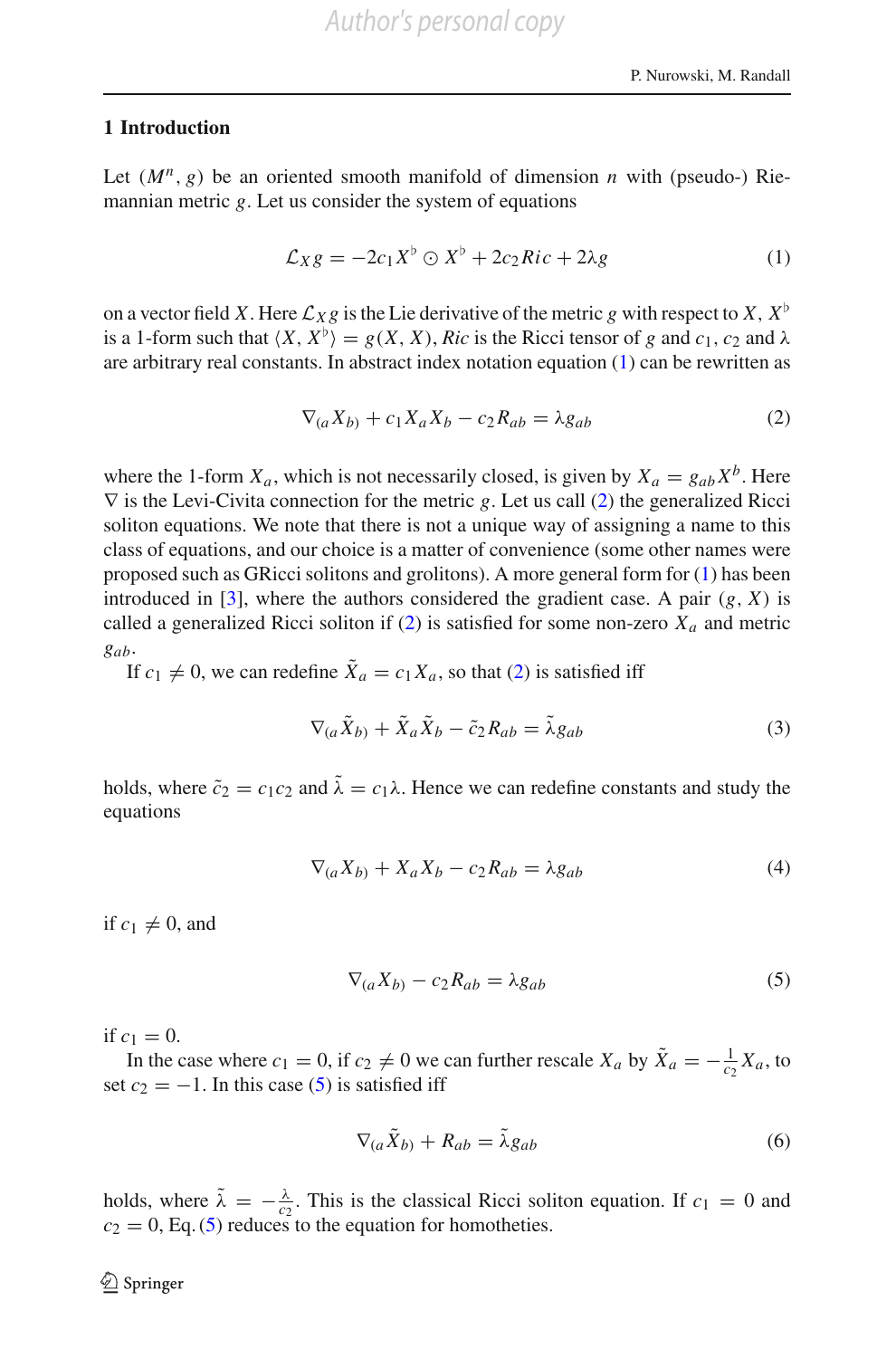## 1 Introduction

Let $(M^n, g)$ be an oriented smooth manifold of dimension $n$ with (pseudo-) Riemannian metric $g$. Let us consider the system of equations

$$\mathcal{L}_X g = -2c_1 X^\flat \odot X^\flat + 2c_2 Ric + 2\lambda g \tag{1}$$

on a vector field $X$. Here $\mathcal{L}_X g$ is the Lie derivative of the metric $g$ with respect to $X$, $X^\flat$ is a 1-form such that $\langle X, X^\flat \rangle = g(X, X)$, $Ric$ is the Ricci tensor of $g$ and $c_1$, $c_2$ and $\lambda$ are arbitrary real constants. In abstract index notation equation (1) can be rewritten as

$$\nabla_{(a} X_{b)} + c_1 X_a X_b - c_2 R_{ab} = \lambda g_{ab} \tag{2}$$

where the 1-form $X_a$, which is not necessarily closed, is given by $X_a = g_{ab} X^b$. Here $\nabla$ is the Levi-Civita connection for the metric $g$. Let us call (2) the generalized Ricci soliton equations. We note that there is not a unique way of assigning a name to this class of equations, and our choice is a matter of convenience (some other names were proposed such as GRicci solitons and grolitons). A more general form for (1) has been introduced in [3], where the authors considered the gradient case. A pair $(g, X)$ is called a generalized Ricci soliton if (2) is satisfied for some non-zero $X_a$ and metric $g_{ab}$.

If $c_1 \neq 0$, we can redefine $\tilde{X}_a = c_1 X_a$, so that (2) is satisfied iff

$$\nabla_{(a} \tilde{X}_{b)} + \tilde{X}_a \tilde{X}_b - \tilde{c}_2 R_{ab} = \tilde{\lambda} g_{ab} \tag{3}$$

holds, where $\tilde{c}_2 = c_1 c_2$ and $\tilde{\lambda} = c_1 \lambda$. Hence we can redefine constants and study the equations

$$\nabla_{(a} X_{b)} + X_a X_b - c_2 R_{ab} = \lambda g_{ab} \tag{4}$$

if $c_1 \neq 0$, and

$$\nabla_{(a} X_{b)} - c_2 R_{ab} = \lambda g_{ab} \tag{5}$$

if $c_1 = 0$.

In the case where $c_1 = 0$, if $c_2 \neq 0$ we can further rescale $X_a$ by $\tilde{X}_a = -\frac{1}{c_2} X_a$, to set $c_2 = -1$. In this case (5) is satisfied iff

$$\nabla_{(a} \tilde{X}_{b)} + R_{ab} = \tilde{\lambda} g_{ab} \tag{6}$$

holds, where $\tilde{\lambda} = -\frac{\lambda}{c_2}$. This is the classical Ricci soliton equation. If $c_1 = 0$ and $c_2 = 0$, Eq. (5) reduces to the equation for homotheties.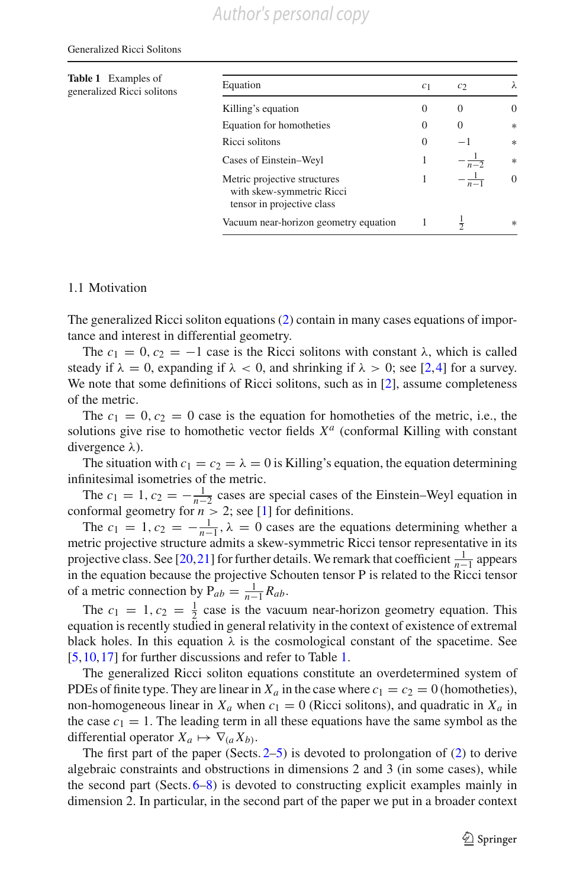**Table 1** Examples of generalized Ricci solitons

| Equation | $c_1$ | $c_2$ | $\lambda$ |
|---|---|---|---|
| Killing's equation | 0 | 0 | 0 |
| Equation for homotheties | 0 | 0 | $*$ |
| Ricci solitons | 0 | $-1$ | $*$ |
| Cases of Einstein–Weyl | 1 | $-\frac{1}{n-2}$ | $*$ |
| Metric projective structures with skew-symmetric Ricci tensor in projective class | 1 | $-\frac{1}{n-1}$ | 0 |
| Vacuum near-horizon geometry equation | 1 | $\frac{1}{2}$ | $*$ |

### 1.1 Motivation

The generalized Ricci soliton equations (2) contain in many cases equations of importance and interest in differential geometry.

The $c_1 = 0, c_2 = -1$ case is the Ricci solitons with constant $\lambda$, which is called steady if $\lambda = 0$, expanding if $\lambda < 0$, and shrinking if $\lambda > 0$; see [2,4] for a survey. We note that some definitions of Ricci solitons, such as in [2], assume completeness of the metric.

The $c_1 = 0, c_2 = 0$ case is the equation for homotheties of the metric, i.e., the solutions give rise to homothetic vector fields $X^a$ (conformal Killing with constant divergence $\lambda$).

The situation with $c_1 = c_2 = \lambda = 0$ is Killing's equation, the equation determining infinitesimal isometries of the metric.

The $c_1 = 1, c_2 = -\frac{1}{n-2}$ cases are special cases of the Einstein–Weyl equation in conformal geometry for $n > 2$; see [1] for definitions.

The $c_1 = 1, c_2 = -\frac{1}{n-1}, \lambda = 0$ cases are the equations determining whether a metric projective structure admits a skew-symmetric Ricci tensor representative in its projective class. See [20,21] for further details. We remark that coefficient $\frac{1}{n-1}$ appears in the equation because the projective Schouten tensor P is related to the Ricci tensor of a metric connection by $\mathrm{P}_{ab} = \frac{1}{n-1} R_{ab}$.

The $c_1 = 1, c_2 = \frac{1}{2}$ case is the vacuum near-horizon geometry equation. This equation is recently studied in general relativity in the context of existence of extremal black holes. In this equation $\lambda$ is the cosmological constant of the spacetime. See [5,10,17] for further discussions and refer to Table 1.

The generalized Ricci soliton equations constitute an overdetermined system of PDEs of finite type. They are linear in $X_a$ in the case where $c_1 = c_2 = 0$ (homotheties), non-homogeneous linear in $X_a$ when $c_1 = 0$ (Ricci solitons), and quadratic in $X_a$ in the case $c_1 = 1$. The leading term in all these equations have the same symbol as the differential operator $X_a \mapsto \nabla_{(a} X_{b)}$.

The first part of the paper (Sects. 2–5) is devoted to prolongation of (2) to derive algebraic constraints and obstructions in dimensions 2 and 3 (in some cases), while the second part (Sects. 6–8) is devoted to constructing explicit examples mainly in dimension 2. In particular, in the second part of the paper we put in a broader context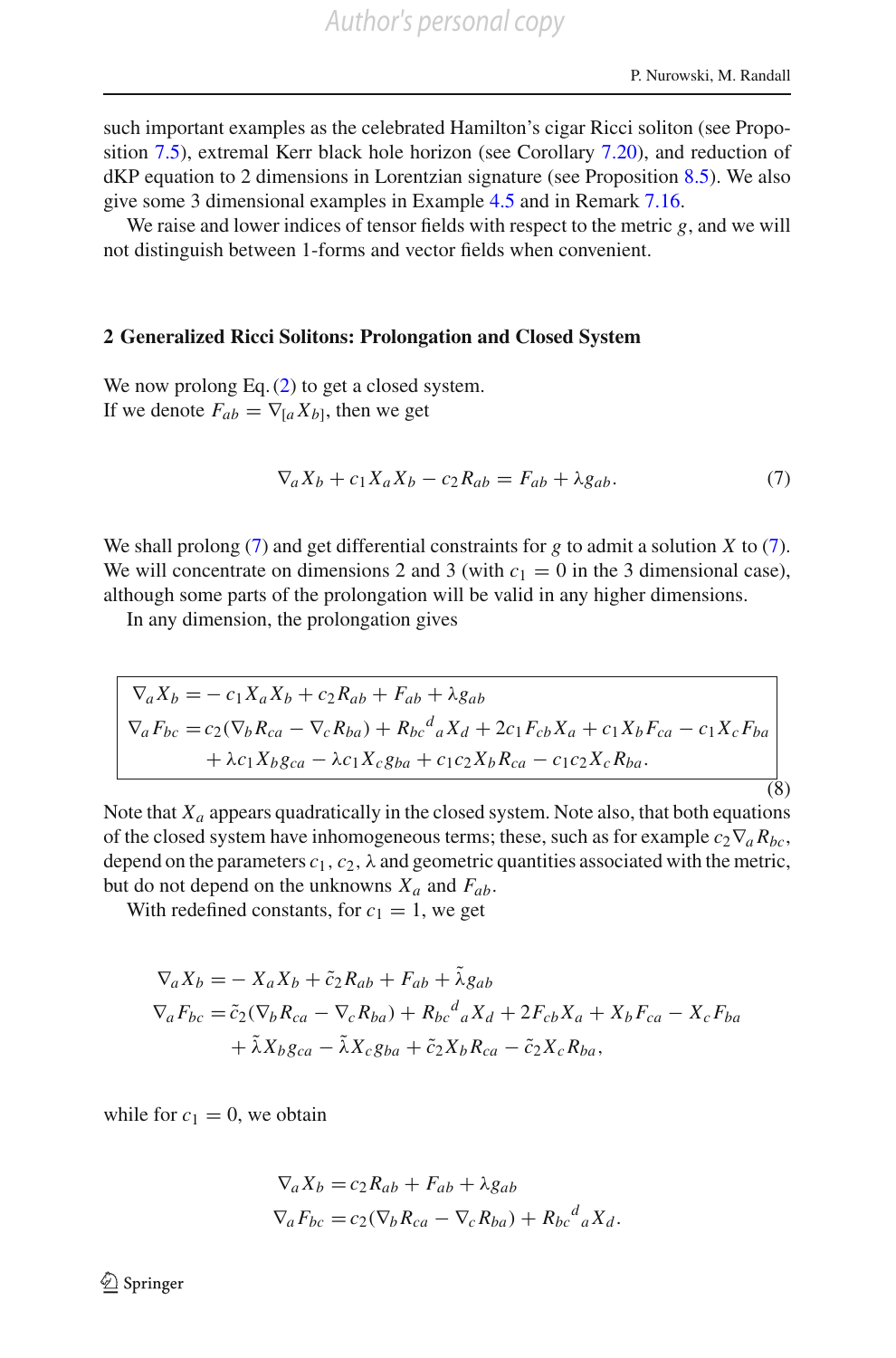such important examples as the celebrated Hamilton's cigar Ricci soliton (see Proposition 7.5), extremal Kerr black hole horizon (see Corollary 7.20), and reduction of dKP equation to 2 dimensions in Lorentzian signature (see Proposition 8.5). We also give some 3 dimensional examples in Example 4.5 and in Remark 7.16.

We raise and lower indices of tensor fields with respect to the metric $g$, and we will not distinguish between 1-forms and vector fields when convenient.

## 2 Generalized Ricci Solitons: Prolongation and Closed System

We now prolong Eq. (2) to get a closed system.
If we denote $F_{ab} = \nabla_{[a} X_{b]}$, then we get

$$\nabla_a X_b + c_1 X_a X_b - c_2 R_{ab} = F_{ab} + \lambda g_{ab}. \tag{7}$$

We shall prolong (7) and get differential constraints for $g$ to admit a solution $X$ to (7). We will concentrate on dimensions 2 and 3 (with $c_1 = 0$ in the 3 dimensional case), although some parts of the prolongation will be valid in any higher dimensions.

In any dimension, the prolongation gives

$$\boxed{\begin{aligned}
\nabla_a X_b =& -c_1 X_a X_b + c_2 R_{ab} + F_{ab} + \lambda g_{ab} \\
\nabla_a F_{bc} =& \, c_2(\nabla_b R_{ca} - \nabla_c R_{ba}) + R_{bc}{}^{d}{}_{a} X_d + 2c_1 F_{cb} X_a + c_1 X_b F_{ca} - c_1 X_c F_{ba} \\
&+ \lambda c_1 X_b g_{ca} - \lambda c_1 X_c g_{ba} + c_1 c_2 X_b R_{ca} - c_1 c_2 X_c R_{ba}.
\end{aligned}} \tag{8}$$

Note that $X_a$ appears quadratically in the closed system. Note also, that both equations of the closed system have inhomogeneous terms; these, such as for example $c_2 \nabla_a R_{bc}$, depend on the parameters $c_1$, $c_2$, $\lambda$ and geometric quantities associated with the metric, but do not depend on the unknowns $X_a$ and $F_{ab}$.

With redefined constants, for $c_1 = 1$, we get

$$\begin{aligned}
\nabla_a X_b =& -X_a X_b + \tilde{c}_2 R_{ab} + F_{ab} + \tilde{\lambda} g_{ab} \\
\nabla_a F_{bc} =& \, \tilde{c}_2(\nabla_b R_{ca} - \nabla_c R_{ba}) + R_{bc}{}^{d}{}_{a} X_d + 2F_{cb} X_a + X_b F_{ca} - X_c F_{ba} \\
&+ \tilde{\lambda} X_b g_{ca} - \tilde{\lambda} X_c g_{ba} + \tilde{c}_2 X_b R_{ca} - \tilde{c}_2 X_c R_{ba},
\end{aligned}$$

while for $c_1 = 0$, we obtain

$$\begin{aligned}
\nabla_a X_b =& \, c_2 R_{ab} + F_{ab} + \lambda g_{ab} \\
\nabla_a F_{bc} =& \, c_2(\nabla_b R_{ca} - \nabla_c R_{ba}) + R_{bc}{}^{d}{}_{a} X_d.
\end{aligned}$$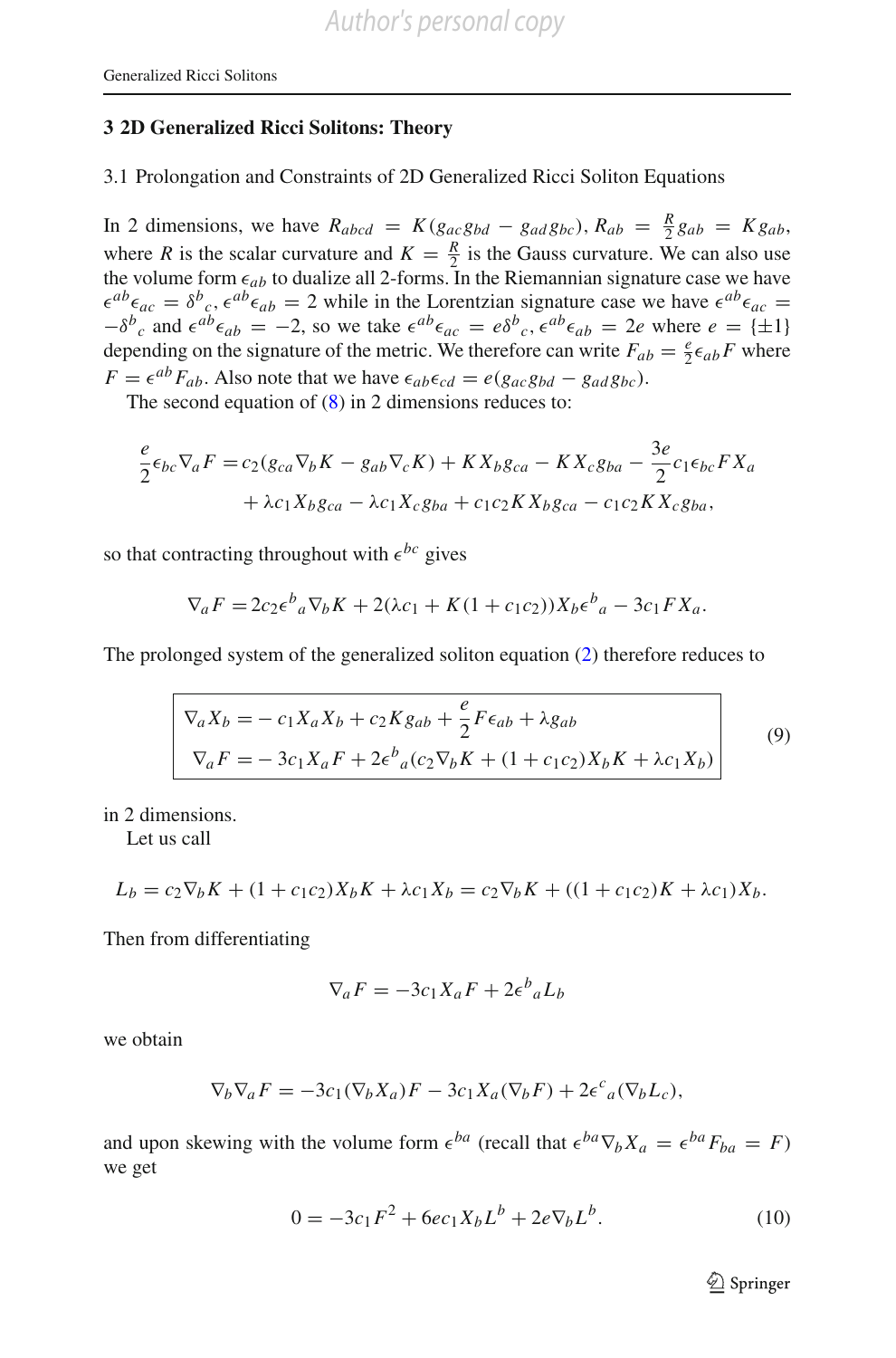## 3 2D Generalized Ricci Solitons: Theory

### 3.1 Prolongation and Constraints of 2D Generalized Ricci Soliton Equations

In 2 dimensions, we have $R_{abcd} = K(g_{ac}g_{bd} - g_{ad}g_{bc})$, $R_{ab} = \frac{R}{2}g_{ab} = Kg_{ab}$, where $R$ is the scalar curvature and $K = \frac{R}{2}$ is the Gauss curvature. We can also use the volume form $\epsilon_{ab}$ to dualize all 2-forms. In the Riemannian signature case we have $\epsilon^{ab}\epsilon_{ac} = \delta^b{}_c$, $\epsilon^{ab}\epsilon_{ab} = 2$ while in the Lorentzian signature case we have $\epsilon^{ab}\epsilon_{ac} = -\delta^b{}_c$ and $\epsilon^{ab}\epsilon_{ab} = -2$, so we take $\epsilon^{ab}\epsilon_{ac} = e\delta^b{}_c$, $\epsilon^{ab}\epsilon_{ab} = 2e$ where $e = \{\pm 1\}$ depending on the signature of the metric. We therefore can write $F_{ab} = \frac{e}{2}\epsilon_{ab}F$ where $F = \epsilon^{ab}F_{ab}$. Also note that we have $\epsilon_{ab}\epsilon_{cd} = e(g_{ac}g_{bd} - g_{ad}g_{bc})$.

The second equation of (8) in 2 dimensions reduces to:

$$\begin{aligned}\frac{e}{2}\epsilon_{bc}\nabla_a F = & c_2(g_{ca}\nabla_b K - g_{ab}\nabla_c K) + KX_b g_{ca} - KX_c g_{ba} - \frac{3e}{2}c_1\epsilon_{bc}FX_a \\ & + \lambda c_1 X_b g_{ca} - \lambda c_1 X_c g_{ba} + c_1c_2KX_b g_{ca} - c_1c_2KX_c g_{ba},\end{aligned}$$

so that contracting throughout with $\epsilon^{bc}$ gives

$$\nabla_a F = 2c_2\epsilon^b{}_a\nabla_b K + 2(\lambda c_1 + K(1 + c_1c_2))X_b\epsilon^b{}_a - 3c_1FX_a.$$

The prolonged system of the generalized soliton equation (2) therefore reduces to

$$\boxed{\begin{aligned}\nabla_a X_b = & -c_1X_aX_b + c_2Kg_{ab} + \frac{e}{2}F\epsilon_{ab} + \lambda g_{ab} \\ \nabla_a F = & -3c_1X_aF + 2\epsilon^b{}_a(c_2\nabla_b K + (1 + c_1c_2)X_bK + \lambda c_1X_b)\end{aligned}} \tag{9}$$

in 2 dimensions.

Let us call

$$L_b = c_2\nabla_b K + (1 + c_1c_2)X_bK + \lambda c_1X_b = c_2\nabla_b K + ((1 + c_1c_2)K + \lambda c_1)X_b.$$

Then from differentiating

$$\nabla_a F = -3c_1X_aF + 2\epsilon^b{}_aL_b$$

we obtain

$$\nabla_b\nabla_a F = -3c_1(\nabla_b X_a)F - 3c_1X_a(\nabla_b F) + 2\epsilon^c{}_a(\nabla_b L_c),$$

and upon skewing with the volume form $\epsilon^{ba}$ (recall that $\epsilon^{ba}\nabla_b X_a = \epsilon^{ba}F_{ba} = F$) we get

$$0 = -3c_1F^2 + 6ec_1X_bL^b + 2e\nabla_b L^b. \tag{10}$$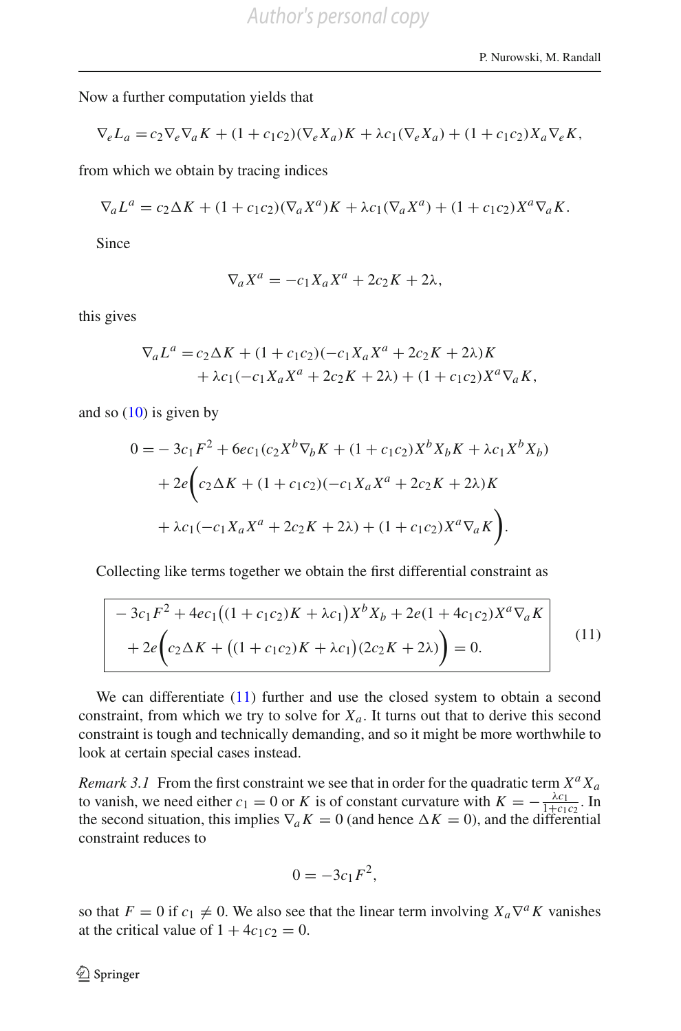Now a further computation yields that

$$\nabla_e L_a = c_2 \nabla_e \nabla_a K + (1 + c_1 c_2)(\nabla_e X_a) K + \lambda c_1 (\nabla_e X_a) + (1 + c_1 c_2) X_a \nabla_e K,$$

from which we obtain by tracing indices

$$\nabla_a L^a = c_2 \Delta K + (1 + c_1 c_2)(\nabla_a X^a) K + \lambda c_1 (\nabla_a X^a) + (1 + c_1 c_2) X^a \nabla_a K.$$

Since

$$\nabla_a X^a = -c_1 X_a X^a + 2c_2 K + 2\lambda,$$

this gives

$$\begin{aligned}\nabla_a L^a = {} & c_2 \Delta K + (1 + c_1 c_2)(-c_1 X_a X^a + 2c_2 K + 2\lambda) K \\ & + \lambda c_1 (-c_1 X_a X^a + 2c_2 K + 2\lambda) + (1 + c_1 c_2) X^a \nabla_a K,\end{aligned}$$

and so (10) is given by

$$\begin{aligned}0 = & - 3c_1 F^2 + 6ec_1 (c_2 X^b \nabla_b K + (1 + c_1 c_2) X^b X_b K + \lambda c_1 X^b X_b) \\ & + 2e \Big( c_2 \Delta K + (1 + c_1 c_2)(-c_1 X_a X^a + 2c_2 K + 2\lambda) K \\ & + \lambda c_1 (-c_1 X_a X^a + 2c_2 K + 2\lambda) + (1 + c_1 c_2) X^a \nabla_a K \Big).\end{aligned}$$

Collecting like terms together we obtain the first differential constraint as

$$\boxed{\begin{aligned} & -3c_1 F^2 + 4ec_1 \big( (1 + c_1 c_2) K + \lambda c_1 \big) X^b X_b + 2e(1 + 4c_1 c_2) X^a \nabla_a K \\ & + 2e \Big( c_2 \Delta K + \big( (1 + c_1 c_2) K + \lambda c_1 \big)(2c_2 K + 2\lambda) \Big) = 0. \end{aligned}} \tag{11}$$

We can differentiate (11) further and use the closed system to obtain a second constraint, from which we try to solve for $X_a$. It turns out that to derive this second constraint is tough and technically demanding, and so it might be more worthwhile to look at certain special cases instead.

*Remark 3.1* From the first constraint we see that in order for the quadratic term $X^a X_a$ to vanish, we need either $c_1 = 0$ or $K$ is of constant curvature with $K = -\frac{\lambda c_1}{1 + c_1 c_2}$. In the second situation, this implies $\nabla_a K = 0$ (and hence $\Delta K = 0$), and the differential constraint reduces to

$$0 = -3c_1 F^2,$$

so that $F = 0$ if $c_1 \neq 0$. We also see that the linear term involving $X_a \nabla^a K$ vanishes at the critical value of $1 + 4c_1 c_2 = 0$.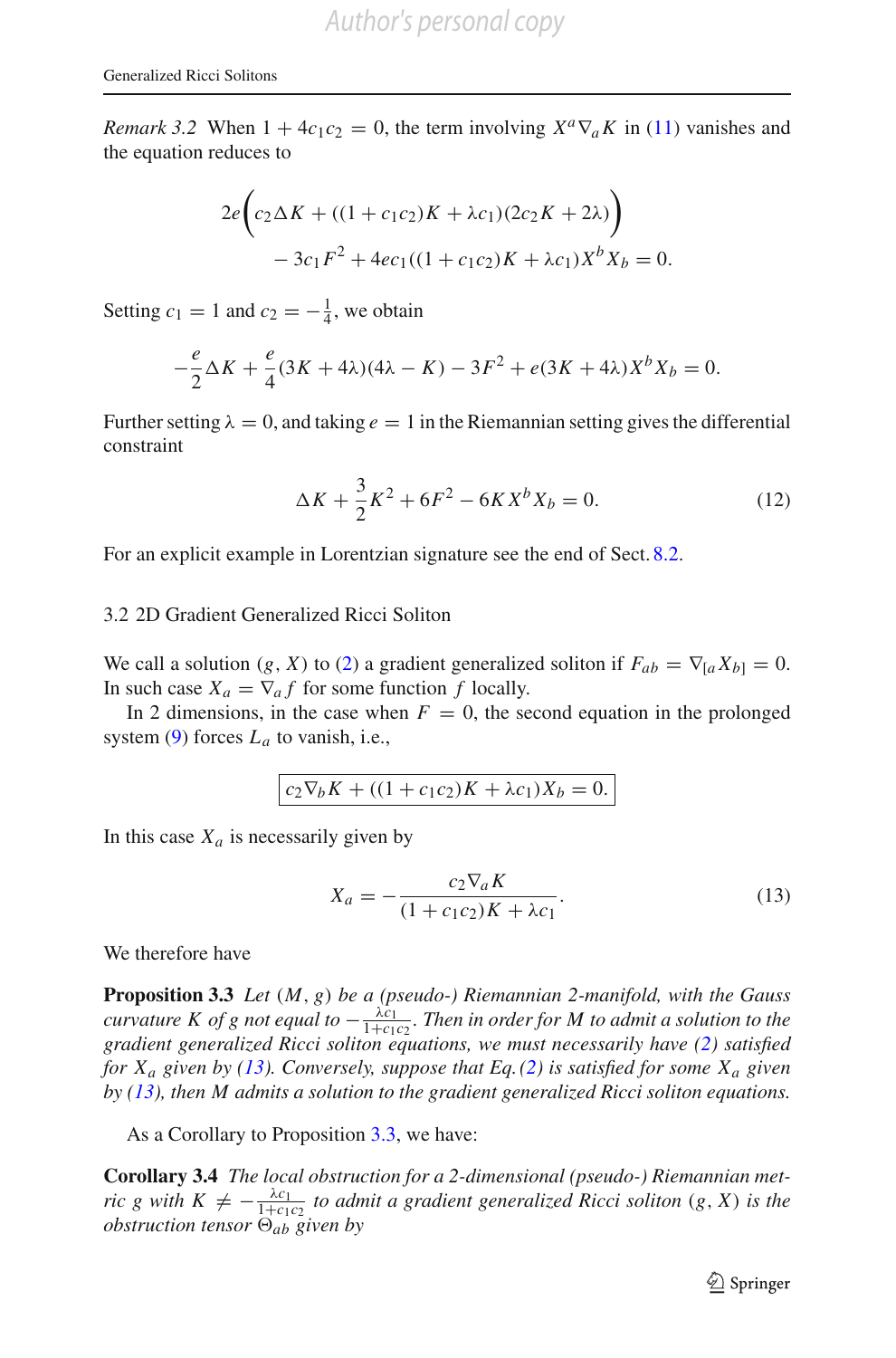*Remark 3.2* When $1 + 4c_1c_2 = 0$, the term involving $X^a \nabla_a K$ in (11) vanishes and the equation reduces to

$$2e\Big(c_2 \Delta K + ((1 + c_1c_2)K + \lambda c_1)(2c_2 K + 2\lambda)\Big) \\ - 3c_1 F^2 + 4ec_1((1 + c_1c_2)K + \lambda c_1)X^b X_b = 0.$$

Setting $c_1 = 1$ and $c_2 = -\frac{1}{4}$, we obtain

$$-\frac{e}{2}\Delta K + \frac{e}{4}(3K + 4\lambda)(4\lambda - K) - 3F^2 + e(3K + 4\lambda)X^b X_b = 0.$$

Further setting $\lambda = 0$, and taking $e = 1$ in the Riemannian setting gives the differential constraint

$$\Delta K + \frac{3}{2}K^2 + 6F^2 - 6K X^b X_b = 0. \tag{12}$$

For an explicit example in Lorentzian signature see the end of Sect. 8.2.

### 3.2 2D Gradient Generalized Ricci Soliton

We call a solution $(g, X)$ to (2) a gradient generalized soliton if $F_{ab} = \nabla_{[a} X_{b]} = 0$. In such case $X_a = \nabla_a f$ for some function $f$ locally.

In 2 dimensions, in the case when $F = 0$, the second equation in the prolonged system (9) forces $L_a$ to vanish, i.e.,

$$\boxed{c_2 \nabla_b K + ((1 + c_1c_2)K + \lambda c_1)X_b = 0.}$$

In this case $X_a$ is necessarily given by

$$X_a = -\frac{c_2 \nabla_a K}{(1 + c_1c_2)K + \lambda c_1}. \tag{13}$$

We therefore have

**Proposition 3.3** *Let $(M, g)$ be a (pseudo-) Riemannian 2-manifold, with the Gauss curvature $K$ of $g$ not equal to $-\frac{\lambda c_1}{1+c_1c_2}$. Then in order for $M$ to admit a solution to the gradient generalized Ricci soliton equations, we must necessarily have (2) satisfied for $X_a$ given by (13). Conversely, suppose that Eq. (2) is satisfied for some $X_a$ given by (13), then $M$ admits a solution to the gradient generalized Ricci soliton equations.*

As a Corollary to Proposition 3.3, we have:

**Corollary 3.4** *The local obstruction for a 2-dimensional (pseudo-) Riemannian metric $g$ with $K \neq -\frac{\lambda c_1}{1+c_1c_2}$ to admit a gradient generalized Ricci soliton $(g, X)$ is the obstruction tensor $\Theta_{ab}$ given by*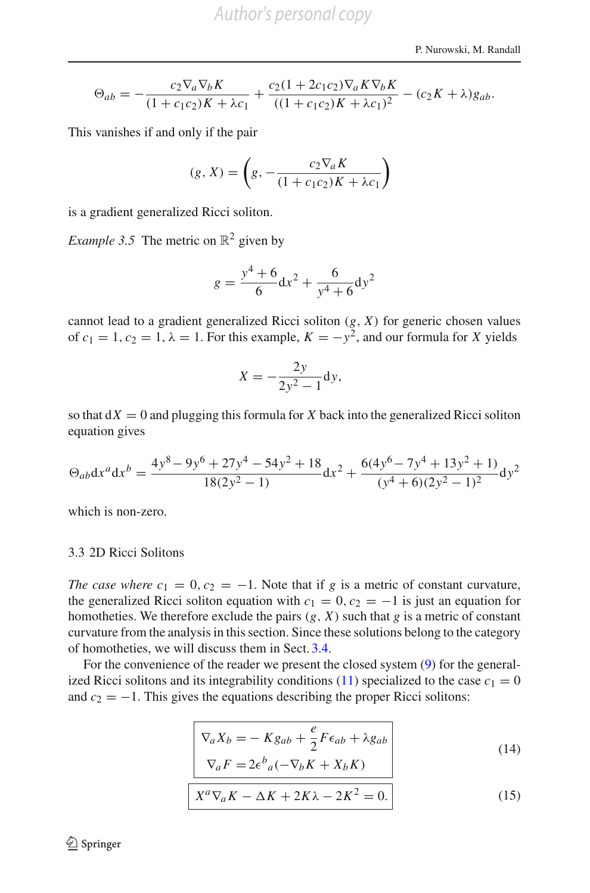$$\Theta_{ab} = -\frac{c_2 \nabla_a \nabla_b K}{(1+c_1c_2)K + \lambda c_1} + \frac{c_2(1+2c_1c_2)\nabla_a K \nabla_b K}{((1+c_1c_2)K+\lambda c_1)^2} - (c_2 K + \lambda) g_{ab}.$$

This vanishes if and only if the pair

$$(g, X) = \left(g, -\frac{c_2 \nabla_a K}{(1+c_1c_2)K + \lambda c_1}\right)$$

is a gradient generalized Ricci soliton.

*Example 3.5* The metric on $\mathbb{R}^2$ given by

$$g = \frac{y^4+6}{6}\mathrm{d}x^2 + \frac{6}{y^4+6}\mathrm{d}y^2$$

cannot lead to a gradient generalized Ricci soliton $(g, X)$ for generic chosen values of $c_1 = 1, c_2 = 1, \lambda = 1$. For this example, $K = -y^2$, and our formula for $X$ yields

$$X = -\frac{2y}{2y^2-1}\mathrm{d}y,$$

so that $\mathrm{d}X = 0$ and plugging this formula for $X$ back into the generalized Ricci soliton equation gives

$$\Theta_{ab}\mathrm{d}x^a\mathrm{d}x^b = \frac{4y^8 - 9y^6 + 27y^4 - 54y^2 + 18}{18(2y^2-1)}\mathrm{d}x^2 + \frac{6(4y^6 - 7y^4 + 13y^2 + 1)}{(y^4+6)(2y^2-1)^2}\mathrm{d}y^2$$

which is non-zero.

### 3.3 2D Ricci Solitons

*The case where* $c_1 = 0, c_2 = -1$. Note that if $g$ is a metric of constant curvature, the generalized Ricci soliton equation with $c_1 = 0, c_2 = -1$ is just an equation for homotheties. We therefore exclude the pairs $(g, X)$ such that $g$ is a metric of constant curvature from the analysis in this section. Since these solutions belong to the category of homotheties, we will discuss them in Sect. 3.4.

For the convenience of the reader we present the closed system (9) for the generalized Ricci solitons and its integrability conditions (11) specialized to the case $c_1 = 0$ and $c_2 = -1$. This gives the equations describing the proper Ricci solitons:

$$\boxed{\begin{aligned} \nabla_a X_b &= -K g_{ab} + \frac{e}{2} F \epsilon_{ab} + \lambda g_{ab} \\ \nabla_a F &= 2\epsilon^b{}_a(-\nabla_b K + X_b K) \end{aligned}} \tag{14}$$

$$\boxed{X^a \nabla_a K - \Delta K + 2K\lambda - 2K^2 = 0.} \tag{15}$$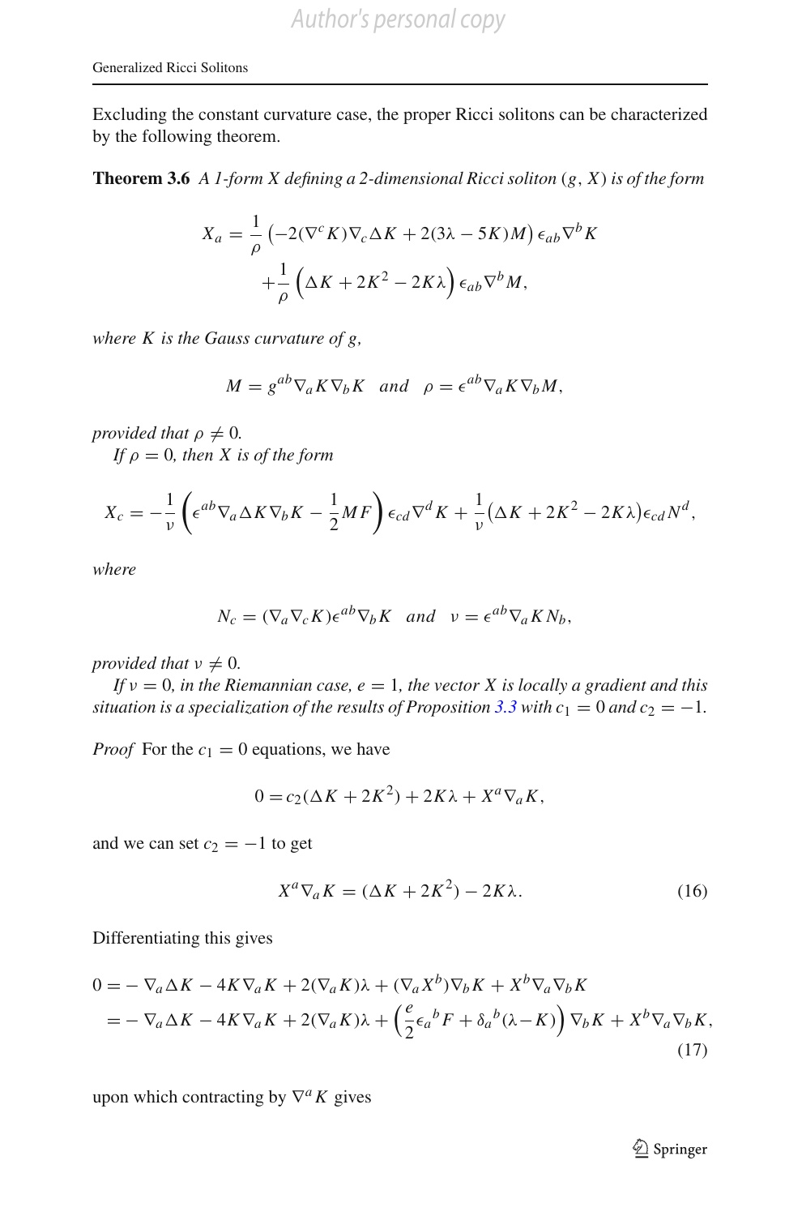Excluding the constant curvature case, the proper Ricci solitons can be characterized by the following theorem.

**Theorem 3.6** *A 1-form $X$ defining a 2-dimensional Ricci soliton $(g, X)$ is of the form*

$$X_a = \frac{1}{\rho}\left(-2(\nabla^c K)\nabla_c \Delta K + 2(3\lambda - 5K)M\right)\epsilon_{ab}\nabla^b K + \frac{1}{\rho}\left(\Delta K + 2K^2 - 2K\lambda\right)\epsilon_{ab}\nabla^b M,$$

*where $K$ is the Gauss curvature of $g$,*

$$M = g^{ab}\nabla_a K \nabla_b K \quad and \quad \rho = \epsilon^{ab}\nabla_a K \nabla_b M,$$

*provided that $\rho \neq 0$.*

*If $\rho = 0$, then $X$ is of the form*

$$X_c = -\frac{1}{\nu}\left(\epsilon^{ab}\nabla_a \Delta K \nabla_b K - \frac{1}{2}MF\right)\epsilon_{cd}\nabla^d K + \frac{1}{\nu}\left(\Delta K + 2K^2 - 2K\lambda\right)\epsilon_{cd}N^d,$$

*where*

$$N_c = (\nabla_a \nabla_c K)\epsilon^{ab}\nabla_b K \quad and \quad \nu = \epsilon^{ab}\nabla_a K N_b,$$

*provided that $\nu \neq 0$.*

*If $\nu = 0$, in the Riemannian case, $e = 1$, the vector $X$ is locally a gradient and this situation is a specialization of the results of Proposition 3.3 with $c_1 = 0$ and $c_2 = -1$.*

*Proof* For the $c_1 = 0$ equations, we have

$$0 = c_2(\Delta K + 2K^2) + 2K\lambda + X^a \nabla_a K,$$

and we can set $c_2 = -1$ to get

$$X^a \nabla_a K = (\Delta K + 2K^2) - 2K\lambda. \tag{16}$$

Differentiating this gives

$$\begin{aligned} 0 &= -\nabla_a \Delta K - 4K\nabla_a K + 2(\nabla_a K)\lambda + (\nabla_a X^b)\nabla_b K + X^b \nabla_a \nabla_b K \\ &= -\nabla_a \Delta K - 4K\nabla_a K + 2(\nabla_a K)\lambda + \left(\frac{e}{2}\epsilon_a{}^b F + \delta_a{}^b(\lambda - K)\right)\nabla_b K + X^b \nabla_a \nabla_b K, \end{aligned} \tag{17}$$

upon which contracting by $\nabla^a K$ gives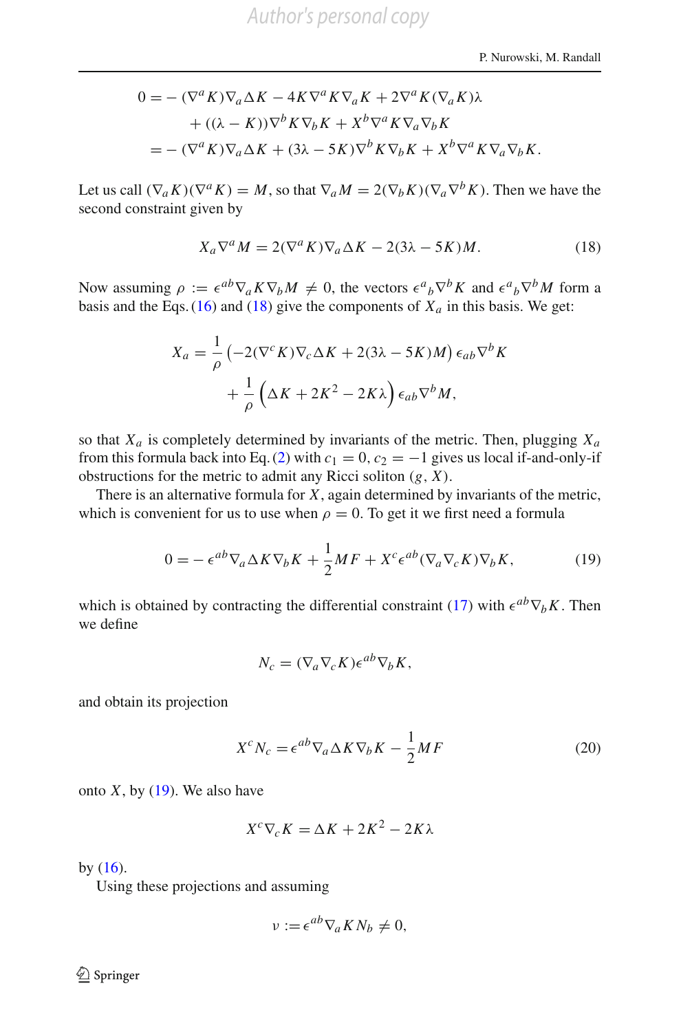$$
\begin{aligned}
0 = & -(\nabla^a K)\nabla_a \Delta K - 4K\nabla^a K \nabla_a K + 2\nabla^a K(\nabla_a K)\lambda \\
& + ((\lambda - K))\nabla^b K \nabla_b K + X^b \nabla^a K \nabla_a \nabla_b K \\
= & -(\nabla^a K)\nabla_a \Delta K + (3\lambda - 5K)\nabla^b K \nabla_b K + X^b \nabla^a K \nabla_a \nabla_b K.
\end{aligned}
$$

Let us call $(\nabla_a K)(\nabla^a K) = M$, so that $\nabla_a M = 2(\nabla_b K)(\nabla_a \nabla^b K)$. Then we have the second constraint given by

$$
X_a \nabla^a M = 2(\nabla^a K)\nabla_a \Delta K - 2(3\lambda - 5K)M. \tag{18}
$$

Now assuming $\rho := \epsilon^{ab}\nabla_a K \nabla_b M \neq 0$, the vectors $\epsilon^a{}_b \nabla^b K$ and $\epsilon^a{}_b \nabla^b M$ form a basis and the Eqs. (16) and (18) give the components of $X_a$ in this basis. We get:

$$
\begin{aligned}
X_a = & \frac{1}{\rho}\left(-2(\nabla^c K)\nabla_c \Delta K + 2(3\lambda - 5K)M\right)\epsilon_{ab}\nabla^b K \\
& + \frac{1}{\rho}\left(\Delta K + 2K^2 - 2K\lambda\right)\epsilon_{ab}\nabla^b M,
\end{aligned}
$$

so that $X_a$ is completely determined by invariants of the metric. Then, plugging $X_a$ from this formula back into Eq. (2) with $c_1 = 0$, $c_2 = -1$ gives us local if-and-only-if obstructions for the metric to admit any Ricci soliton $(g, X)$.

There is an alternative formula for $X$, again determined by invariants of the metric, which is convenient for us to use when $\rho = 0$. To get it we first need a formula

$$
0 = -\epsilon^{ab}\nabla_a \Delta K \nabla_b K + \frac{1}{2}MF + X^c \epsilon^{ab}(\nabla_a \nabla_c K)\nabla_b K, \tag{19}
$$

which is obtained by contracting the differential constraint (17) with $\epsilon^{ab}\nabla_b K$. Then we define

$$
N_c = (\nabla_a \nabla_c K)\epsilon^{ab}\nabla_b K,
$$

and obtain its projection

$$
X^c N_c = \epsilon^{ab}\nabla_a \Delta K \nabla_b K - \frac{1}{2}MF \tag{20}
$$

onto $X$, by (19). We also have

$$
X^c \nabla_c K = \Delta K + 2K^2 - 2K\lambda
$$

by (16).

Using these projections and assuming

$$
\nu := \epsilon^{ab}\nabla_a K N_b \neq 0,
$$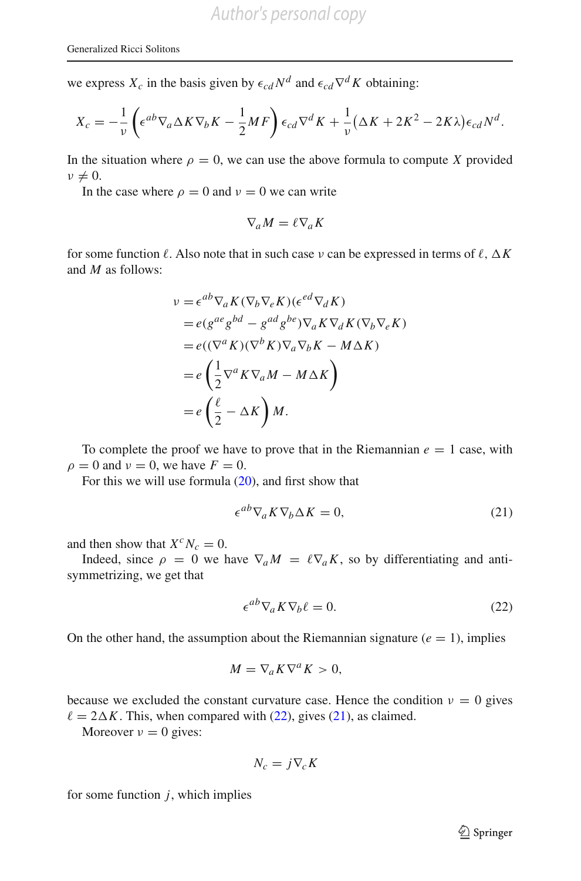we express $X_c$ in the basis given by $\epsilon_{cd} N^d$ and $\epsilon_{cd} \nabla^d K$ obtaining:

$$X_c = -\frac{1}{\nu}\left(\epsilon^{ab}\nabla_a \Delta K \nabla_b K - \frac{1}{2} M F\right)\epsilon_{cd}\nabla^d K + \frac{1}{\nu}\left(\Delta K + 2K^2 - 2K\lambda\right)\epsilon_{cd} N^d.$$

In the situation where $\rho = 0$, we can use the above formula to compute $X$ provided $\nu \neq 0$.

In the case where $\rho = 0$ and $\nu = 0$ we can write

$$\nabla_a M = \ell \nabla_a K$$

for some function $\ell$. Also note that in such case $\nu$ can be expressed in terms of $\ell$, $\Delta K$ and $M$ as follows:

$$\begin{aligned}
\nu &= \epsilon^{ab}\nabla_a K(\nabla_b \nabla_e K)(\epsilon^{ed}\nabla_d K) \\
&= e(g^{ae}g^{bd} - g^{ad}g^{be})\nabla_a K \nabla_d K(\nabla_b \nabla_e K) \\
&= e((\nabla^a K)(\nabla^b K)\nabla_a \nabla_b K - M\Delta K) \\
&= e\left(\frac{1}{2}\nabla^a K \nabla_a M - M\Delta K\right) \\
&= e\left(\frac{\ell}{2} - \Delta K\right) M.
\end{aligned}$$

To complete the proof we have to prove that in the Riemannian $e = 1$ case, with $\rho = 0$ and $\nu = 0$, we have $F = 0$.

For this we will use formula (20), and first show that

$$\epsilon^{ab}\nabla_a K \nabla_b \Delta K = 0, \tag{21}$$

and then show that $X^c N_c = 0$.

Indeed, since $\rho = 0$ we have $\nabla_a M = \ell \nabla_a K$, so by differentiating and anti-symmetrizing, we get that

$$\epsilon^{ab}\nabla_a K \nabla_b \ell = 0. \tag{22}$$

On the other hand, the assumption about the Riemannian signature ($e = 1$), implies

$$M = \nabla_a K \nabla^a K > 0,$$

because we excluded the constant curvature case. Hence the condition $\nu = 0$ gives $\ell = 2\Delta K$. This, when compared with (22), gives (21), as claimed.

Moreover $\nu = 0$ gives:

$$N_c = j \nabla_c K$$

for some function $j$, which implies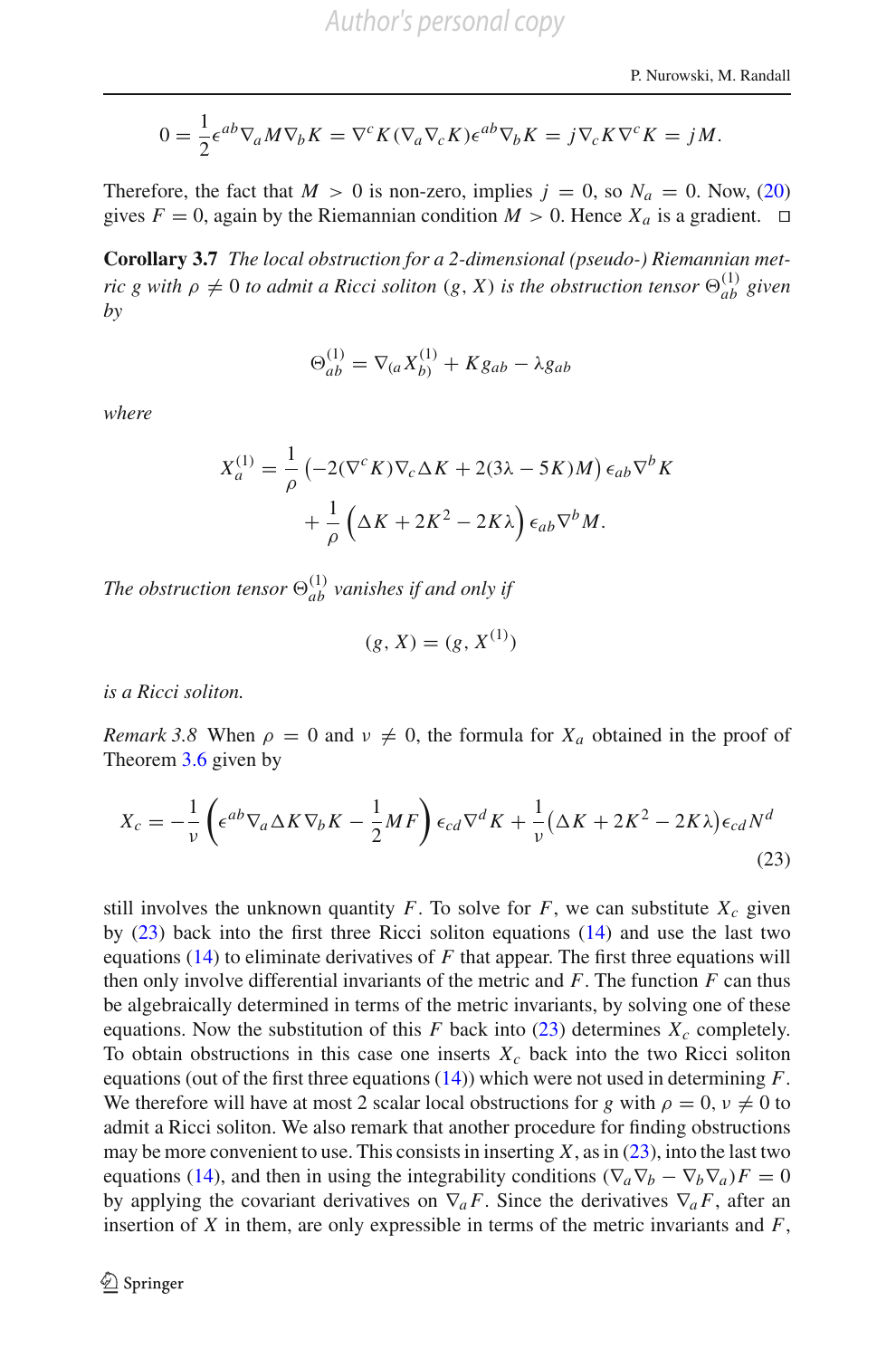$$0 = \frac{1}{2}\epsilon^{ab}\nabla_a M \nabla_b K = \nabla^c K(\nabla_a \nabla_c K)\epsilon^{ab}\nabla_b K = j\nabla_c K \nabla^c K = jM.$$

Therefore, the fact that $M > 0$ is non-zero, implies $j = 0$, so $N_a = 0$. Now, (20) gives $F = 0$, again by the Riemannian condition $M > 0$. Hence $X_a$ is a gradient. □

**Corollary 3.7** *The local obstruction for a 2-dimensional (pseudo-) Riemannian metric $g$ with $\rho \neq 0$ to admit a Ricci soliton $(g, X)$ is the obstruction tensor $\Theta^{(1)}_{ab}$ given by*

$$\Theta^{(1)}_{ab} = \nabla_{(a} X^{(1)}_{b)} + K g_{ab} - \lambda g_{ab}$$

*where*

$$X^{(1)}_a = \frac{1}{\rho}\left(-2(\nabla^c K)\nabla_c \Delta K + 2(3\lambda - 5K)M\right)\epsilon_{ab}\nabla^b K$$
$$+ \frac{1}{\rho}\left(\Delta K + 2K^2 - 2K\lambda\right)\epsilon_{ab}\nabla^b M.$$

*The obstruction tensor $\Theta^{(1)}_{ab}$ vanishes if and only if*

$$(g, X) = (g, X^{(1)})$$

*is a Ricci soliton.*

*Remark 3.8* When $\rho = 0$ and $\nu \neq 0$, the formula for $X_a$ obtained in the proof of Theorem 3.6 given by

$$X_c = -\frac{1}{\nu}\left(\epsilon^{ab}\nabla_a \Delta K \nabla_b K - \frac{1}{2}MF\right)\epsilon_{cd}\nabla^d K + \frac{1}{\nu}\left(\Delta K + 2K^2 - 2K\lambda\right)\epsilon_{cd}N^d \tag{23}$$

still involves the unknown quantity $F$. To solve for $F$, we can substitute $X_c$ given by (23) back into the first three Ricci soliton equations (14) and use the last two equations (14) to eliminate derivatives of $F$ that appear. The first three equations will then only involve differential invariants of the metric and $F$. The function $F$ can thus be algebraically determined in terms of the metric invariants, by solving one of these equations. Now the substitution of this $F$ back into (23) determines $X_c$ completely. To obtain obstructions in this case one inserts $X_c$ back into the two Ricci soliton equations (out of the first three equations (14)) which were not used in determining $F$. We therefore will have at most 2 scalar local obstructions for $g$ with $\rho = 0$, $\nu \neq 0$ to admit a Ricci soliton. We also remark that another procedure for finding obstructions may be more convenient to use. This consists in inserting $X$, as in (23), into the last two equations (14), and then in using the integrability conditions $(\nabla_a \nabla_b - \nabla_b \nabla_a)F = 0$ by applying the covariant derivatives on $\nabla_a F$. Since the derivatives $\nabla_a F$, after an insertion of $X$ in them, are only expressible in terms of the metric invariants and $F$,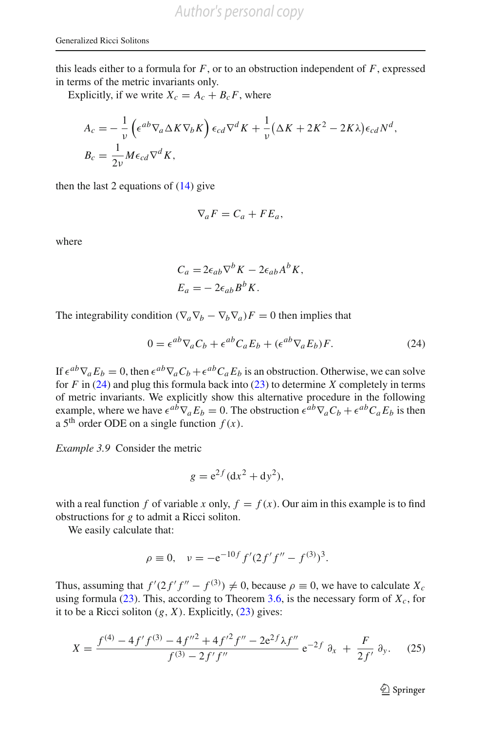this leads either to a formula for $F$, or to an obstruction independent of $F$, expressed in terms of the metric invariants only.

Explicitly, if we write $X_c = A_c + B_c F$, where

$$
\begin{aligned}
A_c &= -\frac{1}{\nu}\left(\epsilon^{ab}\nabla_a \Delta K \nabla_b K\right)\epsilon_{cd}\nabla^d K + \frac{1}{\nu}\left(\Delta K + 2K^2 - 2K\lambda\right)\epsilon_{cd}N^d,\\
B_c &= \frac{1}{2\nu} M \epsilon_{cd}\nabla^d K,
\end{aligned}
$$

then the last 2 equations of (14) give

$$
\nabla_a F = C_a + F E_a,
$$

where

$$
\begin{aligned}
C_a &= 2\epsilon_{ab}\nabla^b K - 2\epsilon_{ab}A^b K,\\
E_a &= -2\epsilon_{ab}B^b K.
\end{aligned}
$$

The integrability condition $(\nabla_a\nabla_b - \nabla_b\nabla_a)F = 0$ then implies that

$$
0 = \epsilon^{ab}\nabla_a C_b + \epsilon^{ab}C_a E_b + (\epsilon^{ab}\nabla_a E_b)F. \tag{24}
$$

If $\epsilon^{ab}\nabla_a E_b = 0$, then $\epsilon^{ab}\nabla_a C_b + \epsilon^{ab}C_a E_b$ is an obstruction. Otherwise, we can solve for $F$ in (24) and plug this formula back into (23) to determine $X$ completely in terms of metric invariants. We explicitly show this alternative procedure in the following example, where we have $\epsilon^{ab}\nabla_a E_b = 0$. The obstruction $\epsilon^{ab}\nabla_a C_b + \epsilon^{ab}C_a E_b$ is then a 5th order ODE on a single function $f(x)$.

*Example 3.9* Consider the metric

$$
g = \mathrm{e}^{2f}(\mathrm{d}x^2 + \mathrm{d}y^2),
$$

with a real function $f$ of variable $x$ only, $f = f(x)$. Our aim in this example is to find obstructions for $g$ to admit a Ricci soliton.

We easily calculate that:

$$
\rho \equiv 0, \quad \nu = -\mathrm{e}^{-10f} f'(2f'f'' - f^{(3)})^3.
$$

Thus, assuming that $f'(2f'f'' - f^{(3)}) \neq 0$, because $\rho \equiv 0$, we have to calculate $X_c$ using formula (23). This, according to Theorem 3.6, is the necessary form of $X_c$, for it to be a Ricci soliton $(g, X)$. Explicitly, (23) gives:

$$
X = \frac{f^{(4)} - 4f'f^{(3)} - 4f''^2 + 4f'^2 f'' - 2\mathrm{e}^{2f}\lambda f''}{f^{(3)} - 2f'f''}\,\mathrm{e}^{-2f}\,\partial_x \;+\; \frac{F}{2f'}\,\partial_y. \tag{25}
$$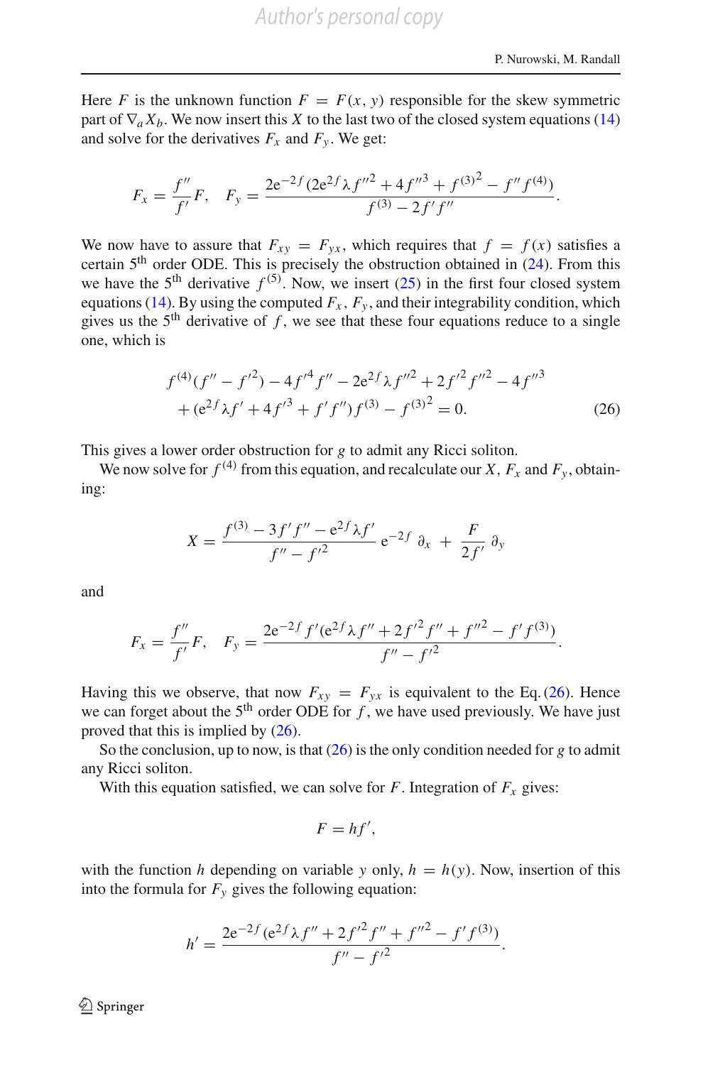Here $F$ is the unknown function $F = F(x, y)$ responsible for the skew symmetric part of $\nabla_a X_b$. We now insert this $X$ to the last two of the closed system equations (14) and solve for the derivatives $F_x$ and $F_y$. We get:

$$F_x = \frac{f''}{f'}F, \quad F_y = \frac{2e^{-2f}(2e^{2f}\lambda f''^2 + 4f''^3 + f^{(3)2} - f'' f^{(4)})}{f^{(3)} - 2f' f''}.$$

We now have to assure that $F_{xy} = F_{yx}$, which requires that $f = f(x)$ satisfies a certain 5th order ODE. This is precisely the obstruction obtained in (24). From this we have the 5th derivative $f^{(5)}$. Now, we insert (25) in the first four closed system equations (14). By using the computed $F_x$, $F_y$, and their integrability condition, which gives us the 5th derivative of $f$, we see that these four equations reduce to a single one, which is

$$f^{(4)}(f'' - f'^2) - 4f'^4 f'' - 2e^{2f}\lambda f''^2 + 2f'^2 f''^2 - 4f''^3 + (e^{2f}\lambda f' + 4f'^3 + f' f'')f^{(3)} - f^{(3)2} = 0. \tag{26}$$

This gives a lower order obstruction for $g$ to admit any Ricci soliton.

We now solve for $f^{(4)}$ from this equation, and recalculate our $X$, $F_x$ and $F_y$, obtaining:

$$X = \frac{f^{(3)} - 3f' f'' - e^{2f}\lambda f'}{f'' - f'^2}\, e^{-2f}\, \partial_x + \frac{F}{2f'}\, \partial_y$$

and

$$F_x = \frac{f''}{f'}F, \quad F_y = \frac{2e^{-2f} f'(e^{2f}\lambda f'' + 2f'^2 f'' + f''^2 - f' f^{(3)})}{f'' - f'^2}.$$

Having this we observe, that now $F_{xy} = F_{yx}$ is equivalent to the Eq. (26). Hence we can forget about the 5th order ODE for $f$, we have used previously. We have just proved that this is implied by (26).

So the conclusion, up to now, is that (26) is the only condition needed for $g$ to admit any Ricci soliton.

With this equation satisfied, we can solve for $F$. Integration of $F_x$ gives:

$$F = hf',$$

with the function $h$ depending on variable $y$ only, $h = h(y)$. Now, insertion of this into the formula for $F_y$ gives the following equation:

$$h' = \frac{2e^{-2f}(e^{2f}\lambda f'' + 2f'^2 f'' + f''^2 - f' f^{(3)})}{f'' - f'^2}.$$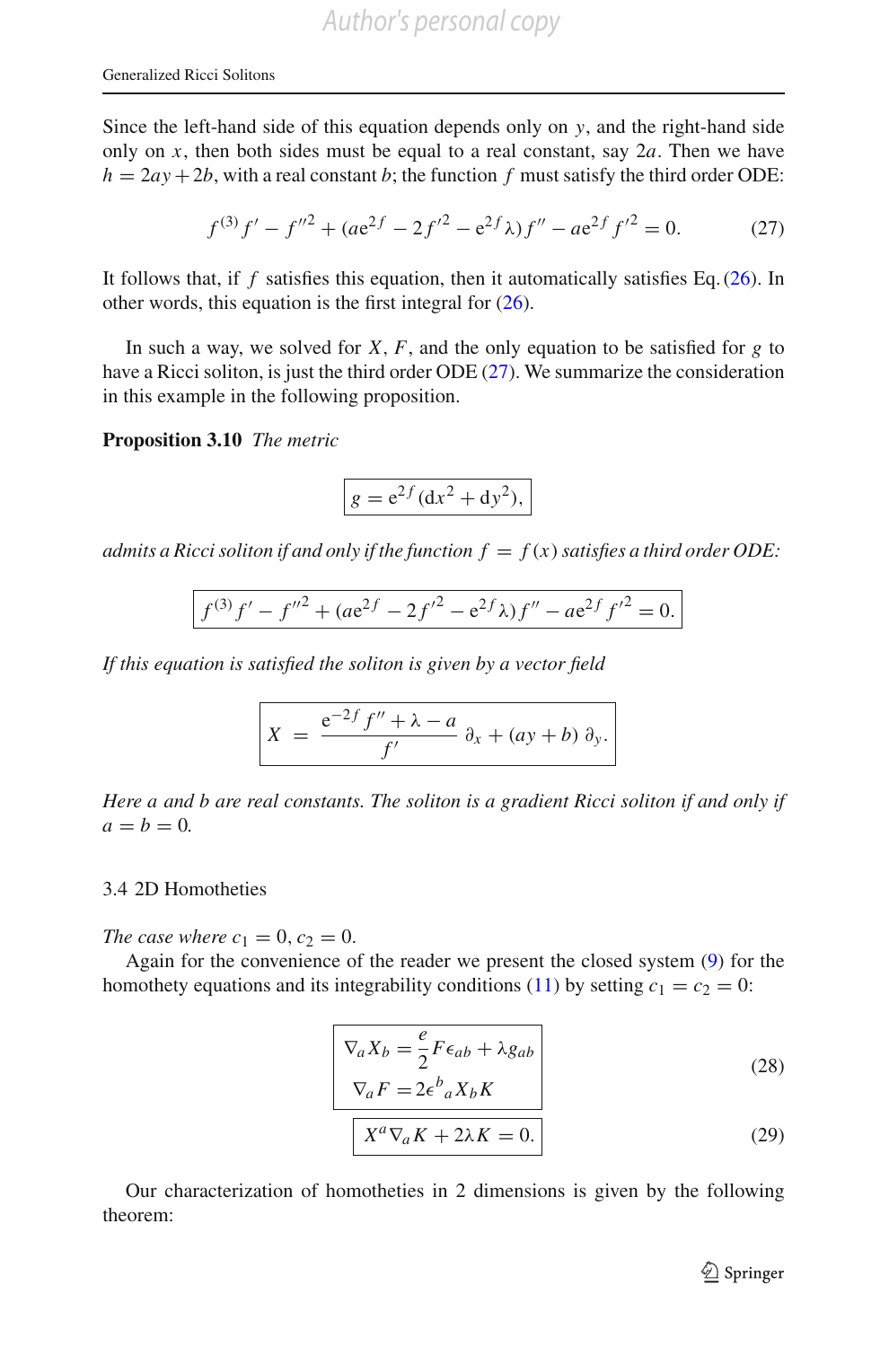Since the left-hand side of this equation depends only on $y$, and the right-hand side only on $x$, then both sides must be equal to a real constant, say $2a$. Then we have $h = 2ay + 2b$, with a real constant $b$; the function $f$ must satisfy the third order ODE:

$$f^{(3)} f' - f''^2 + (a\mathrm{e}^{2f} - 2f'^2 - \mathrm{e}^{2f}\lambda) f'' - a\mathrm{e}^{2f} f'^2 = 0. \tag{27}$$

It follows that, if $f$ satisfies this equation, then it automatically satisfies Eq. (26). In other words, this equation is the first integral for (26).

In such a way, we solved for $X$, $F$, and the only equation to be satisfied for $g$ to have a Ricci soliton, is just the third order ODE (27). We summarize the consideration in this example in the following proposition.

**Proposition 3.10** *The metric*

$$\boxed{g = \mathrm{e}^{2f}(\mathrm{d}x^2 + \mathrm{d}y^2),}$$

*admits a Ricci soliton if and only if the function $f = f(x)$ satisfies a third order ODE:*

$$\boxed{f^{(3)} f' - f''^2 + (a\mathrm{e}^{2f} - 2f'^2 - \mathrm{e}^{2f}\lambda) f'' - a\mathrm{e}^{2f} f'^2 = 0.}$$

*If this equation is satisfied the soliton is given by a vector field*

$$\boxed{X = \frac{\mathrm{e}^{-2f} f'' + \lambda - a}{f'}\, \partial_x + (ay + b)\, \partial_y.}$$

*Here $a$ and $b$ are real constants. The soliton is a gradient Ricci soliton if and only if $a = b = 0$.*

### 3.4 2D Homotheties

*The case where $c_1 = 0$, $c_2 = 0$.*

Again for the convenience of the reader we present the closed system (9) for the homothety equations and its integrability conditions (11) by setting $c_1 = c_2 = 0$:

$$\boxed{\begin{aligned} \nabla_a X_b &= \frac{e}{2} F \epsilon_{ab} + \lambda g_{ab} \\ \nabla_a F &= 2\epsilon^b{}_a X_b K \end{aligned}} \tag{28}$$

$$\boxed{X^a \nabla_a K + 2\lambda K = 0.} \tag{29}$$

Our characterization of homotheties in 2 dimensions is given by the following theorem: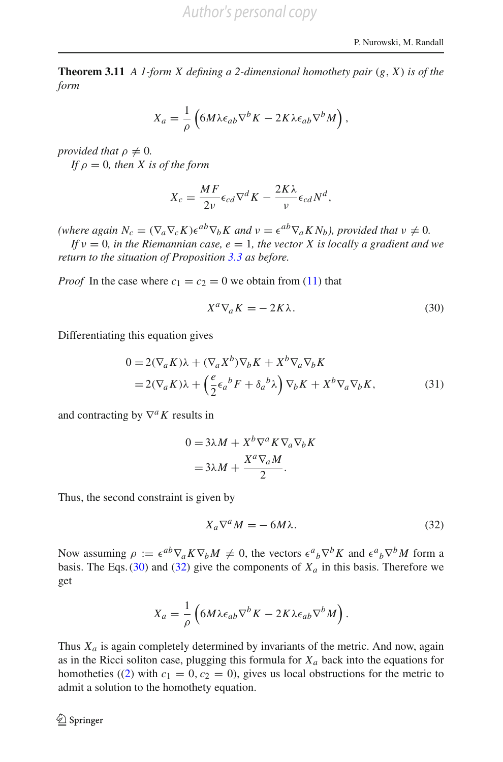**Theorem 3.11** *A 1-form $X$ defining a 2-dimensional homothety pair $(g, X)$ is of the form*

$$X_a = \frac{1}{\rho}\left(6M\lambda\epsilon_{ab}\nabla^b K - 2K\lambda\epsilon_{ab}\nabla^b M\right),$$

*provided that $\rho \neq 0$.*

*If $\rho = 0$, then $X$ is of the form*

$$X_c = \frac{MF}{2\nu}\epsilon_{cd}\nabla^d K - \frac{2K\lambda}{\nu}\epsilon_{cd}N^d,$$

*(where again $N_c = (\nabla_a\nabla_c K)\epsilon^{ab}\nabla_b K$ and $\nu = \epsilon^{ab}\nabla_a K N_b$), provided that $\nu \neq 0$.*

*If $\nu = 0$, in the Riemannian case, $e = 1$, the vector $X$ is locally a gradient and we return to the situation of Proposition 3.3 as before.*

*Proof* In the case where $c_1 = c_2 = 0$ we obtain from (11) that

$$X^a\nabla_a K = -2K\lambda. \tag{30}$$

Differentiating this equation gives

$$\begin{aligned} 0 &= 2(\nabla_a K)\lambda + (\nabla_a X^b)\nabla_b K + X^b\nabla_a\nabla_b K \\ &= 2(\nabla_a K)\lambda + \left(\frac{e}{2}\epsilon_a{}^b F + \delta_a{}^b\lambda\right)\nabla_b K + X^b\nabla_a\nabla_b K, \end{aligned} \tag{31}$$

and contracting by $\nabla^a K$ results in

$$\begin{aligned} 0 &= 3\lambda M + X^b\nabla^a K\nabla_a\nabla_b K \\ &= 3\lambda M + \frac{X^a\nabla_a M}{2}. \end{aligned}$$

Thus, the second constraint is given by

$$X_a\nabla^a M = -6M\lambda. \tag{32}$$

Now assuming $\rho := \epsilon^{ab}\nabla_a K\nabla_b M \neq 0$, the vectors $\epsilon^a{}_b\nabla^b K$ and $\epsilon^a{}_b\nabla^b M$ form a basis. The Eqs. (30) and (32) give the components of $X_a$ in this basis. Therefore we get

$$X_a = \frac{1}{\rho}\left(6M\lambda\epsilon_{ab}\nabla^b K - 2K\lambda\epsilon_{ab}\nabla^b M\right).$$

Thus $X_a$ is again completely determined by invariants of the metric. And now, again as in the Ricci soliton case, plugging this formula for $X_a$ back into the equations for homotheties ((2) with $c_1 = 0, c_2 = 0$), gives us local obstructions for the metric to admit a solution to the homothety equation.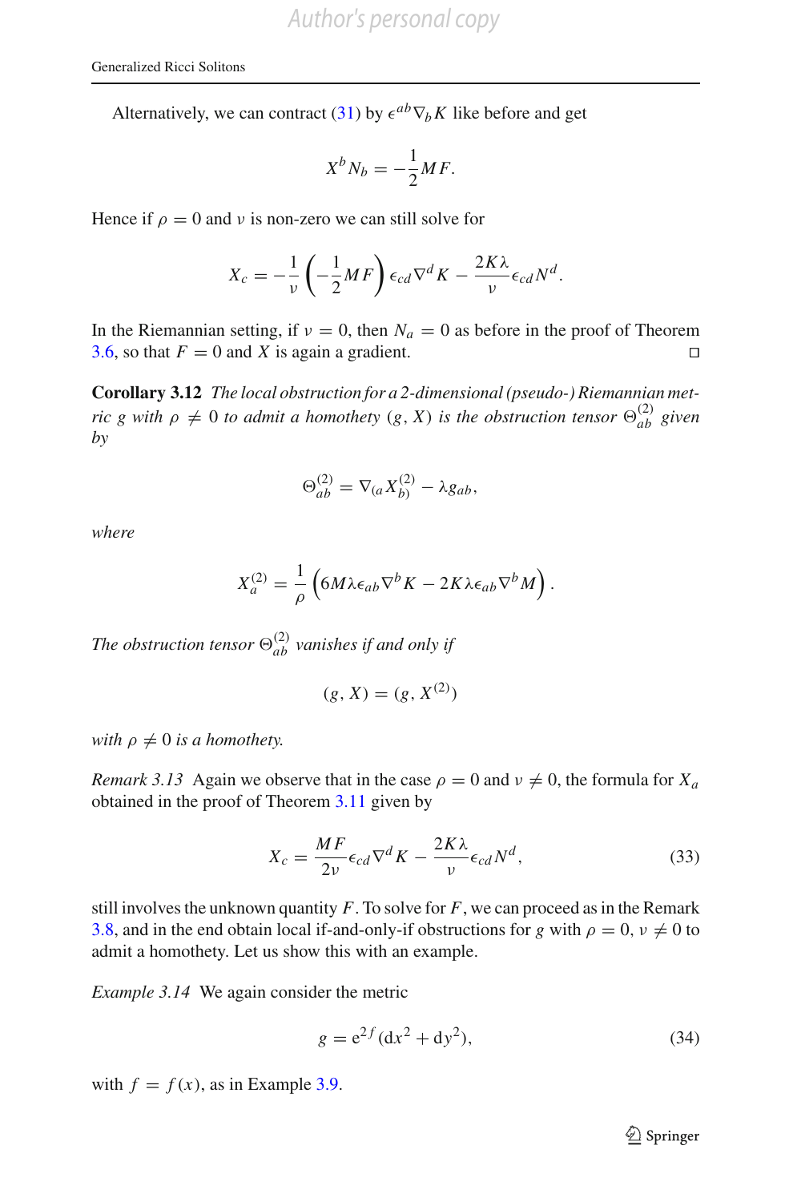Alternatively, we can contract (31) by $\epsilon^{ab}\nabla_b K$ like before and get

$$X^b N_b = -\frac{1}{2}MF.$$

Hence if $\rho = 0$ and $\nu$ is non-zero we can still solve for

$$X_c = -\frac{1}{\nu}\left(-\frac{1}{2}MF\right)\epsilon_{cd}\nabla^d K - \frac{2K\lambda}{\nu}\epsilon_{cd}N^d.$$

In the Riemannian setting, if $\nu = 0$, then $N_a = 0$ as before in the proof of Theorem 3.6, so that $F = 0$ and $X$ is again a gradient. □

**Corollary 3.12** *The local obstruction for a 2-dimensional (pseudo-) Riemannian metric $g$ with $\rho \neq 0$ to admit a homothety $(g, X)$ is the obstruction tensor $\Theta^{(2)}_{ab}$ given by*

$$\Theta^{(2)}_{ab} = \nabla_{(a}X^{(2)}_{b)} - \lambda g_{ab},$$

*where*

$$X^{(2)}_a = \frac{1}{\rho}\left(6M\lambda\epsilon_{ab}\nabla^b K - 2K\lambda\epsilon_{ab}\nabla^b M\right).$$

*The obstruction tensor $\Theta^{(2)}_{ab}$ vanishes if and only if*

$$(g, X) = (g, X^{(2)})$$

*with $\rho \neq 0$ is a homothety.*

*Remark 3.13* Again we observe that in the case $\rho = 0$ and $\nu \neq 0$, the formula for $X_a$ obtained in the proof of Theorem 3.11 given by

$$X_c = \frac{MF}{2\nu}\epsilon_{cd}\nabla^d K - \frac{2K\lambda}{\nu}\epsilon_{cd}N^d, \tag{33}$$

still involves the unknown quantity $F$. To solve for $F$, we can proceed as in the Remark 3.8, and in the end obtain local if-and-only-if obstructions for $g$ with $\rho = 0$, $\nu \neq 0$ to admit a homothety. Let us show this with an example.

*Example 3.14* We again consider the metric

$$g = \mathrm{e}^{2f}(\mathrm{d}x^2 + \mathrm{d}y^2), \tag{34}$$

with $f = f(x)$, as in Example 3.9.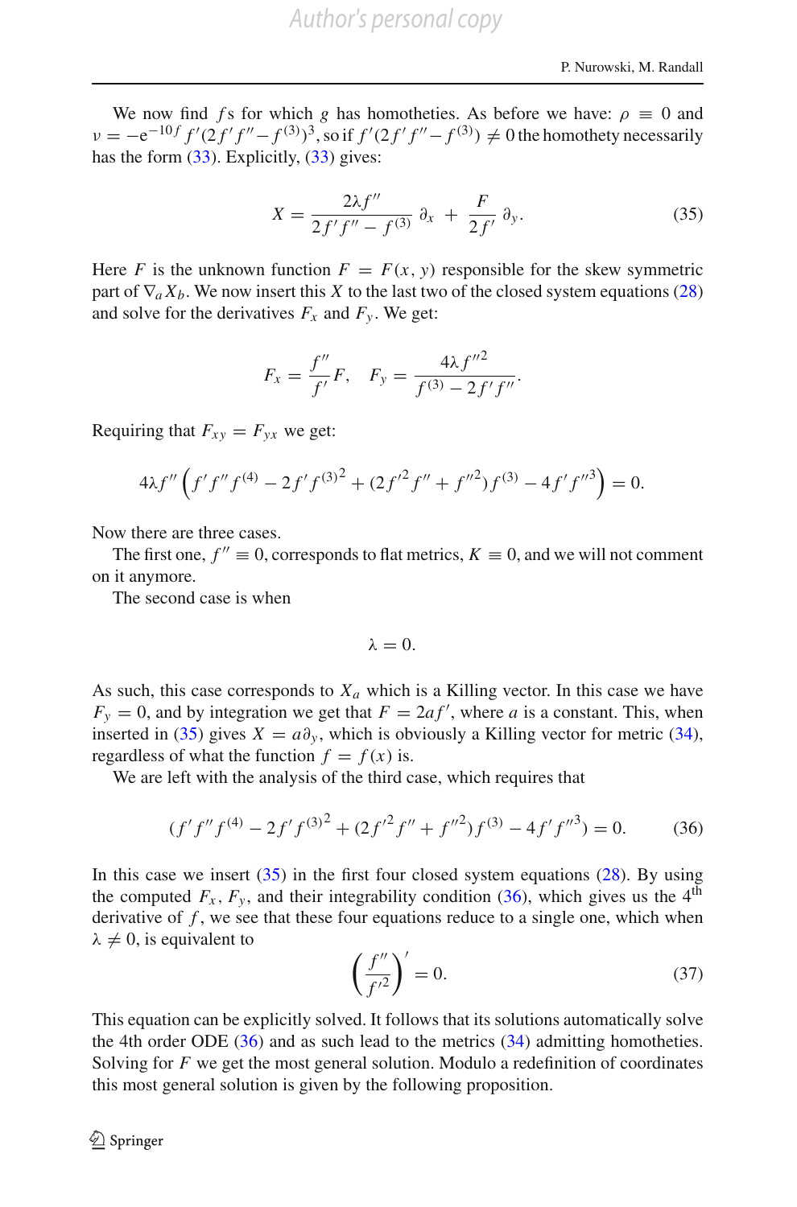We now find $f$s for which $g$ has homotheties. As before we have: $\rho \equiv 0$ and $\nu = -e^{-10f} f'(2f'f'' - f^{(3)})^3$, so if $f'(2f'f'' - f^{(3)}) \neq 0$ the homothety necessarily has the form (33). Explicitly, (33) gives:

$$X = \frac{2\lambda f''}{2f'f'' - f^{(3)}}\, \partial_x \; + \; \frac{F}{2f'}\, \partial_y. \tag{35}$$

Here $F$ is the unknown function $F = F(x, y)$ responsible for the skew symmetric part of $\nabla_a X_b$. We now insert this $X$ to the last two of the closed system equations (28) and solve for the derivatives $F_x$ and $F_y$. We get:

$$F_x = \frac{f''}{f'} F, \quad F_y = \frac{4\lambda f''^2}{f^{(3)} - 2f'f''}.$$

Requiring that $F_{xy} = F_{yx}$ we get:

$$4\lambda f'' \left( f'f''f^{(4)} - 2f'{f^{(3)}}^2 + (2{f'}^2 f'' + {f''}^2) f^{(3)} - 4f'{f''}^3 \right) = 0.$$

Now there are three cases.

The first one, $f'' \equiv 0$, corresponds to flat metrics, $K \equiv 0$, and we will not comment on it anymore.

The second case is when

$$\lambda = 0.$$

As such, this case corresponds to $X_a$ which is a Killing vector. In this case we have $F_y = 0$, and by integration we get that $F = 2af'$, where $a$ is a constant. This, when inserted in (35) gives $X = a\partial_y$, which is obviously a Killing vector for metric (34), regardless of what the function $f = f(x)$ is.

We are left with the analysis of the third case, which requires that

$$(f'f''f^{(4)} - 2f'{f^{(3)}}^2 + (2{f'}^2 f'' + {f''}^2) f^{(3)} - 4f'{f''}^3) = 0. \tag{36}$$

In this case we insert (35) in the first four closed system equations (28). By using the computed $F_x$, $F_y$, and their integrability condition (36), which gives us the 4th derivative of $f$, we see that these four equations reduce to a single one, which when $\lambda \neq 0$, is equivalent to

$$\left( \frac{f''}{{f'}^2} \right)' = 0. \tag{37}$$

This equation can be explicitly solved. It follows that its solutions automatically solve the 4th order ODE (36) and as such lead to the metrics (34) admitting homotheties. Solving for $F$ we get the most general solution. Modulo a redefinition of coordinates this most general solution is given by the following proposition.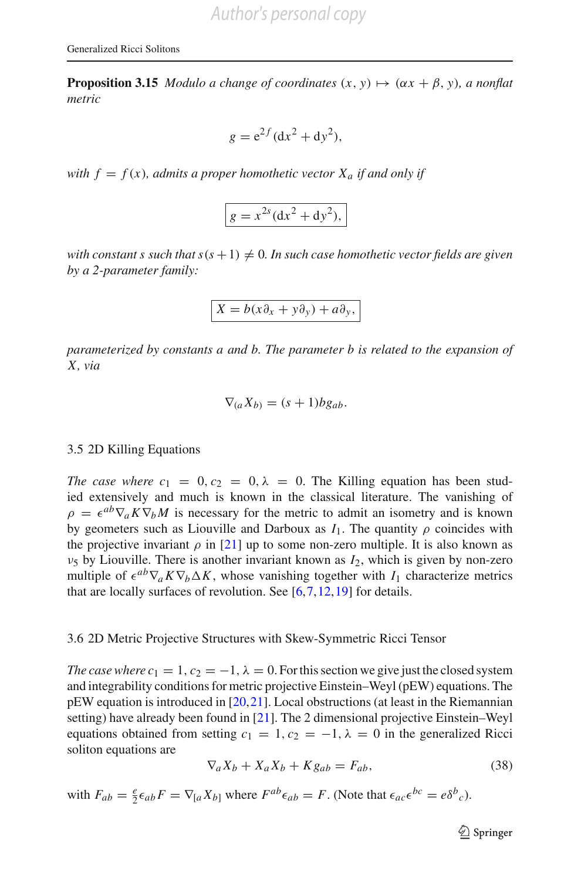**Proposition 3.15** *Modulo a change of coordinates* $(x, y) \mapsto (\alpha x + \beta, y)$*, a nonflat metric*

$$g = e^{2f}(dx^2 + dy^2),$$

*with* $f = f(x)$*, admits a proper homothetic vector* $X_a$ *if and only if*

$$\boxed{g = x^{2s}(dx^2 + dy^2),}$$

*with constant* $s$ *such that* $s(s+1) \neq 0$*. In such case homothetic vector fields are given by a 2-parameter family:*

$$\boxed{X = b(x\partial_x + y\partial_y) + a\partial_y,}$$

*parameterized by constants* $a$ *and* $b$*. The parameter* $b$ *is related to the expansion of* $X$*, via*

$$\nabla_{(a}X_{b)} = (s+1)bg_{ab}.$$

### 3.5 2D Killing Equations

*The case where* $c_1 = 0, c_2 = 0, \lambda = 0$. The Killing equation has been studied extensively and much is known in the classical literature. The vanishing of $\rho = \epsilon^{ab}\nabla_a K \nabla_b M$ is necessary for the metric to admit an isometry and is known by geometers such as Liouville and Darboux as $I_1$. The quantity $\rho$ coincides with the projective invariant $\rho$ in [21] up to some non-zero multiple. It is also known as $\nu_5$ by Liouville. There is another invariant known as $I_2$, which is given by non-zero multiple of $\epsilon^{ab}\nabla_a K \nabla_b \Delta K$, whose vanishing together with $I_1$ characterize metrics that are locally surfaces of revolution. See [6,7,12,19] for details.

### 3.6 2D Metric Projective Structures with Skew-Symmetric Ricci Tensor

*The case where* $c_1 = 1, c_2 = -1, \lambda = 0$. For this section we give just the closed system and integrability conditions for metric projective Einstein–Weyl (pEW) equations. The pEW equation is introduced in [20,21]. Local obstructions (at least in the Riemannian setting) have already been found in [21]. The 2 dimensional projective Einstein–Weyl equations obtained from setting $c_1 = 1, c_2 = -1, \lambda = 0$ in the generalized Ricci soliton equations are

$$\nabla_a X_b + X_a X_b + K g_{ab} = F_{ab}, \tag{38}$$

with $F_{ab} = \frac{e}{2}\epsilon_{ab}F = \nabla_{[a}X_{b]}$ where $F^{ab}\epsilon_{ab} = F$. (Note that $\epsilon_{ac}\epsilon^{bc} = e\delta^b{}_c$).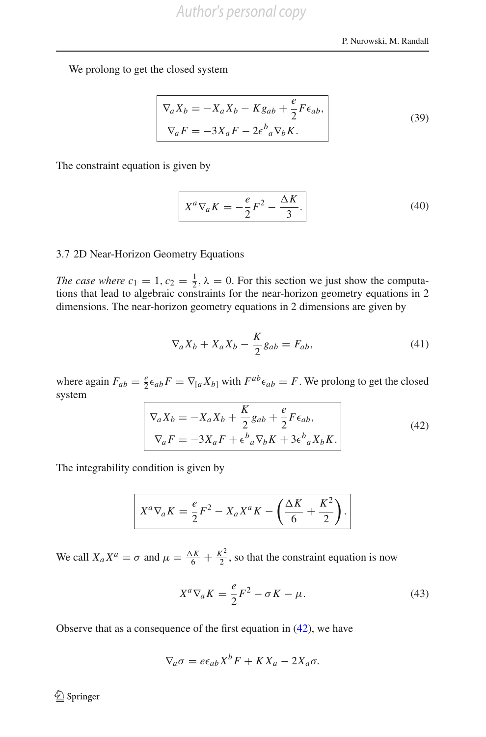We prolong to get the closed system

$$
\boxed{\begin{aligned} \nabla_a X_b &= -X_a X_b - K g_{ab} + \frac{e}{2} F \epsilon_{ab}, \\ \nabla_a F &= -3 X_a F - 2 \epsilon^b{}_a \nabla_b K. \end{aligned}} \tag{39}
$$

The constraint equation is given by

$$
\boxed{X^a \nabla_a K = -\frac{e}{2} F^2 - \frac{\Delta K}{3}.} \tag{40}
$$

### 3.7 2D Near-Horizon Geometry Equations

*The case where* $c_1 = 1, c_2 = \frac{1}{2}, \lambda = 0$. For this section we just show the computations that lead to algebraic constraints for the near-horizon geometry equations in 2 dimensions. The near-horizon geometry equations in 2 dimensions are given by

$$
\nabla_a X_b + X_a X_b - \frac{K}{2} g_{ab} = F_{ab}, \tag{41}
$$

where again $F_{ab} = \frac{e}{2} \epsilon_{ab} F = \nabla_{[a} X_{b]}$ with $F^{ab} \epsilon_{ab} = F$. We prolong to get the closed system

$$
\boxed{\begin{aligned} \nabla_a X_b &= -X_a X_b + \frac{K}{2} g_{ab} + \frac{e}{2} F \epsilon_{ab}, \\ \nabla_a F &= -3 X_a F + \epsilon^b{}_a \nabla_b K + 3 \epsilon^b{}_a X_b K. \end{aligned}} \tag{42}
$$

The integrability condition is given by

$$
\boxed{X^a \nabla_a K = \frac{e}{2} F^2 - X_a X^a K - \left( \frac{\Delta K}{6} + \frac{K^2}{2} \right).}
$$

We call $X_a X^a = \sigma$ and $\mu = \frac{\Delta K}{6} + \frac{K^2}{2}$, so that the constraint equation is now

$$
X^a \nabla_a K = \frac{e}{2} F^2 - \sigma K - \mu. \tag{43}
$$

Observe that as a consequence of the first equation in (42), we have

$$
\nabla_a \sigma = e \epsilon_{ab} X^b F + K X_a - 2 X_a \sigma.
$$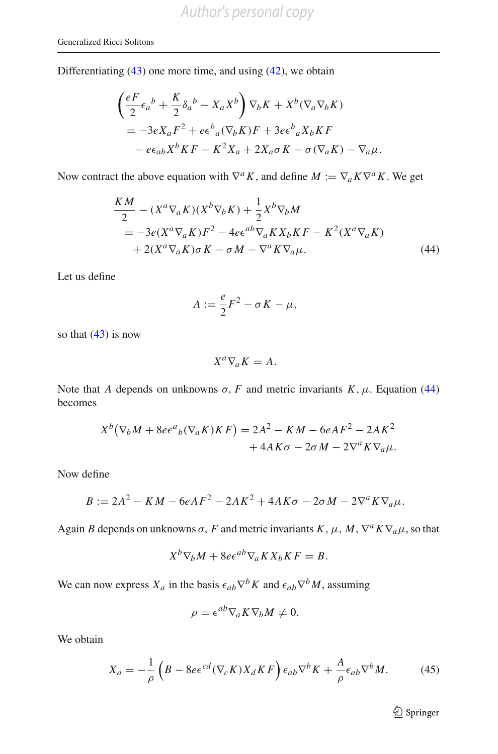Differentiating (43) one more time, and using (42), we obtain

$$
\begin{aligned}
&\left(\frac{eF}{2}\epsilon_a{}^b + \frac{K}{2}\delta_a{}^b - X_a X^b\right)\nabla_b K + X^b(\nabla_a\nabla_b K)\\
&\quad = -3eX_aF^2 + e\epsilon^b{}_a(\nabla_b K)F + 3e\epsilon^b{}_a X_b K F\\
&\qquad - e\epsilon_{ab}X^b K F - K^2 X_a + 2X_a\sigma K - \sigma(\nabla_a K) - \nabla_a\mu.
\end{aligned}
$$

Now contract the above equation with $\nabla^a K$, and define $M := \nabla_a K \nabla^a K$. We get

$$
\begin{aligned}
&\frac{KM}{2} - (X^a\nabla_a K)(X^b\nabla_b K) + \frac{1}{2}X^b\nabla_b M\\
&\quad = -3e(X^a\nabla_a K)F^2 - 4e\epsilon^{ab}\nabla_a K X_b K F - K^2(X^a\nabla_a K)\\
&\qquad + 2(X^a\nabla_a K)\sigma K - \sigma M - \nabla^a K\nabla_a\mu. \qquad (44)
\end{aligned}
$$

Let us define

$$
A := \frac{e}{2}F^2 - \sigma K - \mu,
$$

so that (43) is now

$$
X^a\nabla_a K = A.
$$

Note that $A$ depends on unknowns $\sigma$, $F$ and metric invariants $K$, $\mu$. Equation (44) becomes

$$
\begin{aligned}
X^b\big(\nabla_b M + 8e\epsilon^a{}_b(\nabla_a K)KF\big) &= 2A^2 - KM - 6eAF^2 - 2AK^2\\
&\quad + 4AK\sigma - 2\sigma M - 2\nabla^a K\nabla_a\mu.
\end{aligned}
$$

Now define

$$
B := 2A^2 - KM - 6eAF^2 - 2AK^2 + 4AK\sigma - 2\sigma M - 2\nabla^a K\nabla_a\mu.
$$

Again $B$ depends on unknowns $\sigma$, $F$ and metric invariants $K$, $\mu$, $M$, $\nabla^a K\nabla_a\mu$, so that

$$
X^b\nabla_b M + 8e\epsilon^{ab}\nabla_a K X_b K F = B.
$$

We can now express $X_a$ in the basis $\epsilon_{ab}\nabla^b K$ and $\epsilon_{ab}\nabla^b M$, assuming

$$
\rho = \epsilon^{ab}\nabla_a K\nabla_b M \neq 0.
$$

We obtain

$$
X_a = -\frac{1}{\rho}\left(B - 8e\epsilon^{cd}(\nabla_c K)X_d K F\right)\epsilon_{ab}\nabla^b K + \frac{A}{\rho}\epsilon_{ab}\nabla^b M. \qquad (45)
$$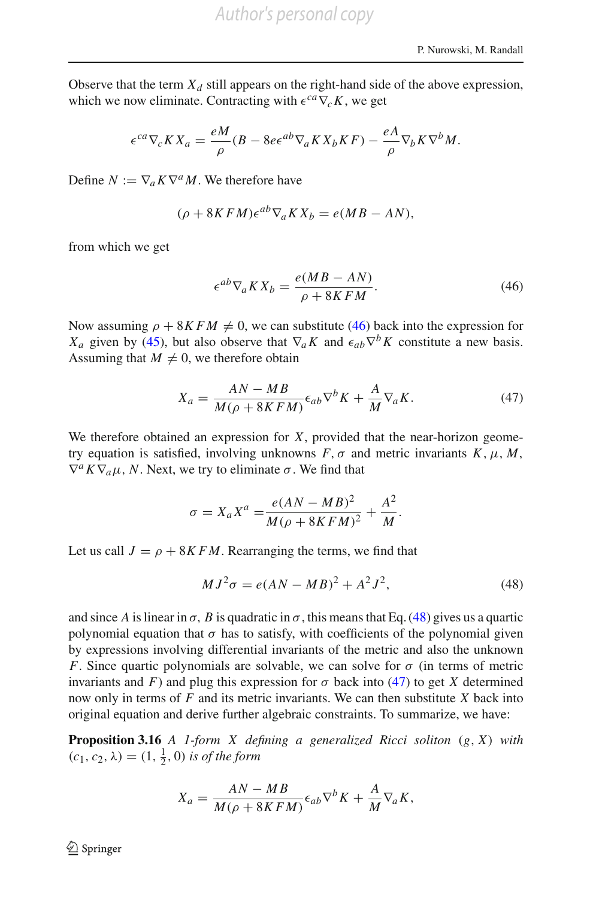Observe that the term $X_d$ still appears on the right-hand side of the above expression, which we now eliminate. Contracting with $\epsilon^{ca}\nabla_c K$, we get

$$\epsilon^{ca}\nabla_c K X_a = \frac{eM}{\rho}(B - 8e\epsilon^{ab}\nabla_a K X_b K F) - \frac{eA}{\rho}\nabla_b K \nabla^b M.$$

Define $N := \nabla_a K \nabla^a M$. We therefore have

$$(\rho + 8KFM)\epsilon^{ab}\nabla_a K X_b = e(MB - AN),$$

from which we get

$$\epsilon^{ab}\nabla_a K X_b = \frac{e(MB - AN)}{\rho + 8KFM}. \tag{46}$$

Now assuming $\rho + 8KFM \neq 0$, we can substitute (46) back into the expression for $X_a$ given by (45), but also observe that $\nabla_a K$ and $\epsilon_{ab}\nabla^b K$ constitute a new basis. Assuming that $M \neq 0$, we therefore obtain

$$X_a = \frac{AN - MB}{M(\rho + 8KFM)}\epsilon_{ab}\nabla^b K + \frac{A}{M}\nabla_a K. \tag{47}$$

We therefore obtained an expression for $X$, provided that the near-horizon geometry equation is satisfied, involving unknowns $F, \sigma$ and metric invariants $K, \mu, M$, $\nabla^a K \nabla_a \mu$, $N$. Next, we try to eliminate $\sigma$. We find that

$$\sigma = X_a X^a = \frac{e(AN - MB)^2}{M(\rho + 8KFM)^2} + \frac{A^2}{M}.$$

Let us call $J = \rho + 8KFM$. Rearranging the terms, we find that

$$MJ^2\sigma = e(AN - MB)^2 + A^2J^2, \tag{48}$$

and since $A$ is linear in $\sigma$, $B$ is quadratic in $\sigma$, this means that Eq. (48) gives us a quartic polynomial equation that $\sigma$ has to satisfy, with coefficients of the polynomial given by expressions involving differential invariants of the metric and also the unknown $F$. Since quartic polynomials are solvable, we can solve for $\sigma$ (in terms of metric invariants and $F$) and plug this expression for $\sigma$ back into (47) to get $X$ determined now only in terms of $F$ and its metric invariants. We can then substitute $X$ back into original equation and derive further algebraic constraints. To summarize, we have:

**Proposition 3.16** *A 1-form $X$ defining a generalized Ricci soliton $(g, X)$ with $(c_1, c_2, \lambda) = (1, \frac{1}{2}, 0)$ is of the form*

$$X_a = \frac{AN - MB}{M(\rho + 8KFM)}\epsilon_{ab}\nabla^b K + \frac{A}{M}\nabla_a K,$$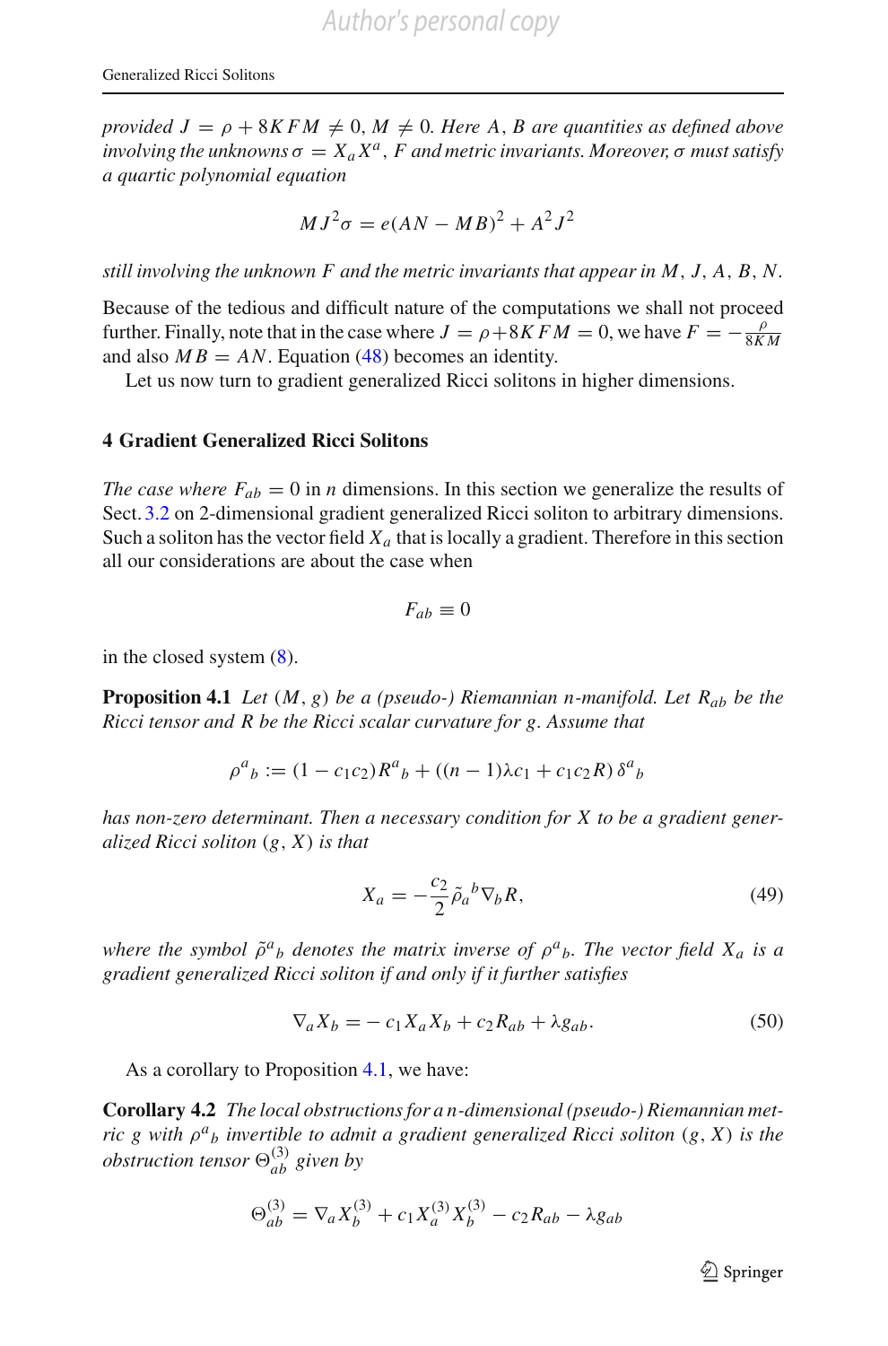*provided* $J = \rho + 8KFM \neq 0$, $M \neq 0$. *Here* $A$, $B$ *are quantities as defined above involving the unknowns* $\sigma = X_a X^a$, $F$ *and metric invariants. Moreover,* $\sigma$ *must satisfy a quartic polynomial equation*

$$MJ^2\sigma = e(AN - MB)^2 + A^2J^2$$

*still involving the unknown* $F$ *and the metric invariants that appear in* $M, J, A, B, N$.

Because of the tedious and difficult nature of the computations we shall not proceed further. Finally, note that in the case where $J = \rho + 8KFM = 0$, we have $F = -\frac{\rho}{8KM}$ and also $MB = AN$. Equation (48) becomes an identity.

Let us now turn to gradient generalized Ricci solitons in higher dimensions.

## 4 Gradient Generalized Ricci Solitons

*The case where* $F_{ab} = 0$ in $n$ dimensions. In this section we generalize the results of Sect. 3.2 on 2-dimensional gradient generalized Ricci soliton to arbitrary dimensions. Such a soliton has the vector field $X_a$ that is locally a gradient. Therefore in this section all our considerations are about the case when

$$F_{ab} \equiv 0$$

in the closed system (8).

**Proposition 4.1** *Let* $(M, g)$ *be a (pseudo-) Riemannian n-manifold. Let* $R_{ab}$ *be the Ricci tensor and* $R$ *be the Ricci scalar curvature for* $g$. *Assume that*

$$\rho^a{}_b := (1 - c_1c_2)R^a{}_b + ((n-1)\lambda c_1 + c_1c_2R)\,\delta^a{}_b$$

*has non-zero determinant. Then a necessary condition for* $X$ *to be a gradient generalized Ricci soliton* $(g, X)$ *is that*

$$X_a = -\frac{c_2}{2}\tilde{\rho}_a{}^b\nabla_b R, \tag{49}$$

*where the symbol* $\tilde{\rho}^a{}_b$ *denotes the matrix inverse of* $\rho^a{}_b$. *The vector field* $X_a$ *is a gradient generalized Ricci soliton if and only if it further satisfies*

$$\nabla_a X_b = -\,c_1 X_a X_b + c_2 R_{ab} + \lambda g_{ab}. \tag{50}$$

As a corollary to Proposition 4.1, we have:

**Corollary 4.2** *The local obstructions for a n-dimensional (pseudo-) Riemannian metric* $g$ *with* $\rho^a{}_b$ *invertible to admit a gradient generalized Ricci soliton* $(g, X)$ *is the obstruction tensor* $\Theta^{(3)}_{ab}$ *given by*

$$\Theta^{(3)}_{ab} = \nabla_a X^{(3)}_b + c_1 X^{(3)}_a X^{(3)}_b - c_2 R_{ab} - \lambda g_{ab}$$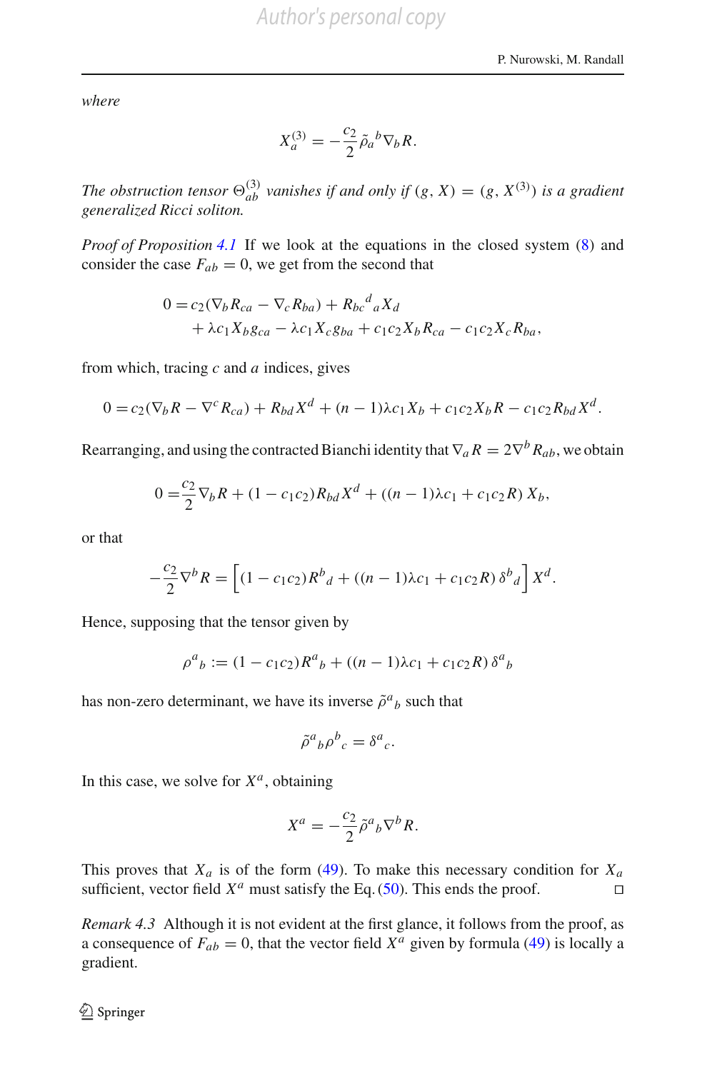*where*

$$X^{(3)}_a = -\frac{c_2}{2}\tilde{\rho}_a{}^b \nabla_b R.$$

*The obstruction tensor $\Theta^{(3)}_{ab}$ vanishes if and only if $(g, X) = (g, X^{(3)})$ is a gradient generalized Ricci soliton.*

*Proof of Proposition 4.1* If we look at the equations in the closed system (8) and consider the case $F_{ab} = 0$, we get from the second that

$$\begin{aligned} 0 = &c_2(\nabla_b R_{ca} - \nabla_c R_{ba}) + R_{bc}{}^d{}_a X_d \\ &+ \lambda c_1 X_b g_{ca} - \lambda c_1 X_c g_{ba} + c_1 c_2 X_b R_{ca} - c_1 c_2 X_c R_{ba}, \end{aligned}$$

from which, tracing $c$ and $a$ indices, gives

$$0 = c_2(\nabla_b R - \nabla^c R_{ca}) + R_{bd} X^d + (n-1)\lambda c_1 X_b + c_1 c_2 X_b R - c_1 c_2 R_{bd} X^d.$$

Rearranging, and using the contracted Bianchi identity that $\nabla_a R = 2\nabla^b R_{ab}$, we obtain

$$0 = \frac{c_2}{2}\nabla_b R + (1 - c_1 c_2) R_{bd} X^d + ((n-1)\lambda c_1 + c_1 c_2 R)\, X_b,$$

or that

$$-\frac{c_2}{2}\nabla^b R = \left[(1 - c_1 c_2) R^b{}_d + ((n-1)\lambda c_1 + c_1 c_2 R)\, \delta^b{}_d\right] X^d.$$

Hence, supposing that the tensor given by

$$\rho^a{}_b := (1 - c_1 c_2) R^a{}_b + ((n-1)\lambda c_1 + c_1 c_2 R)\, \delta^a{}_b$$

has non-zero determinant, we have its inverse $\tilde{\rho}^a{}_b$ such that

$$\tilde{\rho}^a{}_b \rho^b{}_c = \delta^a{}_c.$$

In this case, we solve for $X^a$, obtaining

$$X^a = -\frac{c_2}{2}\tilde{\rho}^a{}_b \nabla^b R.$$

This proves that $X_a$ is of the form (49). To make this necessary condition for $X_a$ sufficient, vector field $X^a$ must satisfy the Eq. (50). This ends the proof. □

*Remark 4.3* Although it is not evident at the first glance, it follows from the proof, as a consequence of $F_{ab} = 0$, that the vector field $X^a$ given by formula (49) is locally a gradient.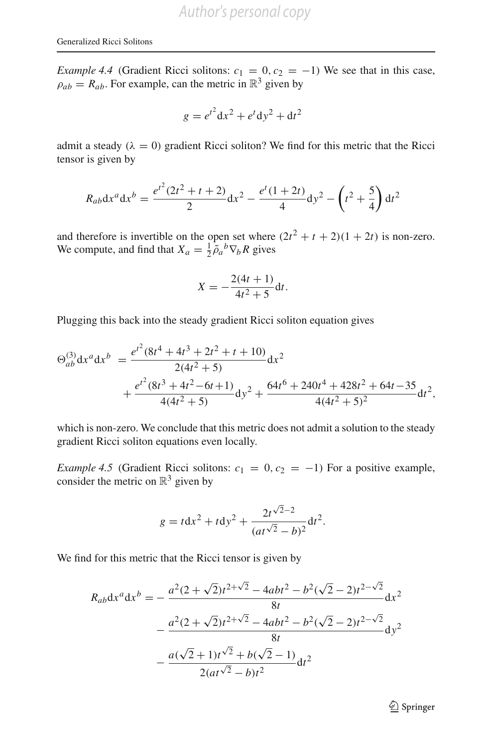*Example 4.4* (Gradient Ricci solitons: $c_1 = 0, c_2 = -1$) We see that in this case, $\rho_{ab} = R_{ab}$. For example, can the metric in $\mathbb{R}^3$ given by

$$g = e^{t^2} \mathrm{d}x^2 + e^t \mathrm{d}y^2 + \mathrm{d}t^2$$

admit a steady ($\lambda = 0$) gradient Ricci soliton? We find for this metric that the Ricci tensor is given by

$$R_{ab} \mathrm{d}x^a \mathrm{d}x^b = \frac{e^{t^2}(2t^2 + t + 2)}{2} \mathrm{d}x^2 - \frac{e^t(1 + 2t)}{4} \mathrm{d}y^2 - \left(t^2 + \frac{5}{4}\right) \mathrm{d}t^2$$

and therefore is invertible on the open set where $(2t^2 + t + 2)(1 + 2t)$ is non-zero. We compute, and find that $X_a = \frac{1}{2} \tilde{\rho}_a{}^b \nabla_b R$ gives

$$X = -\frac{2(4t + 1)}{4t^2 + 5} \mathrm{d}t.$$

Plugging this back into the steady gradient Ricci soliton equation gives

$$\begin{aligned}
\Theta^{(3)}_{ab} \mathrm{d}x^a \mathrm{d}x^b \;&= \frac{e^{t^2}(8t^4 + 4t^3 + 2t^2 + t + 10)}{2(4t^2 + 5)} \mathrm{d}x^2 \\
&\quad + \frac{e^{t^2}(8t^3 + 4t^2 - 6t + 1)}{4(4t^2 + 5)} \mathrm{d}y^2 + \frac{64t^6 + 240t^4 + 428t^2 + 64t - 35}{4(4t^2 + 5)^2} \mathrm{d}t^2,
\end{aligned}$$

which is non-zero. We conclude that this metric does not admit a solution to the steady gradient Ricci soliton equations even locally.

*Example 4.5* (Gradient Ricci solitons: $c_1 = 0, c_2 = -1$) For a positive example, consider the metric on $\mathbb{R}^3$ given by

$$g = t \mathrm{d}x^2 + t \mathrm{d}y^2 + \frac{2t^{\sqrt{2}-2}}{(at^{\sqrt{2}} - b)^2} \mathrm{d}t^2.$$

We find for this metric that the Ricci tensor is given by

$$\begin{aligned}
R_{ab} \mathrm{d}x^a \mathrm{d}x^b = &- \frac{a^2(2 + \sqrt{2})t^{2+\sqrt{2}} - 4abt^2 - b^2(\sqrt{2} - 2)t^{2-\sqrt{2}}}{8t} \mathrm{d}x^2 \\
&- \frac{a^2(2 + \sqrt{2})t^{2+\sqrt{2}} - 4abt^2 - b^2(\sqrt{2} - 2)t^{2-\sqrt{2}}}{8t} \mathrm{d}y^2 \\
&- \frac{a(\sqrt{2} + 1)t^{\sqrt{2}} + b(\sqrt{2} - 1)}{2(at^{\sqrt{2}} - b)t^2} \mathrm{d}t^2
\end{aligned}$$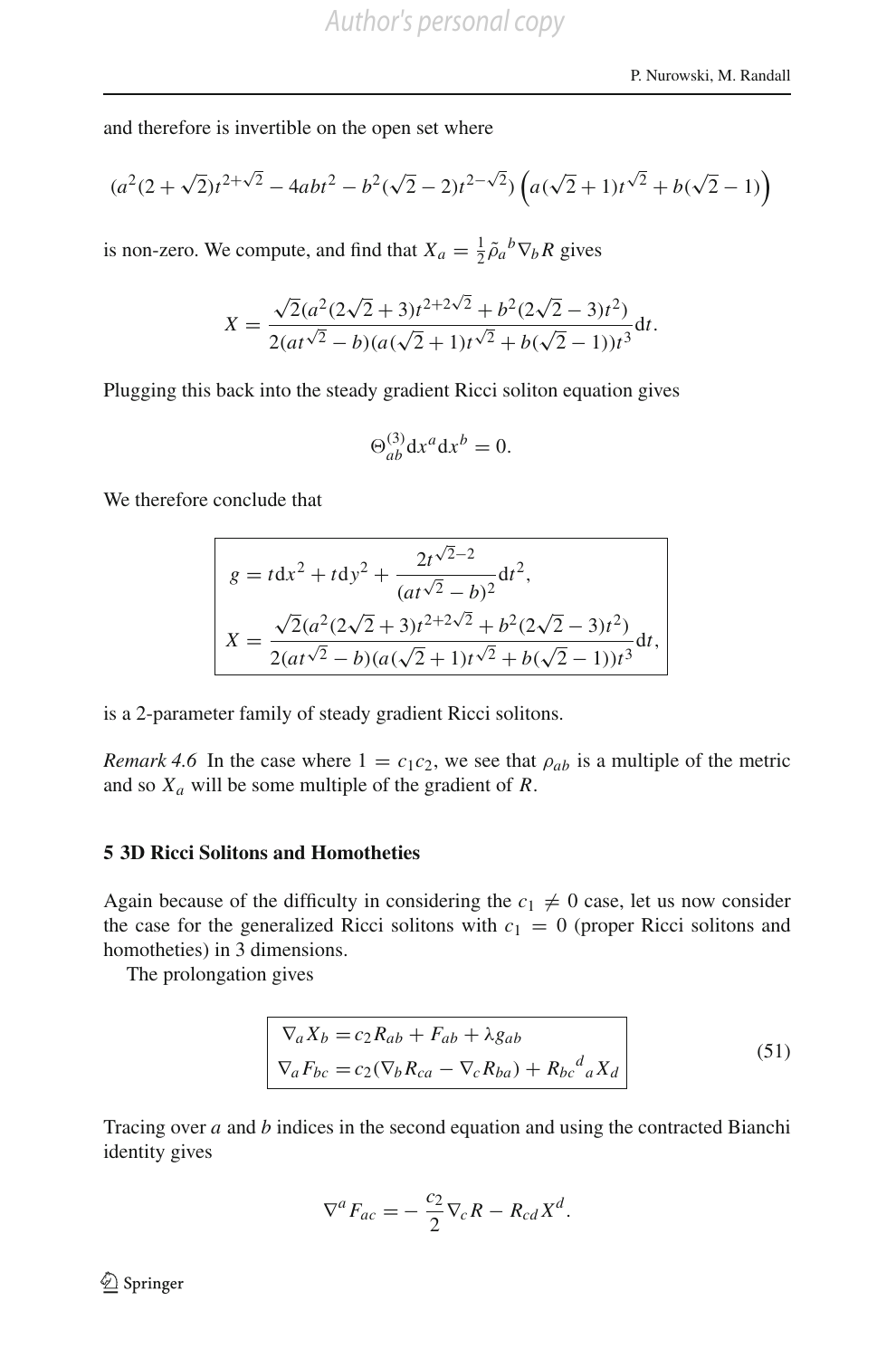and therefore is invertible on the open set where

$$(a^2(2+\sqrt{2})t^{2+\sqrt{2}} - 4abt^2 - b^2(\sqrt{2}-2)t^{2-\sqrt{2}}) \left(a(\sqrt{2}+1)t^{\sqrt{2}} + b(\sqrt{2}-1)\right)$$

is non-zero. We compute, and find that $X_a = \frac{1}{2}\tilde{\rho}_a{}^b \nabla_b R$ gives

$$X = \frac{\sqrt{2}(a^2(2\sqrt{2}+3)t^{2+2\sqrt{2}} + b^2(2\sqrt{2}-3)t^2)}{2(at^{\sqrt{2}}-b)(a(\sqrt{2}+1)t^{\sqrt{2}} + b(\sqrt{2}-1))t^3} \mathrm{d}t.$$

Plugging this back into the steady gradient Ricci soliton equation gives

$$\Theta^{(3)}_{ab} \mathrm{d}x^a \mathrm{d}x^b = 0.$$

We therefore conclude that

$$\boxed{\begin{aligned} g &= t\mathrm{d}x^2 + t\mathrm{d}y^2 + \frac{2t^{\sqrt{2}-2}}{(at^{\sqrt{2}}-b)^2}\mathrm{d}t^2, \\ X &= \frac{\sqrt{2}(a^2(2\sqrt{2}+3)t^{2+2\sqrt{2}} + b^2(2\sqrt{2}-3)t^2)}{2(at^{\sqrt{2}}-b)(a(\sqrt{2}+1)t^{\sqrt{2}} + b(\sqrt{2}-1))t^3} \mathrm{d}t, \end{aligned}}$$

is a 2-parameter family of steady gradient Ricci solitons.

*Remark 4.6* In the case where $1 = c_1 c_2$, we see that $\rho_{ab}$ is a multiple of the metric and so $X_a$ will be some multiple of the gradient of $R$.

## 5 3D Ricci Solitons and Homotheties

Again because of the difficulty in considering the $c_1 \neq 0$ case, let us now consider the case for the generalized Ricci solitons with $c_1 = 0$ (proper Ricci solitons and homotheties) in 3 dimensions.

The prolongation gives

$$\boxed{\begin{aligned} \nabla_a X_b &= c_2 R_{ab} + F_{ab} + \lambda g_{ab} \\ \nabla_a F_{bc} &= c_2(\nabla_b R_{ca} - \nabla_c R_{ba}) + R_{bc}{}^d{}_a X_d \end{aligned}} \tag{51}$$

Tracing over $a$ and $b$ indices in the second equation and using the contracted Bianchi identity gives

$$\nabla^a F_{ac} = -\frac{c_2}{2}\nabla_c R - R_{cd} X^d.$$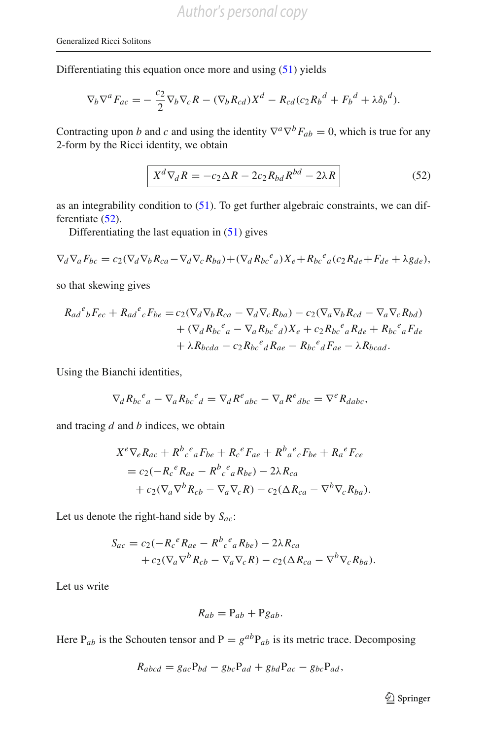Differentiating this equation once more and using (51) yields

$$\nabla_b \nabla^a F_{ac} = -\frac{c_2}{2} \nabla_b \nabla_c R - (\nabla_b R_{cd}) X^d - R_{cd}(c_2 R_b{}^d + F_b{}^d + \lambda \delta_b{}^d).$$

Contracting upon $b$ and $c$ and using the identity $\nabla^a \nabla^b F_{ab} = 0$, which is true for any 2-form by the Ricci identity, we obtain

$$\boxed{X^d \nabla_d R = -c_2 \Delta R - 2c_2 R_{bd} R^{bd} - 2\lambda R} \tag{52}$$

as an integrability condition to (51). To get further algebraic constraints, we can differentiate (52).

Differentiating the last equation in (51) gives

$$\nabla_d \nabla_a F_{bc} = c_2(\nabla_d \nabla_b R_{ca} - \nabla_d \nabla_c R_{ba}) + (\nabla_d R_{bc}{}^e{}_a) X_e + R_{bc}{}^e{}_a (c_2 R_{de} + F_{de} + \lambda g_{de}),$$

so that skewing gives

$$\begin{aligned}
R_{ad}{}^e{}_b F_{ec} + R_{ad}{}^e{}_c F_{be} =\, & c_2(\nabla_d \nabla_b R_{ca} - \nabla_d \nabla_c R_{ba}) - c_2(\nabla_a \nabla_b R_{cd} - \nabla_a \nabla_c R_{bd}) \\
& + (\nabla_d R_{bc}{}^e{}_a - \nabla_a R_{bc}{}^e{}_d) X_e + c_2 R_{bc}{}^e{}_a R_{de} + R_{bc}{}^e{}_a F_{de} \\
& + \lambda R_{bcda} - c_2 R_{bc}{}^e{}_d R_{ae} - R_{bc}{}^e{}_d F_{ae} - \lambda R_{bcad}.
\end{aligned}$$

Using the Bianchi identities,

$$\nabla_d R_{bc}{}^e{}_a - \nabla_a R_{bc}{}^e{}_d = \nabla_d R^e{}_{abc} - \nabla_a R^e{}_{dbc} = \nabla^e R_{dabc},$$

and tracing $d$ and $b$ indices, we obtain

$$\begin{aligned}
& X^e \nabla_e R_{ac} + R^b{}_c{}^e{}_a F_{be} + R_c{}^e F_{ae} + R^b{}_a{}^e{}_c F_{be} + R_a{}^e F_{ce} \\
& \quad = c_2(-R_c{}^e R_{ae} - R^b{}_c{}^e{}_a R_{be}) - 2\lambda R_{ca} \\
& \qquad + c_2(\nabla_a \nabla^b R_{cb} - \nabla_a \nabla_c R) - c_2(\Delta R_{ca} - \nabla^b \nabla_c R_{ba}).
\end{aligned}$$

Let us denote the right-hand side by $S_{ac}$:

$$\begin{aligned}
S_{ac} = \,& c_2(-R_c{}^e R_{ae} - R^b{}_c{}^e{}_a R_{be}) - 2\lambda R_{ca} \\
& + c_2(\nabla_a \nabla^b R_{cb} - \nabla_a \nabla_c R) - c_2(\Delta R_{ca} - \nabla^b \nabla_c R_{ba}).
\end{aligned}$$

Let us write

$$R_{ab} = \mathrm{P}_{ab} + \mathrm{P} g_{ab}.$$

Here $\mathrm{P}_{ab}$ is the Schouten tensor and $\mathrm{P} = g^{ab}\mathrm{P}_{ab}$ is its metric trace. Decomposing

$$R_{abcd} = g_{ac}\mathrm{P}_{bd} - g_{bc}\mathrm{P}_{ad} + g_{bd}\mathrm{P}_{ac} - g_{bc}\mathrm{P}_{ad},$$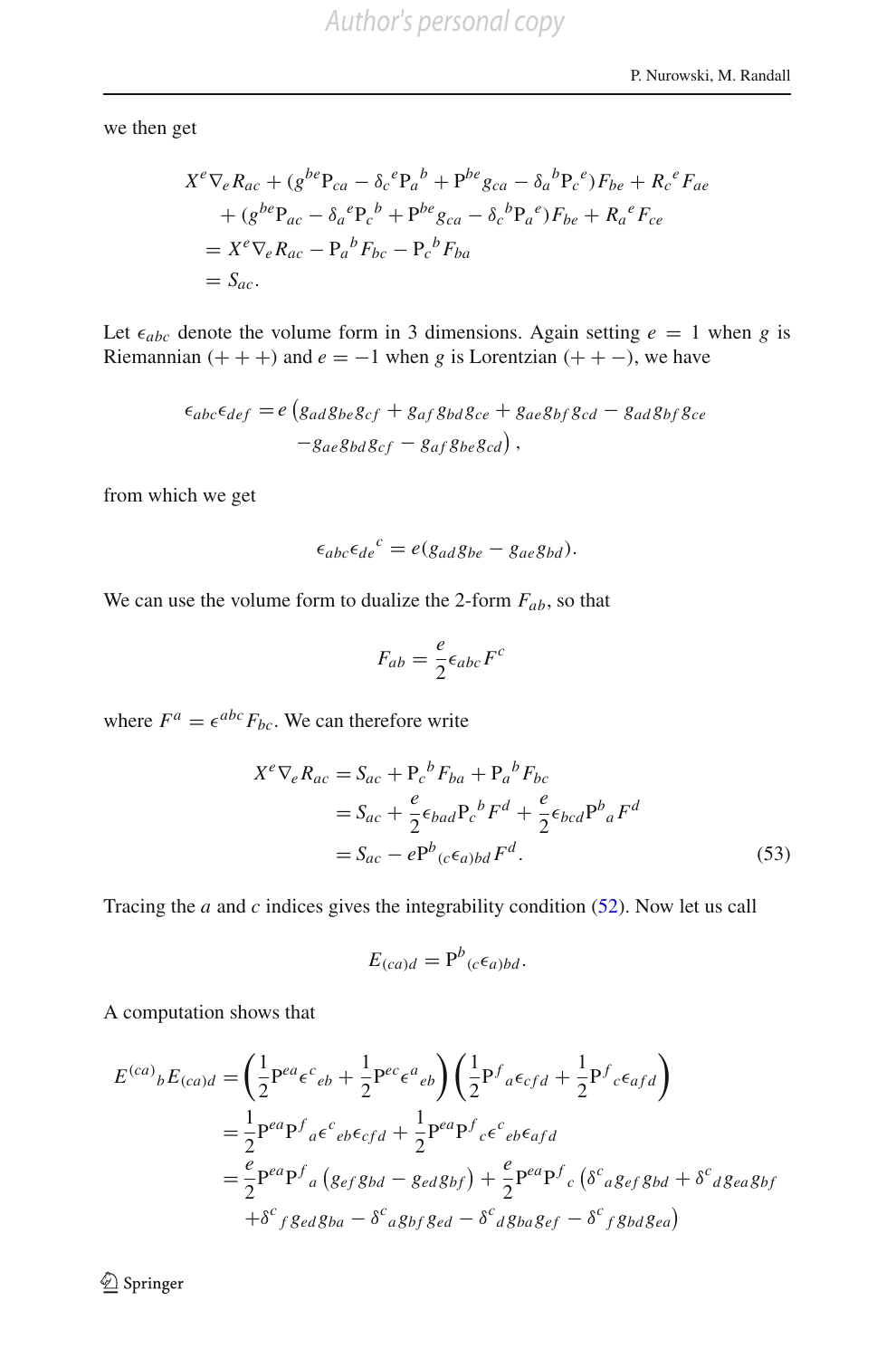we then get

$$
\begin{aligned}
&X^e \nabla_e R_{ac} + (g^{be} \mathrm{P}_{ca} - \delta_c{}^e \mathrm{P}_a{}^b + \mathrm{P}^{be} g_{ca} - \delta_a{}^b \mathrm{P}_c{}^e) F_{be} + R_c{}^e F_{ae} \\
&\quad + (g^{be} \mathrm{P}_{ac} - \delta_a{}^e \mathrm{P}_c{}^b + \mathrm{P}^{be} g_{ca} - \delta_c{}^b \mathrm{P}_a{}^e) F_{be} + R_a{}^e F_{ce} \\
&= X^e \nabla_e R_{ac} - \mathrm{P}_a{}^b F_{bc} - \mathrm{P}_c{}^b F_{ba} \\
&= S_{ac}.
\end{aligned}
$$

Let $\epsilon_{abc}$ denote the volume form in 3 dimensions. Again setting $e = 1$ when $g$ is Riemannian $(+++)$ and $e = -1$ when $g$ is Lorentzian $(++-)$, we have

$$
\begin{aligned}
\epsilon_{abc}\epsilon_{def} = e\,&\big(g_{ad} g_{be} g_{cf} + g_{af} g_{bd} g_{ce} + g_{ae} g_{bf} g_{cd} - g_{ad} g_{bf} g_{ce} \\
&- g_{ae} g_{bd} g_{cf} - g_{af} g_{be} g_{cd}\big),
\end{aligned}
$$

from which we get

$$
\epsilon_{abc}\epsilon_{de}{}^{c} = e(g_{ad} g_{be} - g_{ae} g_{bd}).
$$

We can use the volume form to dualize the 2-form $F_{ab}$, so that

$$
F_{ab} = \frac{e}{2}\epsilon_{abc} F^c
$$

where $F^a = \epsilon^{abc} F_{bc}$. We can therefore write

$$
\begin{aligned}
X^e \nabla_e R_{ac} &= S_{ac} + \mathrm{P}_c{}^b F_{ba} + \mathrm{P}_a{}^b F_{bc} \\
&= S_{ac} + \frac{e}{2}\epsilon_{bad} \mathrm{P}_c{}^b F^d + \frac{e}{2}\epsilon_{bcd} \mathrm{P}^b{}_a F^d \\
&= S_{ac} - e \mathrm{P}^b{}_{(c}\epsilon_{a)bd} F^d. \qquad (53)
\end{aligned}
$$

Tracing the $a$ and $c$ indices gives the integrability condition (52). Now let us call

$$
E_{(ca)d} = \mathrm{P}^b{}_{(c}\epsilon_{a)bd}.
$$

A computation shows that

$$
\begin{aligned}
E^{(ca)}{}_b E_{(ca)d} &= \left(\frac{1}{2}\mathrm{P}^{ea}\epsilon^c{}_{eb} + \frac{1}{2}\mathrm{P}^{ec}\epsilon^a{}_{eb}\right)\left(\frac{1}{2}\mathrm{P}^f{}_a \epsilon_{cfd} + \frac{1}{2}\mathrm{P}^f{}_c \epsilon_{afd}\right) \\
&= \frac{1}{2}\mathrm{P}^{ea}\mathrm{P}^f{}_a \epsilon^c{}_{eb}\epsilon_{cfd} + \frac{1}{2}\mathrm{P}^{ea}\mathrm{P}^f{}_c \epsilon^c{}_{eb}\epsilon_{afd} \\
&= \frac{e}{2}\mathrm{P}^{ea}\mathrm{P}^f{}_a \left(g_{ef} g_{bd} - g_{ed} g_{bf}\right) + \frac{e}{2}\mathrm{P}^{ea}\mathrm{P}^f{}_c \big(\delta^c{}_a g_{ef} g_{bd} + \delta^c{}_d g_{ea} g_{bf} \\
&\quad + \delta^c{}_f g_{ed} g_{ba} - \delta^c{}_a g_{bf} g_{ed} - \delta^c{}_d g_{ba} g_{ef} - \delta^c{}_f g_{bd} g_{ea}\big)
\end{aligned}
$$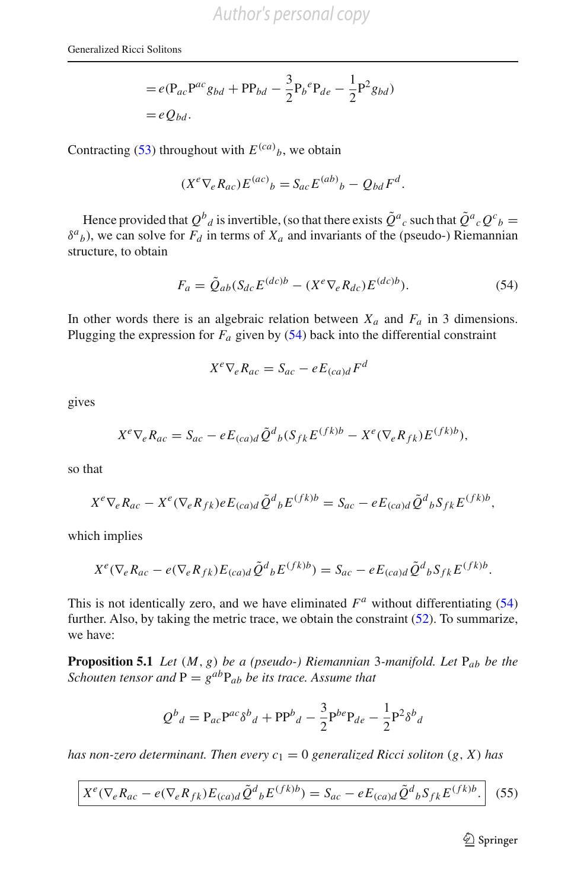$$
\begin{aligned}
&= e(\mathrm{P}_{ac}\mathrm{P}^{ac} g_{bd} + \mathrm{P}\mathrm{P}_{bd} - \frac{3}{2}\mathrm{P}_b{}^e \mathrm{P}_{de} - \frac{1}{2}\mathrm{P}^2 g_{bd}) \\
&= e Q_{bd}.
\end{aligned}
$$

Contracting (53) throughout with $E^{(ca)}{}_b$, we obtain

$$
(X^e \nabla_e R_{ac}) E^{(ac)}{}_b = S_{ac} E^{(ab)}{}_b - Q_{bd} F^d.
$$

Hence provided that $Q^b{}_d$ is invertible, (so that there exists $\tilde{Q}^a{}_c$ such that $\tilde{Q}^a{}_c Q^c{}_b = \delta^a{}_b$), we can solve for $F_d$ in terms of $X_a$ and invariants of the (pseudo-) Riemannian structure, to obtain

$$
F_a = \tilde{Q}_{ab}(S_{dc} E^{(dc)b} - (X^e \nabla_e R_{dc}) E^{(dc)b}). \tag{54}
$$

In other words there is an algebraic relation between $X_a$ and $F_a$ in 3 dimensions. Plugging the expression for $F_a$ given by (54) back into the differential constraint

$$
X^e \nabla_e R_{ac} = S_{ac} - e E_{(ca)d} F^d
$$

gives

$$
X^e \nabla_e R_{ac} = S_{ac} - e E_{(ca)d} \tilde{Q}^d{}_b (S_{fk} E^{(fk)b} - X^e (\nabla_e R_{fk}) E^{(fk)b}),
$$

so that

$$
X^e \nabla_e R_{ac} - X^e (\nabla_e R_{fk}) e E_{(ca)d} \tilde{Q}^d{}_b E^{(fk)b} = S_{ac} - e E_{(ca)d} \tilde{Q}^d{}_b S_{fk} E^{(fk)b},
$$

which implies

$$
X^e (\nabla_e R_{ac} - e (\nabla_e R_{fk}) E_{(ca)d} \tilde{Q}^d{}_b E^{(fk)b}) = S_{ac} - e E_{(ca)d} \tilde{Q}^d{}_b S_{fk} E^{(fk)b}.
$$

This is not identically zero, and we have eliminated $F^a$ without differentiating (54) further. Also, by taking the metric trace, we obtain the constraint (52). To summarize, we have:

**Proposition 5.1** *Let $(M, g)$ be a (pseudo-) Riemannian 3-manifold. Let $\mathrm{P}_{ab}$ be the Schouten tensor and $\mathrm{P} = g^{ab}\mathrm{P}_{ab}$ be its trace. Assume that*

$$
Q^b{}_d = \mathrm{P}_{ac}\mathrm{P}^{ac}\delta^b{}_d + \mathrm{P}\mathrm{P}^b{}_d - \frac{3}{2}\mathrm{P}^{be}\mathrm{P}_{de} - \frac{1}{2}\mathrm{P}^2\delta^b{}_d
$$

*has non-zero determinant. Then every $c_1 = 0$ generalized Ricci soliton $(g, X)$ has*

$$
\boxed{X^e (\nabla_e R_{ac} - e (\nabla_e R_{fk}) E_{(ca)d} \tilde{Q}^d{}_b E^{(fk)b}) = S_{ac} - e E_{(ca)d} \tilde{Q}^d{}_b S_{fk} E^{(fk)b}.} \tag{55}
$$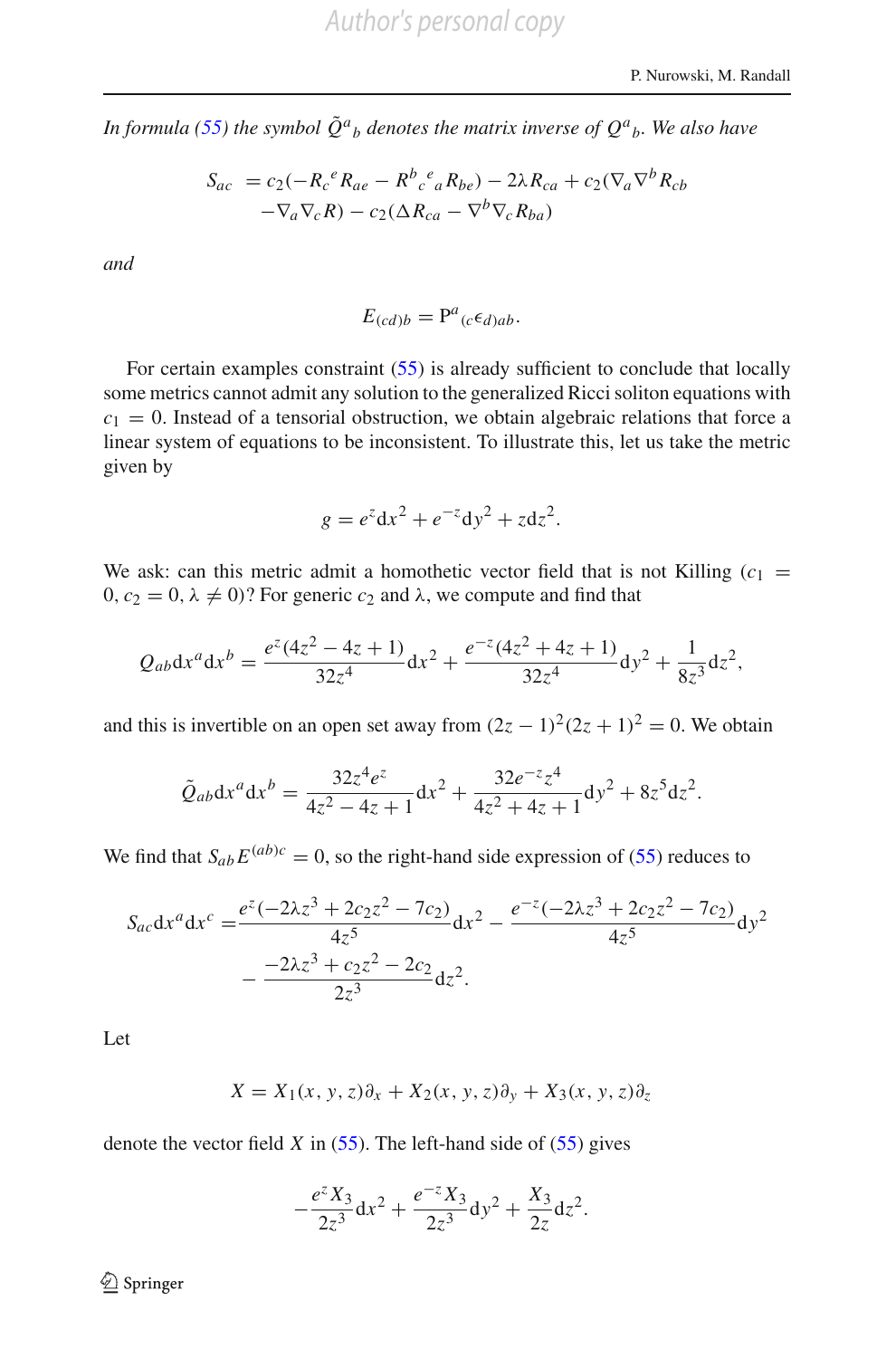*In formula (55) the symbol $\tilde{Q}^a{}_b$ denotes the matrix inverse of $Q^a{}_b$. We also have*

$$
\begin{aligned}
S_{ac} &= c_2(-R_c{}^e R_{ae} - R^b{}_c{}^e{}_a R_{be}) - 2\lambda R_{ca} + c_2(\nabla_a \nabla^b R_{cb} \\
&\quad - \nabla_a \nabla_c R) - c_2(\Delta R_{ca} - \nabla^b \nabla_c R_{ba})
\end{aligned}
$$

*and*

$$
E_{(cd)b} = \mathrm{P}^a{}_{(c}\epsilon_{d)ab}.
$$

For certain examples constraint (55) is already sufficient to conclude that locally some metrics cannot admit any solution to the generalized Ricci soliton equations with $c_1 = 0$. Instead of a tensorial obstruction, we obtain algebraic relations that force a linear system of equations to be inconsistent. To illustrate this, let us take the metric given by

$$
g = e^z \mathrm{d}x^2 + e^{-z}\mathrm{d}y^2 + z\mathrm{d}z^2.
$$

We ask: can this metric admit a homothetic vector field that is not Killing ($c_1 = 0, c_2 = 0, \lambda \neq 0$)? For generic $c_2$ and $\lambda$, we compute and find that

$$
Q_{ab}\mathrm{d}x^a \mathrm{d}x^b = \frac{e^z(4z^2 - 4z + 1)}{32z^4}\mathrm{d}x^2 + \frac{e^{-z}(4z^2 + 4z + 1)}{32z^4}\mathrm{d}y^2 + \frac{1}{8z^3}\mathrm{d}z^2,
$$

and this is invertible on an open set away from $(2z-1)^2(2z+1)^2 = 0$. We obtain

$$
\tilde{Q}_{ab}\mathrm{d}x^a \mathrm{d}x^b = \frac{32z^4 e^z}{4z^2 - 4z + 1}\mathrm{d}x^2 + \frac{32e^{-z}z^4}{4z^2 + 4z + 1}\mathrm{d}y^2 + 8z^5\mathrm{d}z^2.
$$

We find that $S_{ab}E^{(ab)c} = 0$, so the right-hand side expression of (55) reduces to

$$
\begin{aligned}
S_{ac}\mathrm{d}x^a \mathrm{d}x^c =& \frac{e^z(-2\lambda z^3 + 2c_2 z^2 - 7c_2)}{4z^5}\mathrm{d}x^2 - \frac{e^{-z}(-2\lambda z^3 + 2c_2 z^2 - 7c_2)}{4z^5}\mathrm{d}y^2 \\
&- \frac{-2\lambda z^3 + c_2 z^2 - 2c_2}{2z^3}\mathrm{d}z^2.
\end{aligned}
$$

Let

$$
X = X_1(x, y, z)\partial_x + X_2(x, y, z)\partial_y + X_3(x, y, z)\partial_z
$$

denote the vector field $X$ in (55). The left-hand side of (55) gives

$$
-\frac{e^z X_3}{2z^3}\mathrm{d}x^2 + \frac{e^{-z}X_3}{2z^3}\mathrm{d}y^2 + \frac{X_3}{2z}\mathrm{d}z^2.
$$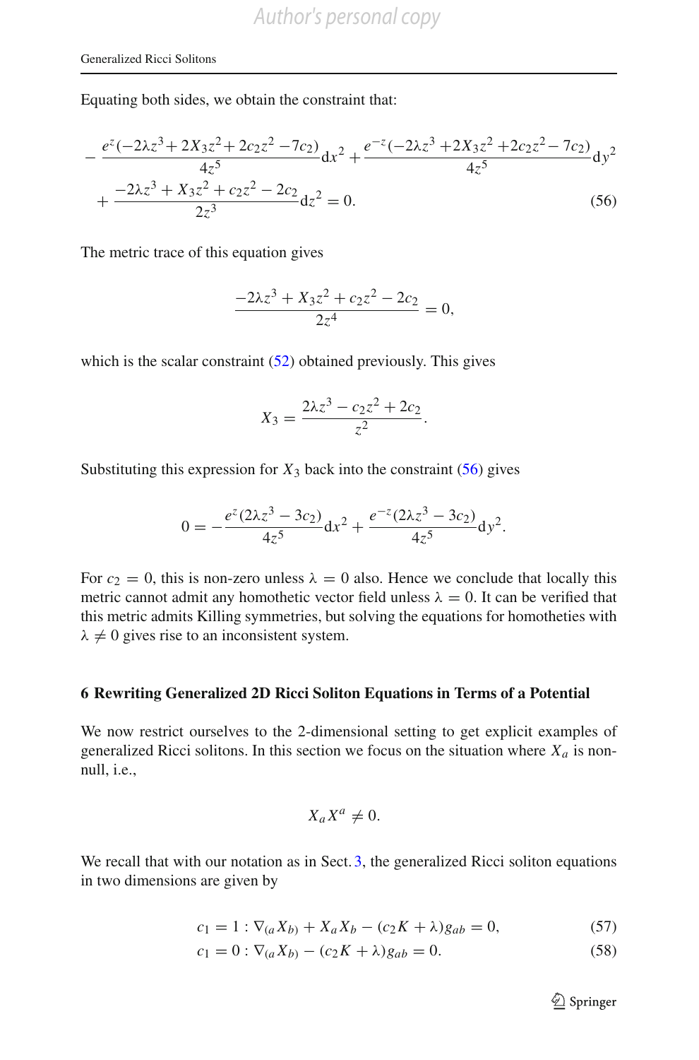Equating both sides, we obtain the constraint that:

$$
-\frac{e^{z}(-2\lambda z^3+2X_3z^2+2c_2z^2-7c_2)}{4z^5}\mathrm{d}x^2+\frac{e^{-z}(-2\lambda z^3+2X_3z^2+2c_2z^2-7c_2)}{4z^5}\mathrm{d}y^2 + \frac{-2\lambda z^3+X_3z^2+c_2z^2-2c_2}{2z^3}\mathrm{d}z^2=0. \tag{56}
$$

The metric trace of this equation gives

$$
\frac{-2\lambda z^3+X_3z^2+c_2z^2-2c_2}{2z^4}=0,
$$

which is the scalar constraint (52) obtained previously. This gives

$$
X_3=\frac{2\lambda z^3-c_2z^2+2c_2}{z^2}.
$$

Substituting this expression for $X_3$ back into the constraint (56) gives

$$
0=-\frac{e^{z}(2\lambda z^3-3c_2)}{4z^5}\mathrm{d}x^2+\frac{e^{-z}(2\lambda z^3-3c_2)}{4z^5}\mathrm{d}y^2.
$$

For $c_2=0$, this is non-zero unless $\lambda=0$ also. Hence we conclude that locally this metric cannot admit any homothetic vector field unless $\lambda=0$. It can be verified that this metric admits Killing symmetries, but solving the equations for homotheties with $\lambda\neq 0$ gives rise to an inconsistent system.

## 6 Rewriting Generalized 2D Ricci Soliton Equations in Terms of a Potential

We now restrict ourselves to the 2-dimensional setting to get explicit examples of generalized Ricci solitons. In this section we focus on the situation where $X_a$ is non-null, i.e.,

$$
X_aX^a\neq 0.
$$

We recall that with our notation as in Sect. 3, the generalized Ricci soliton equations in two dimensions are given by

$$
c_1=1:\nabla_{(a}X_{b)}+X_aX_b-(c_2K+\lambda)g_{ab}=0, \tag{57}
$$

$$
c_1=0:\nabla_{(a}X_{b)}-(c_2K+\lambda)g_{ab}=0. \tag{58}
$$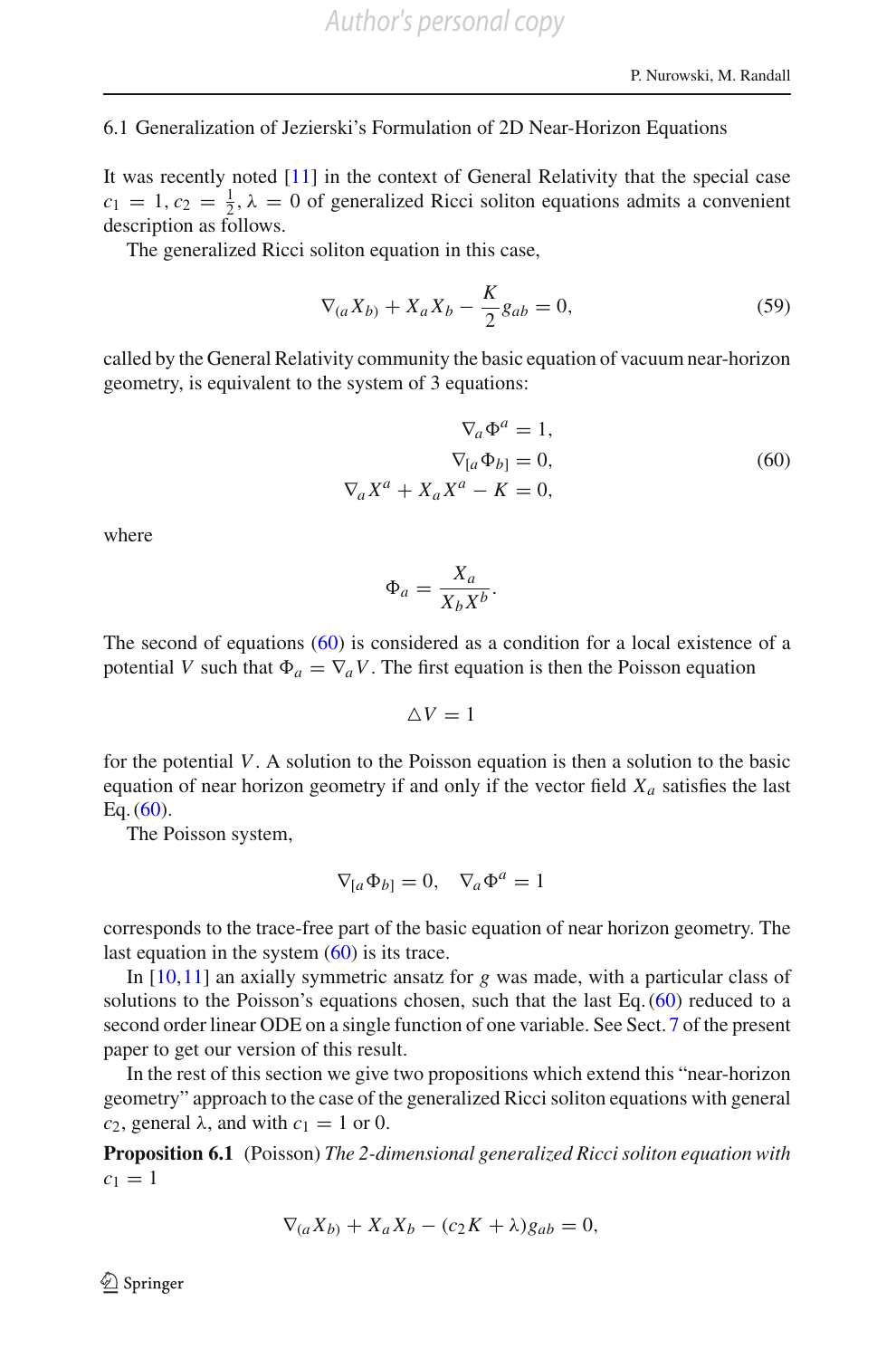### 6.1 Generalization of Jezierski's Formulation of 2D Near-Horizon Equations

It was recently noted [11] in the context of General Relativity that the special case $c_1 = 1, c_2 = \frac{1}{2}, \lambda = 0$ of generalized Ricci soliton equations admits a convenient description as follows.

The generalized Ricci soliton equation in this case,

$$\nabla_{(a}X_{b)} + X_a X_b - \frac{K}{2} g_{ab} = 0, \tag{59}$$

called by the General Relativity community the basic equation of vacuum near-horizon geometry, is equivalent to the system of 3 equations:

$$\begin{aligned} \nabla_a \Phi^a &= 1, \\ \nabla_{[a}\Phi_{b]} &= 0, \\ \nabla_a X^a + X_a X^a - K &= 0, \end{aligned} \tag{60}$$

where

$$\Phi_a = \frac{X_a}{X_b X^b}.$$

The second of equations (60) is considered as a condition for a local existence of a potential $V$ such that $\Phi_a = \nabla_a V$. The first equation is then the Poisson equation

$$\triangle V = 1$$

for the potential $V$. A solution to the Poisson equation is then a solution to the basic equation of near horizon geometry if and only if the vector field $X_a$ satisfies the last Eq. (60).

The Poisson system,

$$\nabla_{[a}\Phi_{b]} = 0, \quad \nabla_a \Phi^a = 1$$

corresponds to the trace-free part of the basic equation of near horizon geometry. The last equation in the system (60) is its trace.

In [10,11] an axially symmetric ansatz for $g$ was made, with a particular class of solutions to the Poisson's equations chosen, such that the last Eq. (60) reduced to a second order linear ODE on a single function of one variable. See Sect. 7 of the present paper to get our version of this result.

In the rest of this section we give two propositions which extend this "near-horizon geometry" approach to the case of the generalized Ricci soliton equations with general $c_2$, general $\lambda$, and with $c_1 = 1$ or 0.

**Proposition 6.1** (Poisson) *The 2-dimensional generalized Ricci soliton equation with* $c_1 = 1$

$$\nabla_{(a}X_{b)} + X_a X_b - (c_2 K + \lambda) g_{ab} = 0,$$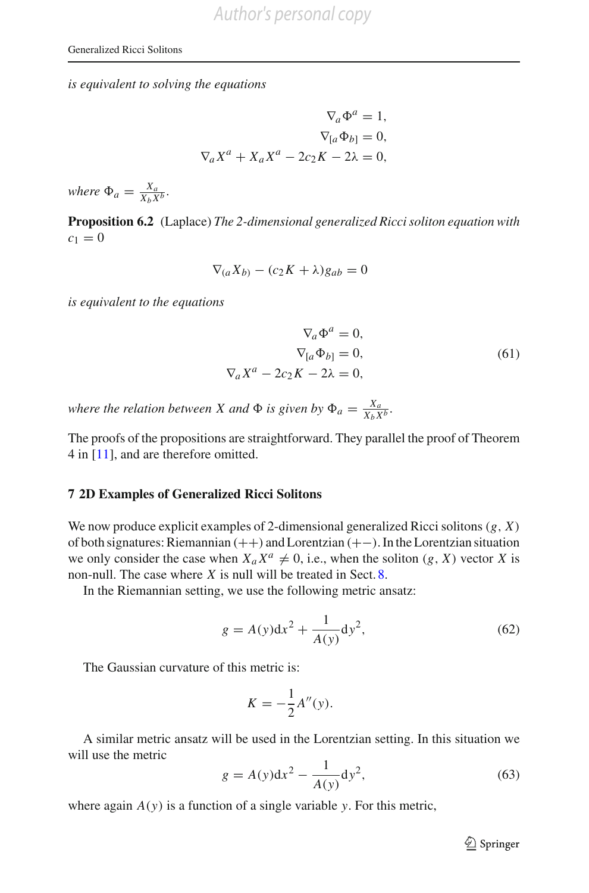*is equivalent to solving the equations*

$$
\begin{aligned}
\nabla_a \Phi^a &= 1, \\
\nabla_{[a} \Phi_{b]} &= 0, \\
\nabla_a X^a + X_a X^a - 2c_2 K - 2\lambda &= 0,
\end{aligned}
$$

*where* $\Phi_a = \frac{X_a}{X_b X^b}$.

**Proposition 6.2** (Laplace) *The 2-dimensional generalized Ricci soliton equation with* $c_1 = 0$

$$
\nabla_{(a} X_{b)} - (c_2 K + \lambda) g_{ab} = 0
$$

*is equivalent to the equations*

$$
\begin{aligned}
\nabla_a \Phi^a &= 0, \\
\nabla_{[a} \Phi_{b]} &= 0, \\
\nabla_a X^a - 2c_2 K - 2\lambda &= 0,
\end{aligned}
\tag{61}
$$

*where the relation between* $X$ *and* $\Phi$ *is given by* $\Phi_a = \frac{X_a}{X_b X^b}$.

The proofs of the propositions are straightforward. They parallel the proof of Theorem 4 in [11], and are therefore omitted.

## 7 2D Examples of Generalized Ricci Solitons

We now produce explicit examples of 2-dimensional generalized Ricci solitons $(g, X)$ of both signatures: Riemannian $(++)$ and Lorentzian $(+-)$. In the Lorentzian situation we only consider the case when $X_a X^a \neq 0$, i.e., when the soliton $(g, X)$ vector $X$ is non-null. The case where $X$ is null will be treated in Sect. 8.

In the Riemannian setting, we use the following metric ansatz:

$$
g = A(y)\mathrm{d}x^2 + \frac{1}{A(y)}\mathrm{d}y^2, \tag{62}
$$

The Gaussian curvature of this metric is:

$$
K = -\frac{1}{2}A''(y).
$$

A similar metric ansatz will be used in the Lorentzian setting. In this situation we will use the metric

$$
g = A(y)\mathrm{d}x^2 - \frac{1}{A(y)}\mathrm{d}y^2, \tag{63}
$$

where again $A(y)$ is a function of a single variable $y$. For this metric,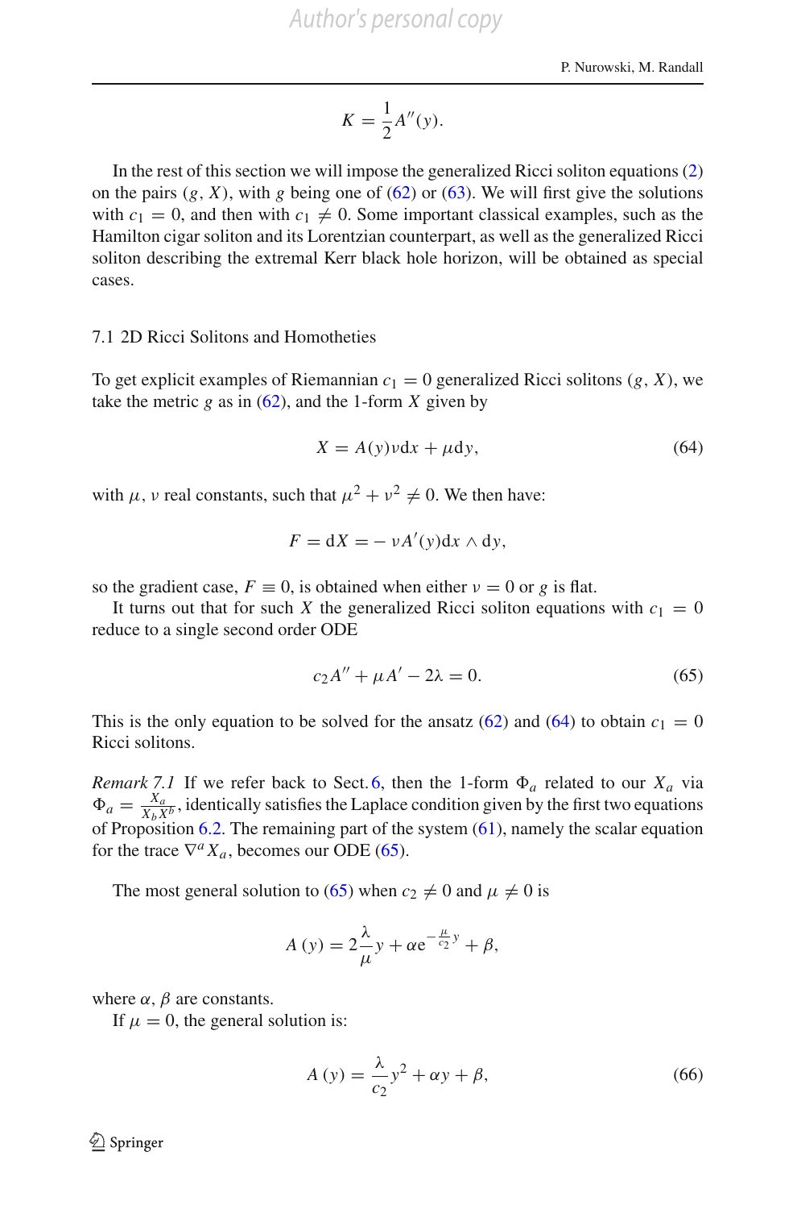$$K = \frac{1}{2}A''(y).$$

In the rest of this section we will impose the generalized Ricci soliton equations (2) on the pairs $(g, X)$, with $g$ being one of (62) or (63). We will first give the solutions with $c_1 = 0$, and then with $c_1 \neq 0$. Some important classical examples, such as the Hamilton cigar soliton and its Lorentzian counterpart, as well as the generalized Ricci soliton describing the extremal Kerr black hole horizon, will be obtained as special cases.

### 7.1 2D Ricci Solitons and Homotheties

To get explicit examples of Riemannian $c_1 = 0$ generalized Ricci solitons $(g, X)$, we take the metric $g$ as in (62), and the 1-form $X$ given by

$$X = A(y)\nu \mathrm{d}x + \mu \mathrm{d}y, \tag{64}$$

with $\mu$, $\nu$ real constants, such that $\mu^2 + \nu^2 \neq 0$. We then have:

$$F = \mathrm{d}X = -\nu A'(y)\mathrm{d}x \wedge \mathrm{d}y,$$

so the gradient case, $F \equiv 0$, is obtained when either $\nu = 0$ or $g$ is flat.

It turns out that for such $X$ the generalized Ricci soliton equations with $c_1 = 0$ reduce to a single second order ODE

$$c_2 A'' + \mu A' - 2\lambda = 0. \tag{65}$$

This is the only equation to be solved for the ansatz (62) and (64) to obtain $c_1 = 0$ Ricci solitons.

*Remark 7.1* If we refer back to Sect. 6, then the 1-form $\Phi_a$ related to our $X_a$ via $\Phi_a = \frac{X_a}{X_b X^b}$, identically satisfies the Laplace condition given by the first two equations of Proposition 6.2. The remaining part of the system (61), namely the scalar equation for the trace $\nabla^a X_a$, becomes our ODE (65).

The most general solution to (65) when $c_2 \neq 0$ and $\mu \neq 0$ is

$$A(y) = 2\frac{\lambda}{\mu}y + \alpha \mathrm{e}^{-\frac{\mu}{c_2}y} + \beta,$$

where $\alpha$, $\beta$ are constants.

If $\mu = 0$, the general solution is:

$$A(y) = \frac{\lambda}{c_2}y^2 + \alpha y + \beta, \tag{66}$$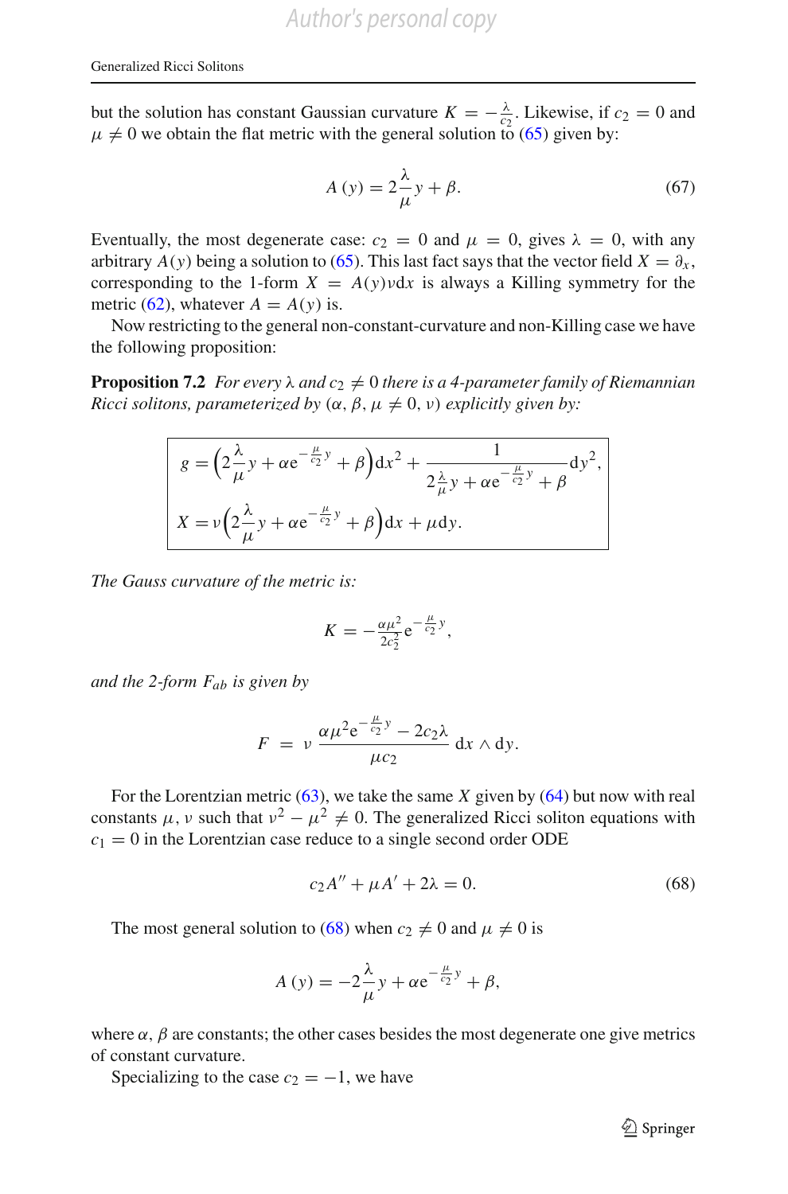but the solution has constant Gaussian curvature $K = -\frac{\lambda}{c_2}$. Likewise, if $c_2 = 0$ and $\mu \neq 0$ we obtain the flat metric with the general solution to (65) given by:

$$A(y) = 2\frac{\lambda}{\mu}y + \beta. \tag{67}$$

Eventually, the most degenerate case: $c_2 = 0$ and $\mu = 0$, gives $\lambda = 0$, with any arbitrary $A(y)$ being a solution to (65). This last fact says that the vector field $X = \partial_x$, corresponding to the 1-form $X = A(y)\nu \mathrm{d}x$ is always a Killing symmetry for the metric (62), whatever $A = A(y)$ is.

Now restricting to the general non-constant-curvature and non-Killing case we have the following proposition:

**Proposition 7.2** *For every $\lambda$ and $c_2 \neq 0$ there is a 4-parameter family of Riemannian Ricci solitons, parameterized by $(\alpha, \beta, \mu \neq 0, \nu)$ explicitly given by:*

$$\boxed{\begin{aligned} g &= \Big(2\frac{\lambda}{\mu}y + \alpha \mathrm{e}^{-\frac{\mu}{c_2}y} + \beta\Big)\mathrm{d}x^2 + \frac{1}{2\frac{\lambda}{\mu}y + \alpha \mathrm{e}^{-\frac{\mu}{c_2}y} + \beta}\mathrm{d}y^2, \\ X &= \nu\Big(2\frac{\lambda}{\mu}y + \alpha \mathrm{e}^{-\frac{\mu}{c_2}y} + \beta\Big)\mathrm{d}x + \mu \mathrm{d}y. \end{aligned}}$$

*The Gauss curvature of the metric is:*

$$K = -\frac{\alpha\mu^2}{2c_2^2}\mathrm{e}^{-\frac{\mu}{c_2}y},$$

*and the 2-form $F_{ab}$ is given by*

$$F = \nu\,\frac{\alpha\mu^2 \mathrm{e}^{-\frac{\mu}{c_2}y} - 2c_2\lambda}{\mu c_2}\,\mathrm{d}x \wedge \mathrm{d}y.$$

For the Lorentzian metric (63), we take the same $X$ given by (64) but now with real constants $\mu, \nu$ such that $\nu^2 - \mu^2 \neq 0$. The generalized Ricci soliton equations with $c_1 = 0$ in the Lorentzian case reduce to a single second order ODE

$$c_2 A'' + \mu A' + 2\lambda = 0. \tag{68}$$

The most general solution to (68) when $c_2 \neq 0$ and $\mu \neq 0$ is

$$A(y) = -2\frac{\lambda}{\mu}y + \alpha \mathrm{e}^{-\frac{\mu}{c_2}y} + \beta,$$

where $\alpha, \beta$ are constants; the other cases besides the most degenerate one give metrics of constant curvature.

Specializing to the case $c_2 = -1$, we have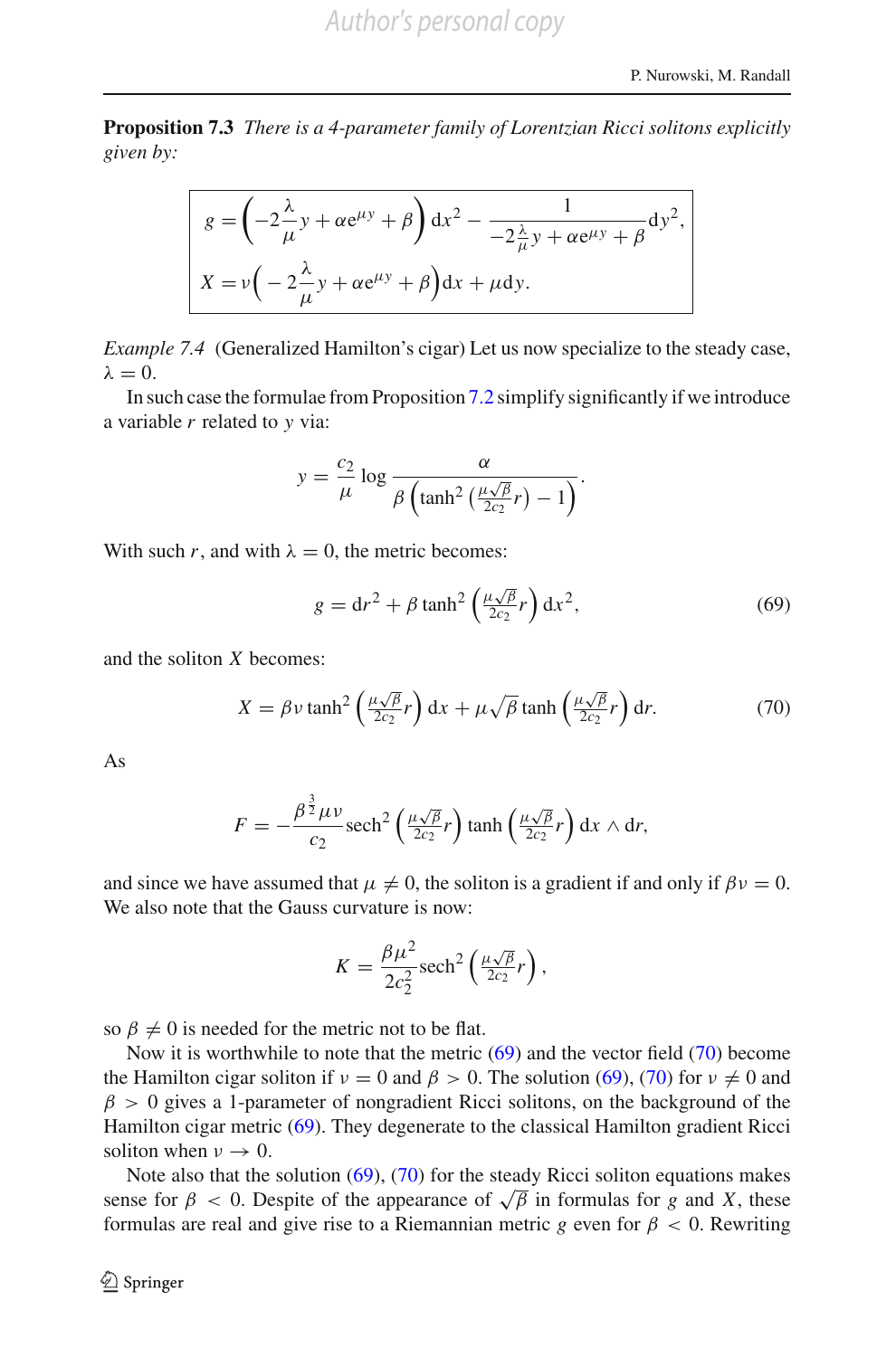**Proposition 7.3** *There is a 4-parameter family of Lorentzian Ricci solitons explicitly given by:*

$$
\boxed{
\begin{aligned}
g &= \left(-2\frac{\lambda}{\mu}y + \alpha e^{\mu y} + \beta\right) dx^2 - \frac{1}{-2\frac{\lambda}{\mu}y + \alpha e^{\mu y} + \beta} dy^2,\\
X &= \nu\Big(-2\frac{\lambda}{\mu}y + \alpha e^{\mu y} + \beta\Big) dx + \mu dy.
\end{aligned}
}
$$

*Example 7.4* (Generalized Hamilton's cigar) Let us now specialize to the steady case, $\lambda = 0$.

In such case the formulae from Proposition 7.2 simplify significantly if we introduce a variable $r$ related to $y$ via:

$$
y = \frac{c_2}{\mu} \log \frac{\alpha}{\beta\left(\tanh^2\left(\frac{\mu\sqrt{\beta}}{2c_2}r\right) - 1\right)}.
$$

With such $r$, and with $\lambda = 0$, the metric becomes:

$$
g = dr^2 + \beta \tanh^2\left(\tfrac{\mu\sqrt{\beta}}{2c_2}r\right) dx^2, \tag{69}
$$

and the soliton $X$ becomes:

$$
X = \beta\nu \tanh^2\left(\tfrac{\mu\sqrt{\beta}}{2c_2}r\right) dx + \mu\sqrt{\beta}\tanh\left(\tfrac{\mu\sqrt{\beta}}{2c_2}r\right) dr. \tag{70}
$$

As

$$
F = -\frac{\beta^{\frac{3}{2}}\mu\nu}{c_2}\operatorname{sech}^2\left(\tfrac{\mu\sqrt{\beta}}{2c_2}r\right)\tanh\left(\tfrac{\mu\sqrt{\beta}}{2c_2}r\right) dx \wedge dr,
$$

and since we have assumed that $\mu \neq 0$, the soliton is a gradient if and only if $\beta\nu = 0$. We also note that the Gauss curvature is now:

$$
K = \frac{\beta\mu^2}{2c_2^2}\operatorname{sech}^2\left(\tfrac{\mu\sqrt{\beta}}{2c_2}r\right),
$$

so $\beta \neq 0$ is needed for the metric not to be flat.

Now it is worthwhile to note that the metric (69) and the vector field (70) become the Hamilton cigar soliton if $\nu = 0$ and $\beta > 0$. The solution (69), (70) for $\nu \neq 0$ and $\beta > 0$ gives a 1-parameter of nongradient Ricci solitons, on the background of the Hamilton cigar metric (69). They degenerate to the classical Hamilton gradient Ricci soliton when $\nu \to 0$.

Note also that the solution (69), (70) for the steady Ricci soliton equations makes sense for $\beta < 0$. Despite of the appearance of $\sqrt{\beta}$ in formulas for $g$ and $X$, these formulas are real and give rise to a Riemannian metric $g$ even for $\beta < 0$. Rewriting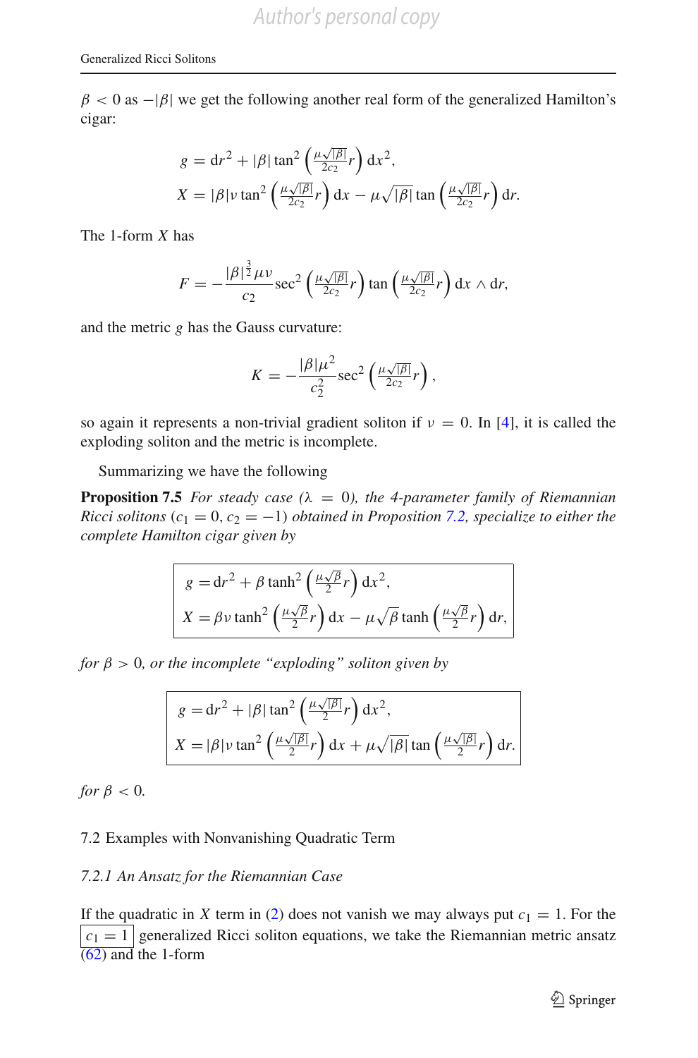$\beta < 0$ as $-|\beta|$ we get the following another real form of the generalized Hamilton's cigar:

$$
\begin{aligned}
g &= \mathrm{d}r^2 + |\beta| \tan^2\left(\tfrac{\mu\sqrt{|\beta|}}{2c_2} r\right) \mathrm{d}x^2, \\
X &= |\beta|\nu \tan^2\left(\tfrac{\mu\sqrt{|\beta|}}{2c_2} r\right) \mathrm{d}x - \mu\sqrt{|\beta|} \tan\left(\tfrac{\mu\sqrt{|\beta|}}{2c_2} r\right) \mathrm{d}r.
\end{aligned}
$$

The 1-form $X$ has

$$
F = -\frac{|\beta|^{\frac{3}{2}}\mu\nu}{c_2} \sec^2\left(\tfrac{\mu\sqrt{|\beta|}}{2c_2} r\right) \tan\left(\tfrac{\mu\sqrt{|\beta|}}{2c_2} r\right) \mathrm{d}x \wedge \mathrm{d}r,
$$

and the metric $g$ has the Gauss curvature:

$$
K = -\frac{|\beta|\mu^2}{c_2^2} \sec^2\left(\tfrac{\mu\sqrt{|\beta|}}{2c_2} r\right),
$$

so again it represents a non-trivial gradient soliton if $\nu = 0$. In [4], it is called the exploding soliton and the metric is incomplete.

Summarizing we have the following

**Proposition 7.5** *For steady case ($\lambda = 0$), the 4-parameter family of Riemannian Ricci solitons ($c_1 = 0, c_2 = -1$) obtained in Proposition 7.2, specialize to either the complete Hamilton cigar given by*

$$
\boxed{
\begin{aligned}
g &= \mathrm{d}r^2 + \beta \tanh^2\left(\tfrac{\mu\sqrt{\beta}}{2} r\right) \mathrm{d}x^2, \\
X &= \beta\nu \tanh^2\left(\tfrac{\mu\sqrt{\beta}}{2} r\right) \mathrm{d}x - \mu\sqrt{\beta} \tanh\left(\tfrac{\mu\sqrt{\beta}}{2} r\right) \mathrm{d}r,
\end{aligned}
}
$$

*for $\beta > 0$, or the incomplete "exploding" soliton given by*

$$
\boxed{
\begin{aligned}
g &= \mathrm{d}r^2 + |\beta| \tan^2\left(\tfrac{\mu\sqrt{|\beta|}}{2} r\right) \mathrm{d}x^2, \\
X &= |\beta|\nu \tan^2\left(\tfrac{\mu\sqrt{|\beta|}}{2} r\right) \mathrm{d}x + \mu\sqrt{|\beta|} \tan\left(\tfrac{\mu\sqrt{|\beta|}}{2} r\right) \mathrm{d}r.
\end{aligned}
}
$$

*for $\beta < 0$.*

## 7.2 Examples with Nonvanishing Quadratic Term

### *7.2.1 An Ansatz for the Riemannian Case*

If the quadratic in $X$ term in (2) does not vanish we may always put $c_1 = 1$. For the $\boxed{c_1 = 1}$ generalized Ricci soliton equations, we take the Riemannian metric ansatz (62) and the 1-form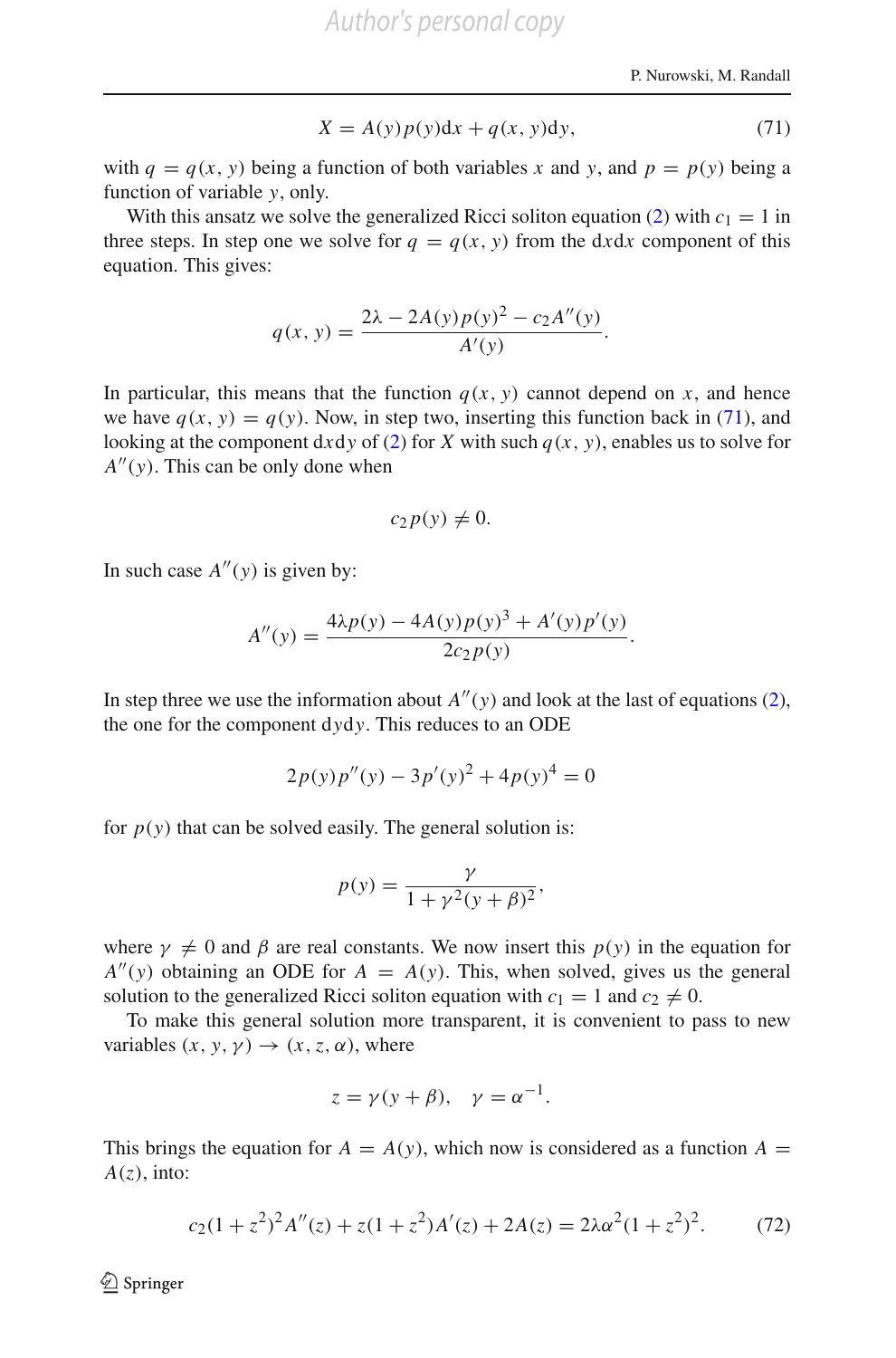$$X = A(y)p(y)\mathrm{d}x + q(x, y)\mathrm{d}y, \tag{71}$$

with $q = q(x, y)$ being a function of both variables $x$ and $y$, and $p = p(y)$ being a function of variable $y$, only.

With this ansatz we solve the generalized Ricci soliton equation (2) with $c_1 = 1$ in three steps. In step one we solve for $q = q(x, y)$ from the $\mathrm{d}x\mathrm{d}x$ component of this equation. This gives:

$$q(x, y) = \frac{2\lambda - 2A(y)p(y)^2 - c_2 A''(y)}{A'(y)}.$$

In particular, this means that the function $q(x, y)$ cannot depend on $x$, and hence we have $q(x, y) = q(y)$. Now, in step two, inserting this function back in (71), and looking at the component $\mathrm{d}x\mathrm{d}y$ of (2) for $X$ with such $q(x, y)$, enables us to solve for $A''(y)$. This can be only done when

$$c_2 p(y) \neq 0.$$

In such case $A''(y)$ is given by:

$$A''(y) = \frac{4\lambda p(y) - 4A(y)p(y)^3 + A'(y)p'(y)}{2c_2 p(y)}.$$

In step three we use the information about $A''(y)$ and look at the last of equations (2), the one for the component $\mathrm{d}y\mathrm{d}y$. This reduces to an ODE

$$2p(y)p''(y) - 3p'(y)^2 + 4p(y)^4 = 0$$

for $p(y)$ that can be solved easily. The general solution is:

$$p(y) = \frac{\gamma}{1 + \gamma^2(y + \beta)^2},$$

where $\gamma \neq 0$ and $\beta$ are real constants. We now insert this $p(y)$ in the equation for $A''(y)$ obtaining an ODE for $A = A(y)$. This, when solved, gives us the general solution to the generalized Ricci soliton equation with $c_1 = 1$ and $c_2 \neq 0$.

To make this general solution more transparent, it is convenient to pass to new variables $(x, y, \gamma) \to (x, z, \alpha)$, where

$$z = \gamma(y + \beta), \quad \gamma = \alpha^{-1}.$$

This brings the equation for $A = A(y)$, which now is considered as a function $A = A(z)$, into:

$$c_2(1 + z^2)^2 A''(z) + z(1 + z^2)A'(z) + 2A(z) = 2\lambda\alpha^2(1 + z^2)^2. \tag{72}$$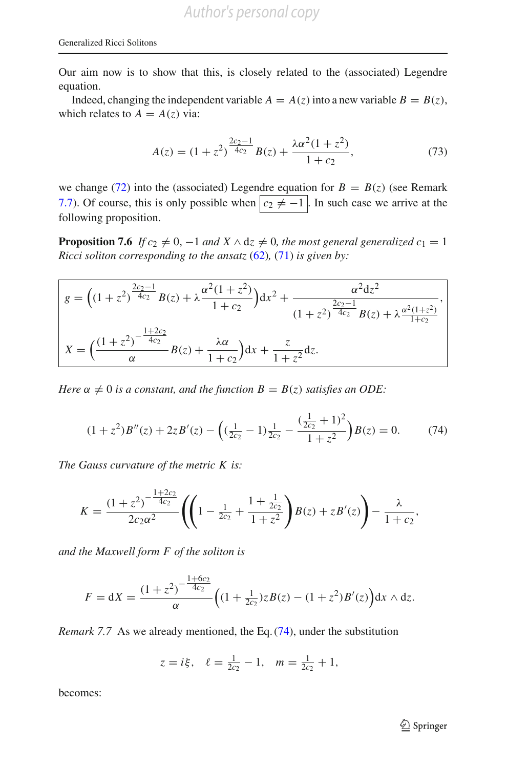Our aim now is to show that this, is closely related to the (associated) Legendre equation.

Indeed, changing the independent variable $A = A(z)$ into a new variable $B = B(z)$, which relates to $A = A(z)$ via:

$$A(z) = (1+z^2)^{\frac{2c_2-1}{4c_2}} B(z) + \frac{\lambda\alpha^2(1+z^2)}{1+c_2}, \tag{73}$$

we change (72) into the (associated) Legendre equation for $B = B(z)$ (see Remark 7.7). Of course, this is only possible when $\boxed{c_2 \neq -1}$. In such case we arrive at the following proposition.

**Proposition 7.6** *If $c_2 \neq 0, -1$ and $X \wedge \mathrm{d}z \neq 0$, the most general generalized $c_1 = 1$ Ricci soliton corresponding to the ansatz (62), (71) is given by:*

$$\boxed{\begin{aligned} g &= \Big((1+z^2)^{\frac{2c_2-1}{4c_2}} B(z) + \lambda\frac{\alpha^2(1+z^2)}{1+c_2}\Big)\mathrm{d}x^2 + \frac{\alpha^2 \mathrm{d}z^2}{(1+z^2)^{\frac{2c_2-1}{4c_2}} B(z) + \lambda\frac{\alpha^2(1+z^2)}{1+c_2}}, \\ X &= \Big(\frac{(1+z^2)^{-\frac{1+2c_2}{4c_2}}}{\alpha} B(z) + \frac{\lambda\alpha}{1+c_2}\Big)\mathrm{d}x + \frac{z}{1+z^2}\mathrm{d}z. \end{aligned}}$$

*Here $\alpha \neq 0$ is a constant, and the function $B = B(z)$ satisfies an ODE:*

$$(1+z^2)B''(z) + 2zB'(z) - \Big((\tfrac{1}{2c_2}-1)\tfrac{1}{2c_2} - \frac{(\frac{1}{2c_2}+1)^2}{1+z^2}\Big)B(z) = 0. \tag{74}$$

*The Gauss curvature of the metric $K$ is:*

$$K = \frac{(1+z^2)^{-\frac{1+2c_2}{4c_2}}}{2c_2\alpha^2}\Bigg(\Big(1 - \tfrac{1}{2c_2} + \frac{1+\frac{1}{2c_2}}{1+z^2}\Big)B(z) + zB'(z)\Bigg) - \frac{\lambda}{1+c_2},$$

*and the Maxwell form $F$ of the soliton is*

$$F = \mathrm{d}X = \frac{(1+z^2)^{-\frac{1+6c_2}{4c_2}}}{\alpha}\Big((1+\tfrac{1}{2c_2})zB(z) - (1+z^2)B'(z)\Big)\mathrm{d}x \wedge \mathrm{d}z.$$

*Remark 7.7* As we already mentioned, the Eq. (74), under the substitution

$$z = i\xi, \quad \ell = \tfrac{1}{2c_2} - 1, \quad m = \tfrac{1}{2c_2} + 1,$$

becomes: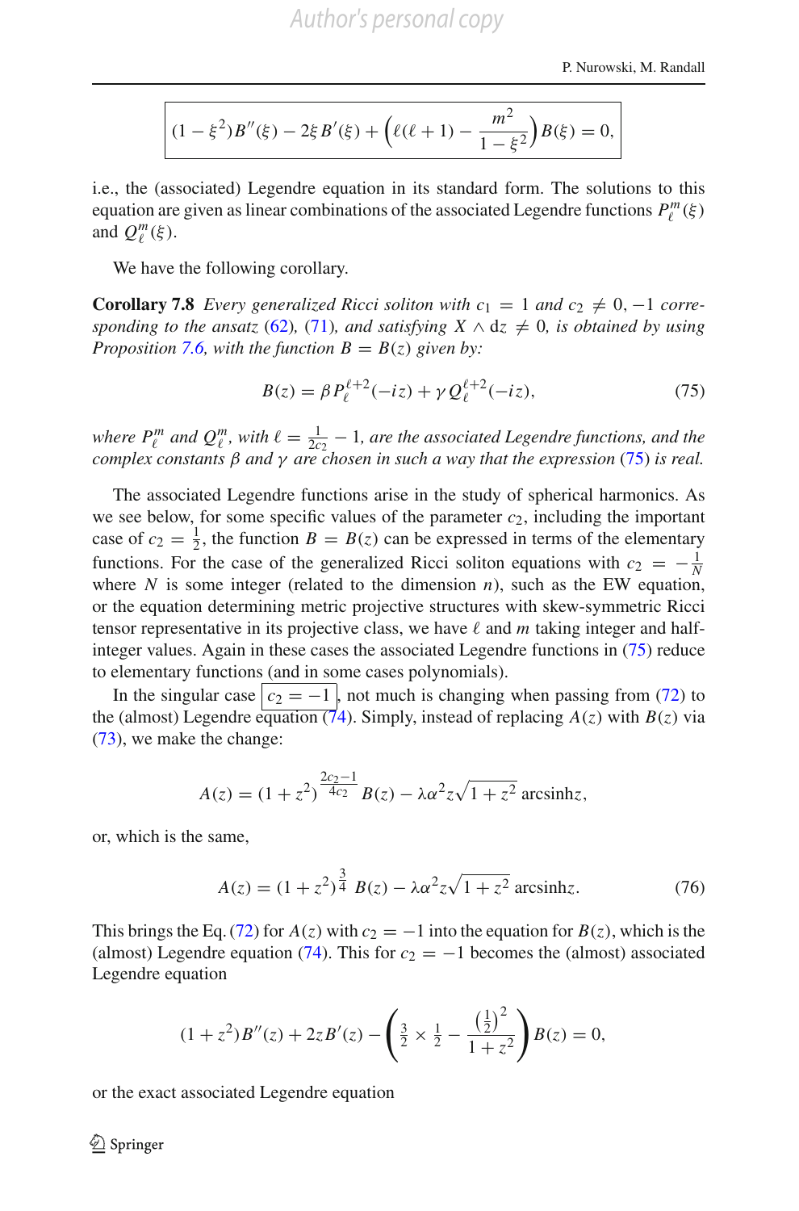$$\boxed{(1-\xi^2)B''(\xi) - 2\xi B'(\xi) + \Big(\ell(\ell+1) - \frac{m^2}{1-\xi^2}\Big)B(\xi) = 0,}$$

i.e., the (associated) Legendre equation in its standard form. The solutions to this equation are given as linear combinations of the associated Legendre functions $P_\ell^m(\xi)$ and $Q_\ell^m(\xi)$.

We have the following corollary.

**Corollary 7.8** *Every generalized Ricci soliton with $c_1 = 1$ and $c_2 \neq 0, -1$ corresponding to the ansatz (62), (71), and satisfying $X \wedge \mathrm{d}z \neq 0$, is obtained by using Proposition 7.6, with the function $B = B(z)$ given by:*

$$B(z) = \beta P_\ell^{\ell+2}(-iz) + \gamma Q_\ell^{\ell+2}(-iz), \tag{75}$$

*where $P_\ell^m$ and $Q_\ell^m$, with $\ell = \frac{1}{2c_2} - 1$, are the associated Legendre functions, and the complex constants $\beta$ and $\gamma$ are chosen in such a way that the expression (75) is real.*

The associated Legendre functions arise in the study of spherical harmonics. As we see below, for some specific values of the parameter $c_2$, including the important case of $c_2 = \frac{1}{2}$, the function $B = B(z)$ can be expressed in terms of the elementary functions. For the case of the generalized Ricci soliton equations with $c_2 = -\frac{1}{N}$ where $N$ is some integer (related to the dimension $n$), such as the EW equation, or the equation determining metric projective structures with skew-symmetric Ricci tensor representative in its projective class, we have $\ell$ and $m$ taking integer and half-integer values. Again in these cases the associated Legendre functions in (75) reduce to elementary functions (and in some cases polynomials).

In the singular case $\boxed{c_2 = -1}$, not much is changing when passing from (72) to the (almost) Legendre equation (74). Simply, instead of replacing $A(z)$ with $B(z)$ via (73), we make the change:

$$A(z) = (1+z^2)^{\frac{2c_2-1}{4c_2}} B(z) - \lambda\alpha^2 z\sqrt{1+z^2}\,\mathrm{arcsinh} z,$$

or, which is the same,

$$A(z) = (1+z^2)^{\frac{3}{4}} B(z) - \lambda\alpha^2 z\sqrt{1+z^2}\,\mathrm{arcsinh} z. \tag{76}$$

This brings the Eq. (72) for $A(z)$ with $c_2 = -1$ into the equation for $B(z)$, which is the (almost) Legendre equation (74). This for $c_2 = -1$ becomes the (almost) associated Legendre equation

$$(1+z^2)B''(z) + 2zB'(z) - \left(\tfrac{3}{2} \times \tfrac{1}{2} - \frac{\left(\frac{1}{2}\right)^2}{1+z^2}\right)B(z) = 0,$$

or the exact associated Legendre equation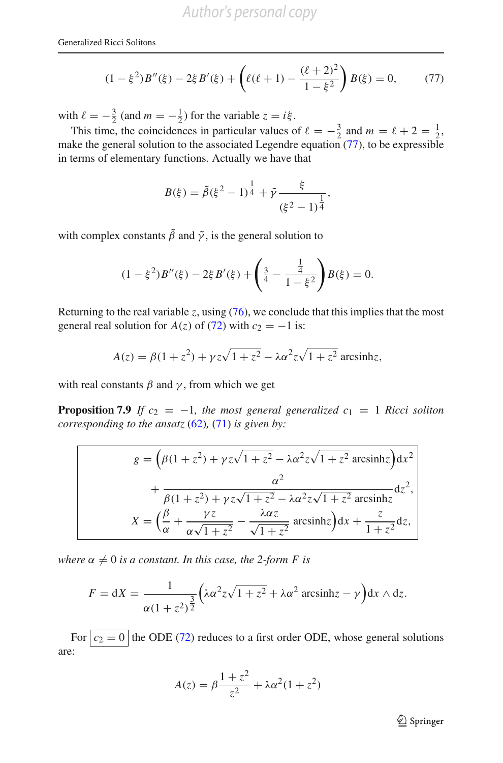$$(1-\xi^2)B''(\xi) - 2\xi B'(\xi) + \left(\ell(\ell+1) - \frac{(\ell+2)^2}{1-\xi^2}\right) B(\xi) = 0, \tag{77}$$

with $\ell = -\frac{3}{2}$ (and $m = -\frac{1}{2}$) for the variable $z = i\xi$.

This time, the coincidences in particular values of $\ell = -\frac{3}{2}$ and $m = \ell + 2 = \frac{1}{2}$, make the general solution to the associated Legendre equation (77), to be expressible in terms of elementary functions. Actually we have that

$$B(\xi) = \tilde{\beta}(\xi^2-1)^{\frac{1}{4}} + \tilde{\gamma}\frac{\xi}{(\xi^2-1)^{\frac{1}{4}}},$$

with complex constants $\tilde{\beta}$ and $\tilde{\gamma}$, is the general solution to

$$(1-\xi^2)B''(\xi) - 2\xi B'(\xi) + \left(\frac{3}{4} - \frac{\frac{1}{4}}{1-\xi^2}\right) B(\xi) = 0.$$

Returning to the real variable $z$, using (76), we conclude that this implies that the most general real solution for $A(z)$ of (72) with $c_2 = -1$ is:

$$A(z) = \beta(1+z^2) + \gamma z\sqrt{1+z^2} - \lambda\alpha^2 z\sqrt{1+z^2}\ \mathrm{arcsinh}z,$$

with real constants $\beta$ and $\gamma$, from which we get

**Proposition 7.9** *If $c_2 = -1$, the most general generalized $c_1 = 1$ Ricci soliton corresponding to the ansatz (62), (71) is given by:*

$$\boxed{\begin{aligned} g &= \left(\beta(1+z^2) + \gamma z\sqrt{1+z^2} - \lambda\alpha^2 z\sqrt{1+z^2}\ \mathrm{arcsinh}z\right)\mathrm{d}x^2 \\ &\quad + \frac{\alpha^2}{\beta(1+z^2) + \gamma z\sqrt{1+z^2} - \lambda\alpha^2 z\sqrt{1+z^2}\ \mathrm{arcsinh}z}\mathrm{d}z^2, \\ X &= \left(\frac{\beta}{\alpha} + \frac{\gamma z}{\alpha\sqrt{1+z^2}} - \frac{\lambda\alpha z}{\sqrt{1+z^2}}\ \mathrm{arcsinh}z\right)\mathrm{d}x + \frac{z}{1+z^2}\mathrm{d}z, \end{aligned}}$$

*where $\alpha \neq 0$ is a constant. In this case, the 2-form $F$ is*

$$F = \mathrm{d}X = \frac{1}{\alpha(1+z^2)^{\frac{3}{2}}}\left(\lambda\alpha^2 z\sqrt{1+z^2} + \lambda\alpha^2\ \mathrm{arcsinh}z - \gamma\right)\mathrm{d}x \wedge \mathrm{d}z.$$

For $\boxed{c_2 = 0}$ the ODE (72) reduces to a first order ODE, whose general solutions are:

$$A(z) = \beta\frac{1+z^2}{z^2} + \lambda\alpha^2(1+z^2)$$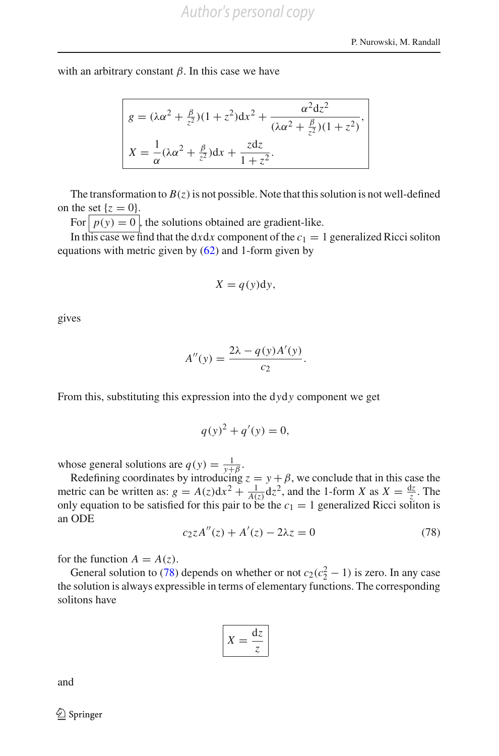with an arbitrary constant $\beta$. In this case we have

$$
\boxed{\begin{aligned}
g &= (\lambda\alpha^2 + \tfrac{\beta}{z^2})(1+z^2)\mathrm{d}x^2 + \frac{\alpha^2 \mathrm{d}z^2}{(\lambda\alpha^2 + \frac{\beta}{z^2})(1+z^2)},\\
X &= \frac{1}{\alpha}(\lambda\alpha^2 + \tfrac{\beta}{z^2})\mathrm{d}x + \frac{z\mathrm{d}z}{1+z^2}.
\end{aligned}}
$$

The transformation to $B(z)$ is not possible. Note that this solution is not well-defined on the set $\{z = 0\}$.

For $\boxed{p(y) = 0}$, the solutions obtained are gradient-like.

In this case we find that the $\mathrm{d}x\mathrm{d}x$ component of the $c_1 = 1$ generalized Ricci soliton equations with metric given by (62) and 1-form given by

$$
X = q(y)\mathrm{d}y,
$$

gives

$$
A''(y) = \frac{2\lambda - q(y)A'(y)}{c_2}.
$$

From this, substituting this expression into the $\mathrm{d}y\mathrm{d}y$ component we get

$$
q(y)^2 + q'(y) = 0,
$$

whose general solutions are $q(y) = \frac{1}{y+\beta}$.

Redefining coordinates by introducing $z = y + \beta$, we conclude that in this case the metric can be written as: $g = A(z)\mathrm{d}x^2 + \frac{1}{A(z)}\mathrm{d}z^2$, and the 1-form $X$ as $X = \frac{\mathrm{d}z}{z}$. The only equation to be satisfied for this pair to be the $c_1 = 1$ generalized Ricci soliton is an ODE

$$
c_2 z A''(z) + A'(z) - 2\lambda z = 0 \tag{78}
$$

for the function $A = A(z)$.

General solution to (78) depends on whether or not $c_2(c_2^2 - 1)$ is zero. In any case the solution is always expressible in terms of elementary functions. The corresponding solitons have

$$
\boxed{X = \frac{\mathrm{d}z}{z}}
$$

and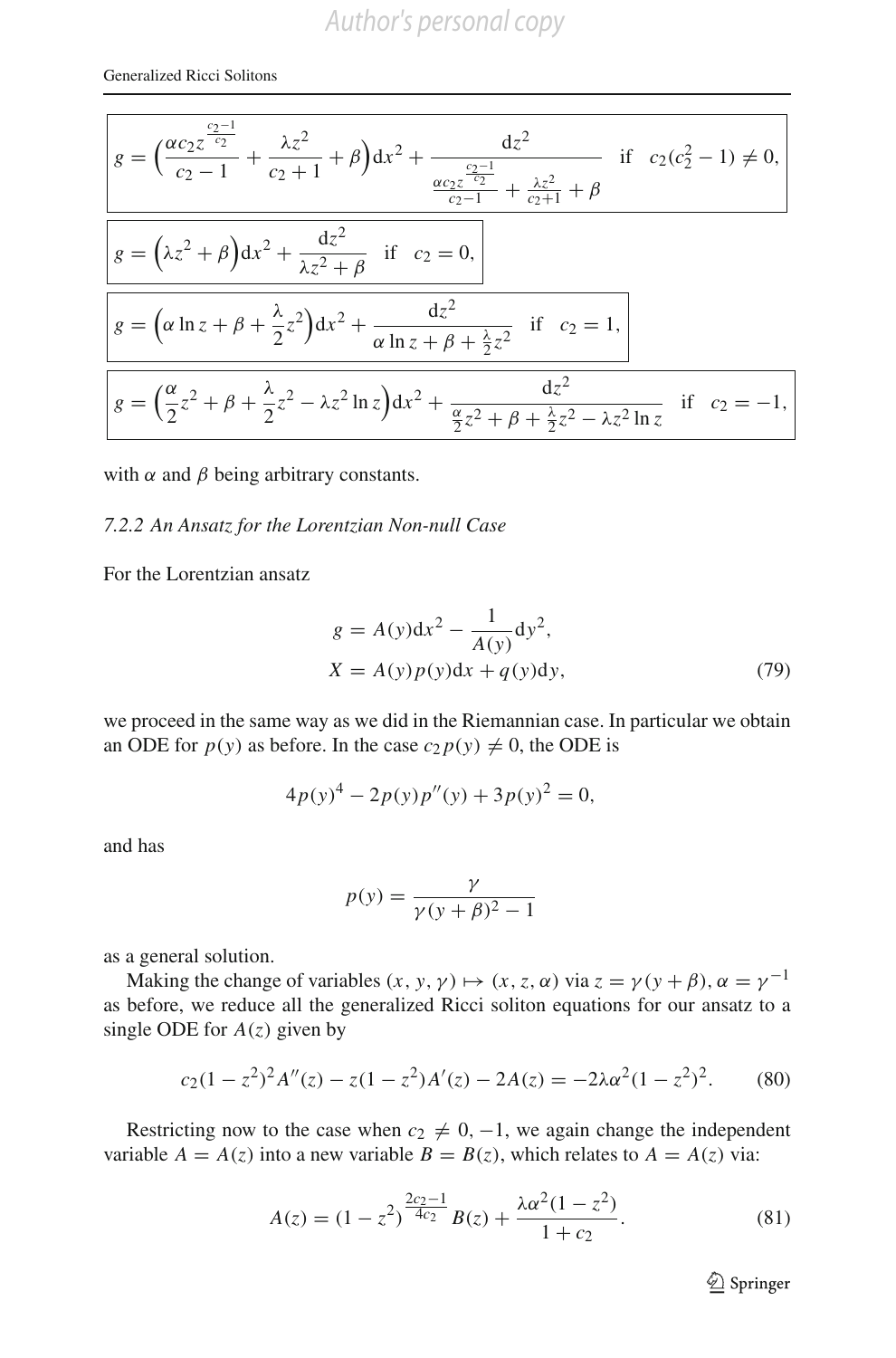$$g = \Big(\frac{\alpha c_2 z^{\frac{c_2-1}{c_2}}}{c_2-1} + \frac{\lambda z^2}{c_2+1} + \beta\Big)\mathrm{d}x^2 + \frac{\mathrm{d}z^2}{\frac{\alpha c_2 z^{\frac{c_2-1}{c_2}}}{c_2-1} + \frac{\lambda z^2}{c_2+1} + \beta} \quad \text{if} \quad c_2(c_2^2-1) \neq 0,$$

$$g = \Big(\lambda z^2 + \beta\Big)\mathrm{d}x^2 + \frac{\mathrm{d}z^2}{\lambda z^2 + \beta} \quad \text{if} \quad c_2 = 0,$$

$$g = \Big(\alpha \ln z + \beta + \frac{\lambda}{2} z^2\Big)\mathrm{d}x^2 + \frac{\mathrm{d}z^2}{\alpha \ln z + \beta + \frac{\lambda}{2} z^2} \quad \text{if} \quad c_2 = 1,$$

$$g = \Big(\frac{\alpha}{2} z^2 + \beta + \frac{\lambda}{2} z^2 - \lambda z^2 \ln z\Big)\mathrm{d}x^2 + \frac{\mathrm{d}z^2}{\frac{\alpha}{2} z^2 + \beta + \frac{\lambda}{2} z^2 - \lambda z^2 \ln z} \quad \text{if} \quad c_2 = -1,$$

with $\alpha$ and $\beta$ being arbitrary constants.

#### *7.2.2 An Ansatz for the Lorentzian Non-null Case*

For the Lorentzian ansatz

$$\begin{aligned} g &= A(y)\mathrm{d}x^2 - \frac{1}{A(y)}\mathrm{d}y^2, \\ X &= A(y)p(y)\mathrm{d}x + q(y)\mathrm{d}y, \end{aligned} \tag{79}$$

we proceed in the same way as we did in the Riemannian case. In particular we obtain an ODE for $p(y)$ as before. In the case $c_2 p(y) \neq 0$, the ODE is

$$4p(y)^4 - 2p(y)p''(y) + 3p(y)^2 = 0,$$

and has

$$p(y) = \frac{\gamma}{\gamma(y+\beta)^2 - 1}$$

as a general solution.

Making the change of variables $(x, y, \gamma) \mapsto (x, z, \alpha)$ via $z = \gamma(y + \beta)$, $\alpha = \gamma^{-1}$ as before, we reduce all the generalized Ricci soliton equations for our ansatz to a single ODE for $A(z)$ given by

$$c_2(1-z^2)^2 A''(z) - z(1-z^2)A'(z) - 2A(z) = -2\lambda\alpha^2(1-z^2)^2. \tag{80}$$

Restricting now to the case when $c_2 \neq 0, -1$, we again change the independent variable $A = A(z)$ into a new variable $B = B(z)$, which relates to $A = A(z)$ via:

$$A(z) = (1-z^2)^{\frac{2c_2-1}{4c_2}} B(z) + \frac{\lambda\alpha^2(1-z^2)}{1+c_2}. \tag{81}$$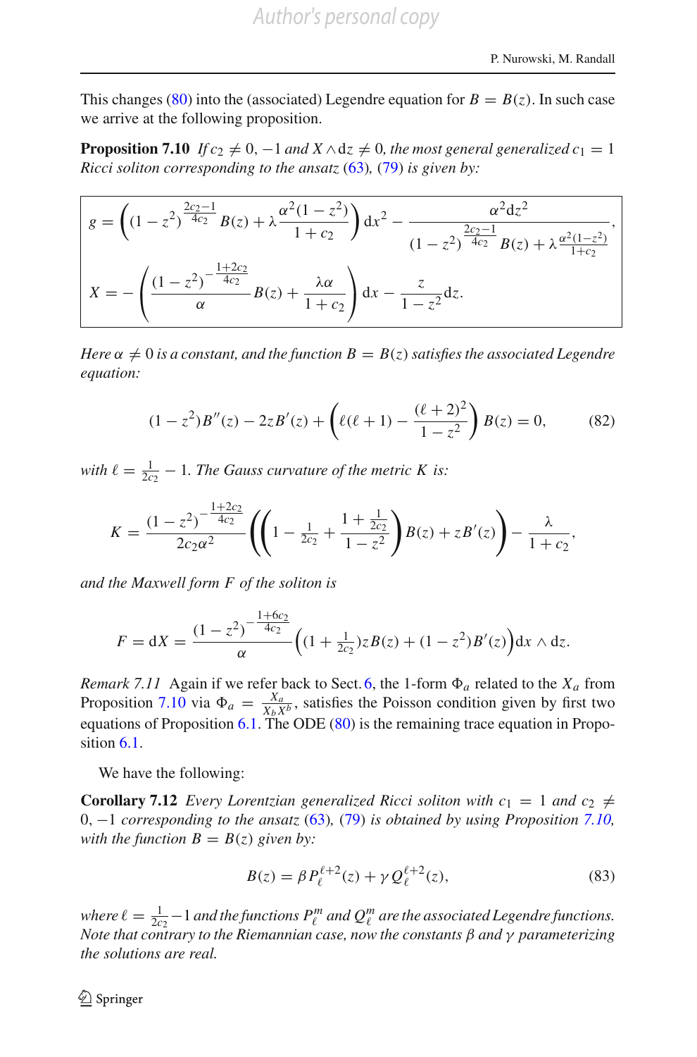This changes (80) into the (associated) Legendre equation for $B = B(z)$. In such case we arrive at the following proposition.

**Proposition 7.10** *If $c_2 \neq 0, -1$ and $X \wedge \mathrm{d}z \neq 0$, the most general generalized $c_1 = 1$ Ricci soliton corresponding to the ansatz (63), (79) is given by:*

$$g = \left((1-z^2)^{\frac{2c_2-1}{4c_2}} B(z) + \lambda \frac{\alpha^2(1-z^2)}{1+c_2}\right)\mathrm{d}x^2 - \frac{\alpha^2 \mathrm{d}z^2}{(1-z^2)^{\frac{2c_2-1}{4c_2}} B(z) + \lambda \frac{\alpha^2(1-z^2)}{1+c_2}},$$

$$X = -\left(\frac{(1-z^2)^{-\frac{1+2c_2}{4c_2}}}{\alpha} B(z) + \frac{\lambda\alpha}{1+c_2}\right)\mathrm{d}x - \frac{z}{1-z^2}\mathrm{d}z.$$

*Here $\alpha \neq 0$ is a constant, and the function $B = B(z)$ satisfies the associated Legendre equation:*

$$(1-z^2)B''(z) - 2zB'(z) + \left(\ell(\ell+1) - \frac{(\ell+2)^2}{1-z^2}\right)B(z) = 0, \tag{82}$$

*with $\ell = \frac{1}{2c_2} - 1$. The Gauss curvature of the metric $K$ is:*

$$K = \frac{(1-z^2)^{-\frac{1+2c_2}{4c_2}}}{2c_2\alpha^2}\left(\left(1 - \tfrac{1}{2c_2} + \frac{1+\frac{1}{2c_2}}{1-z^2}\right)B(z) + zB'(z)\right) - \frac{\lambda}{1+c_2},$$

*and the Maxwell form $F$ of the soliton is*

$$F = \mathrm{d}X = \frac{(1-z^2)^{-\frac{1+6c_2}{4c_2}}}{\alpha}\Big((1+\tfrac{1}{2c_2})zB(z) + (1-z^2)B'(z)\Big)\mathrm{d}x \wedge \mathrm{d}z.$$

*Remark 7.11* Again if we refer back to Sect. 6, the 1-form $\Phi_a$ related to the $X_a$ from Proposition 7.10 via $\Phi_a = \frac{X_a}{X_b X^b}$, satisfies the Poisson condition given by first two equations of Proposition 6.1. The ODE (80) is the remaining trace equation in Proposition 6.1.

We have the following:

**Corollary 7.12** *Every Lorentzian generalized Ricci soliton with $c_1 = 1$ and $c_2 \neq 0, -1$ corresponding to the ansatz (63), (79) is obtained by using Proposition 7.10, with the function $B = B(z)$ given by:*

$$B(z) = \beta P_\ell^{\ell+2}(z) + \gamma Q_\ell^{\ell+2}(z), \tag{83}$$

*where $\ell = \frac{1}{2c_2} - 1$ and the functions $P_\ell^m$ and $Q_\ell^m$ are the associated Legendre functions. Note that contrary to the Riemannian case, now the constants $\beta$ and $\gamma$ parameterizing the solutions are real.*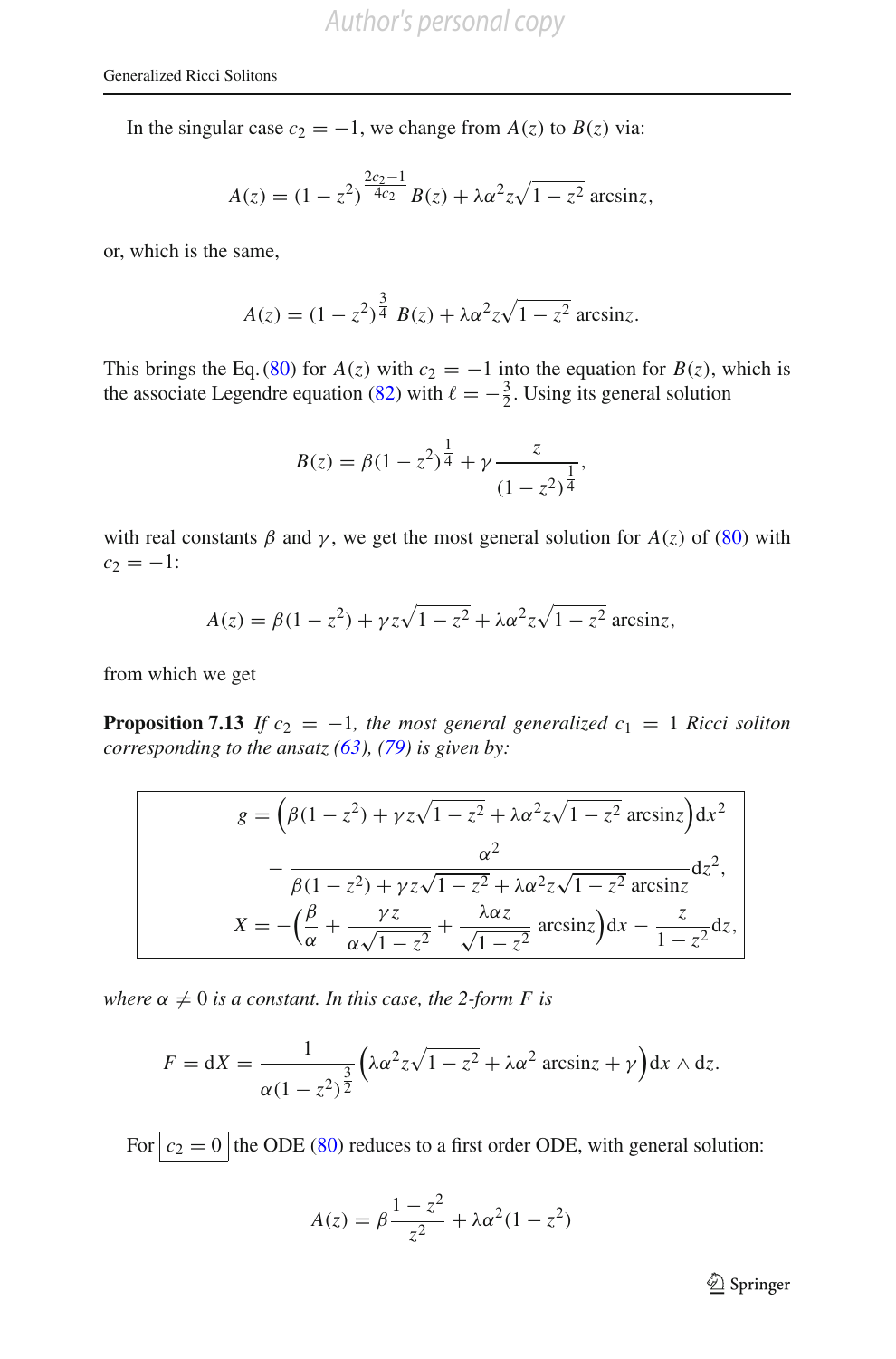In the singular case $c_2 = -1$, we change from $A(z)$ to $B(z)$ via:

$$A(z) = (1 - z^2)^{\frac{2c_2 - 1}{4c_2}} B(z) + \lambda\alpha^2 z\sqrt{1 - z^2}\ \text{arcsin}z,$$

or, which is the same,

$$A(z) = (1 - z^2)^{\frac{3}{4}} B(z) + \lambda\alpha^2 z\sqrt{1 - z^2}\ \text{arcsin}z.$$

This brings the Eq. (80) for $A(z)$ with $c_2 = -1$ into the equation for $B(z)$, which is the associate Legendre equation (82) with $\ell = -\frac{3}{2}$. Using its general solution

$$B(z) = \beta(1 - z^2)^{\frac{1}{4}} + \gamma\frac{z}{(1 - z^2)^{\frac{1}{4}}},$$

with real constants $\beta$ and $\gamma$, we get the most general solution for $A(z)$ of (80) with $c_2 = -1$:

$$A(z) = \beta(1 - z^2) + \gamma z\sqrt{1 - z^2} + \lambda\alpha^2 z\sqrt{1 - z^2}\ \text{arcsin}z,$$

from which we get

**Proposition 7.13** *If $c_2 = -1$, the most general generalized $c_1 = 1$ Ricci soliton corresponding to the ansatz (63), (79) is given by:*

$$\boxed{\begin{aligned} g &= \Big(\beta(1 - z^2) + \gamma z\sqrt{1 - z^2} + \lambda\alpha^2 z\sqrt{1 - z^2}\ \text{arcsin}z\Big)\text{d}x^2 \\ &\quad - \frac{\alpha^2}{\beta(1 - z^2) + \gamma z\sqrt{1 - z^2} + \lambda\alpha^2 z\sqrt{1 - z^2}\ \text{arcsin}z}\text{d}z^2, \\ X &= -\Big(\frac{\beta}{\alpha} + \frac{\gamma z}{\alpha\sqrt{1 - z^2}} + \frac{\lambda\alpha z}{\sqrt{1 - z^2}}\ \text{arcsin}z\Big)\text{d}x - \frac{z}{1 - z^2}\text{d}z, \end{aligned}}$$

*where $\alpha \neq 0$ is a constant. In this case, the 2-form $F$ is*

$$F = \text{d}X = \frac{1}{\alpha(1 - z^2)^{\frac{3}{2}}}\Big(\lambda\alpha^2 z\sqrt{1 - z^2} + \lambda\alpha^2\ \text{arcsin}z + \gamma\Big)\text{d}x \wedge \text{d}z.$$

For $\boxed{c_2 = 0}$ the ODE (80) reduces to a first order ODE, with general solution:

$$A(z) = \beta\frac{1 - z^2}{z^2} + \lambda\alpha^2(1 - z^2)$$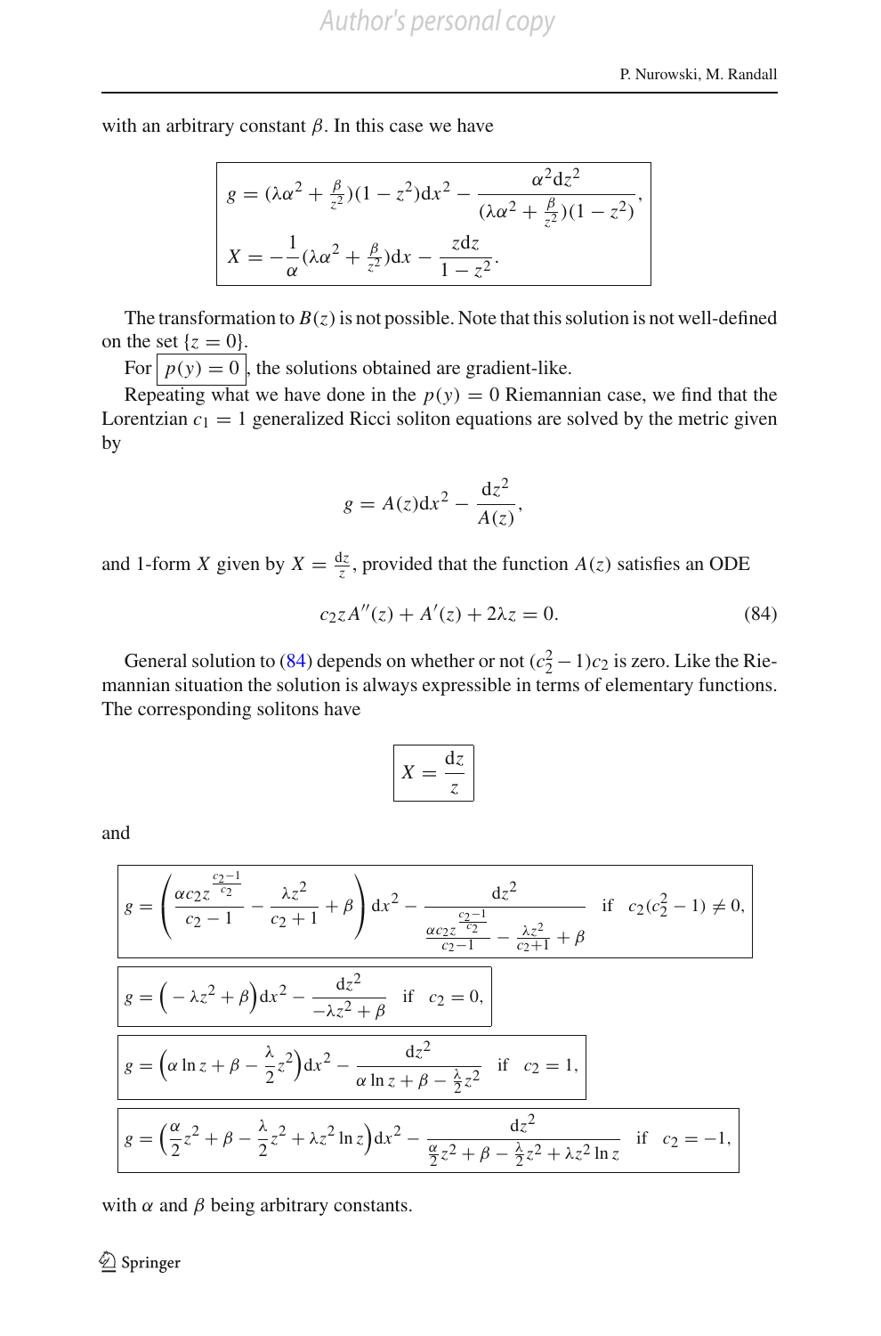with an arbitrary constant $\beta$. In this case we have

$$
\boxed{
\begin{aligned}
g &= (\lambda\alpha^2 + \tfrac{\beta}{z^2})(1 - z^2)\mathrm{d}x^2 - \frac{\alpha^2 \mathrm{d}z^2}{(\lambda\alpha^2 + \frac{\beta}{z^2})(1 - z^2)},\\
X &= -\frac{1}{\alpha}(\lambda\alpha^2 + \tfrac{\beta}{z^2})\mathrm{d}x - \frac{z\mathrm{d}z}{1 - z^2}.
\end{aligned}
}
$$

The transformation to $B(z)$ is not possible. Note that this solution is not well-defined on the set $\{z = 0\}$.

For $\boxed{p(y) = 0}$, the solutions obtained are gradient-like.

Repeating what we have done in the $p(y) = 0$ Riemannian case, we find that the Lorentzian $c_1 = 1$ generalized Ricci soliton equations are solved by the metric given by

$$
g = A(z)\mathrm{d}x^2 - \frac{\mathrm{d}z^2}{A(z)},
$$

and 1-form $X$ given by $X = \frac{\mathrm{d}z}{z}$, provided that the function $A(z)$ satisfies an ODE

$$
c_2 z A''(z) + A'(z) + 2\lambda z = 0. \tag{84}
$$

General solution to (84) depends on whether or not $(c_2^2 - 1)c_2$ is zero. Like the Riemannian situation the solution is always expressible in terms of elementary functions. The corresponding solitons have

$$
\boxed{X = \frac{\mathrm{d}z}{z}}
$$

and

$$
\boxed{g = \left(\frac{\alpha c_2 z^{\frac{c_2 - 1}{c_2}}}{c_2 - 1} - \frac{\lambda z^2}{c_2 + 1} + \beta\right)\mathrm{d}x^2 - \frac{\mathrm{d}z^2}{\frac{\alpha c_2 z^{\frac{c_2 - 1}{c_2}}}{c_2 - 1} - \frac{\lambda z^2}{c_2 + 1} + \beta} \quad \text{if} \quad c_2(c_2^2 - 1) \neq 0,}
$$

$$
\boxed{g = \Big(-\lambda z^2 + \beta\Big)\mathrm{d}x^2 - \frac{\mathrm{d}z^2}{-\lambda z^2 + \beta} \quad \text{if} \quad c_2 = 0,}
$$

$$
\boxed{g = \Big(\alpha \ln z + \beta - \frac{\lambda}{2}z^2\Big)\mathrm{d}x^2 - \frac{\mathrm{d}z^2}{\alpha \ln z + \beta - \frac{\lambda}{2}z^2} \quad \text{if} \quad c_2 = 1,}
$$

$$
\boxed{g = \Big(\frac{\alpha}{2}z^2 + \beta - \frac{\lambda}{2}z^2 + \lambda z^2 \ln z\Big)\mathrm{d}x^2 - \frac{\mathrm{d}z^2}{\frac{\alpha}{2}z^2 + \beta - \frac{\lambda}{2}z^2 + \lambda z^2 \ln z} \quad \text{if} \quad c_2 = -1,}
$$

with $\alpha$ and $\beta$ being arbitrary constants.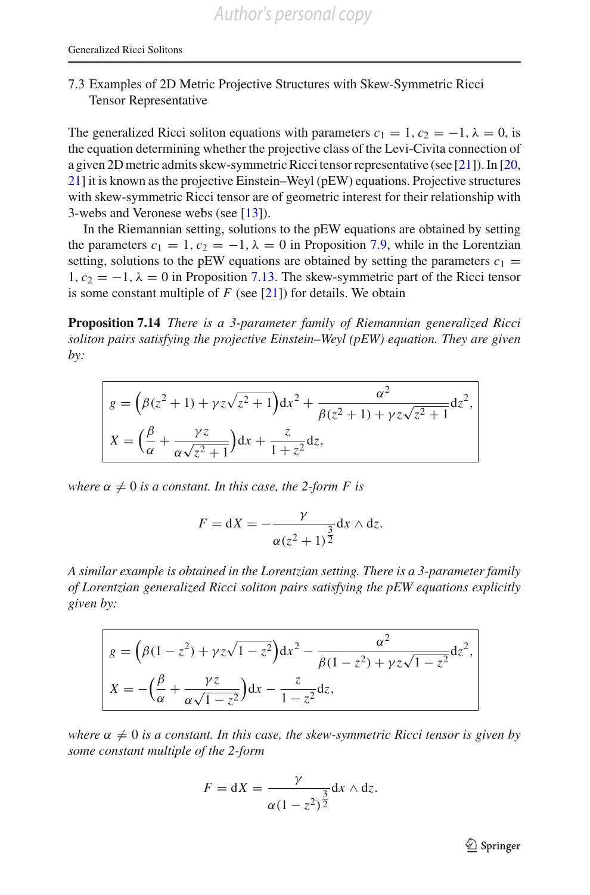### 7.3 Examples of 2D Metric Projective Structures with Skew-Symmetric Ricci Tensor Representative

The generalized Ricci soliton equations with parameters $c_1 = 1, c_2 = -1, \lambda = 0$, is the equation determining whether the projective class of the Levi-Civita connection of a given 2D metric admits skew-symmetric Ricci tensor representative (see [21]). In [20, 21] it is known as the projective Einstein–Weyl (pEW) equations. Projective structures with skew-symmetric Ricci tensor are of geometric interest for their relationship with 3-webs and Veronese webs (see [13]).

In the Riemannian setting, solutions to the pEW equations are obtained by setting the parameters $c_1 = 1, c_2 = -1, \lambda = 0$ in Proposition 7.9, while in the Lorentzian setting, solutions to the pEW equations are obtained by setting the parameters $c_1 = 1, c_2 = -1, \lambda = 0$ in Proposition 7.13. The skew-symmetric part of the Ricci tensor is some constant multiple of $F$ (see [21]) for details. We obtain

**Proposition 7.14** *There is a 3-parameter family of Riemannian generalized Ricci soliton pairs satisfying the projective Einstein–Weyl (pEW) equation. They are given by:*

$$
\boxed{
\begin{aligned}
g &= \left(\beta(z^2+1) + \gamma z\sqrt{z^2+1}\right)\mathrm{d}x^2 + \frac{\alpha^2}{\beta(z^2+1) + \gamma z\sqrt{z^2+1}}\mathrm{d}z^2,\\
X &= \left(\frac{\beta}{\alpha} + \frac{\gamma z}{\alpha\sqrt{z^2+1}}\right)\mathrm{d}x + \frac{z}{1+z^2}\mathrm{d}z,
\end{aligned}
}
$$

*where $\alpha \neq 0$ is a constant. In this case, the 2-form $F$ is*

$$
F = \mathrm{d}X = -\frac{\gamma}{\alpha(z^2+1)^{\frac{3}{2}}}\mathrm{d}x \wedge \mathrm{d}z.
$$

*A similar example is obtained in the Lorentzian setting. There is a 3-parameter family of Lorentzian generalized Ricci soliton pairs satisfying the pEW equations explicitly given by:*

$$
\boxed{
\begin{aligned}
g &= \left(\beta(1-z^2) + \gamma z\sqrt{1-z^2}\right)\mathrm{d}x^2 - \frac{\alpha^2}{\beta(1-z^2) + \gamma z\sqrt{1-z^2}}\mathrm{d}z^2,\\
X &= -\left(\frac{\beta}{\alpha} + \frac{\gamma z}{\alpha\sqrt{1-z^2}}\right)\mathrm{d}x - \frac{z}{1-z^2}\mathrm{d}z,
\end{aligned}
}
$$

*where $\alpha \neq 0$ is a constant. In this case, the skew-symmetric Ricci tensor is given by some constant multiple of the 2-form*

$$
F = \mathrm{d}X = \frac{\gamma}{\alpha(1-z^2)^{\frac{3}{2}}}\mathrm{d}x \wedge \mathrm{d}z.
$$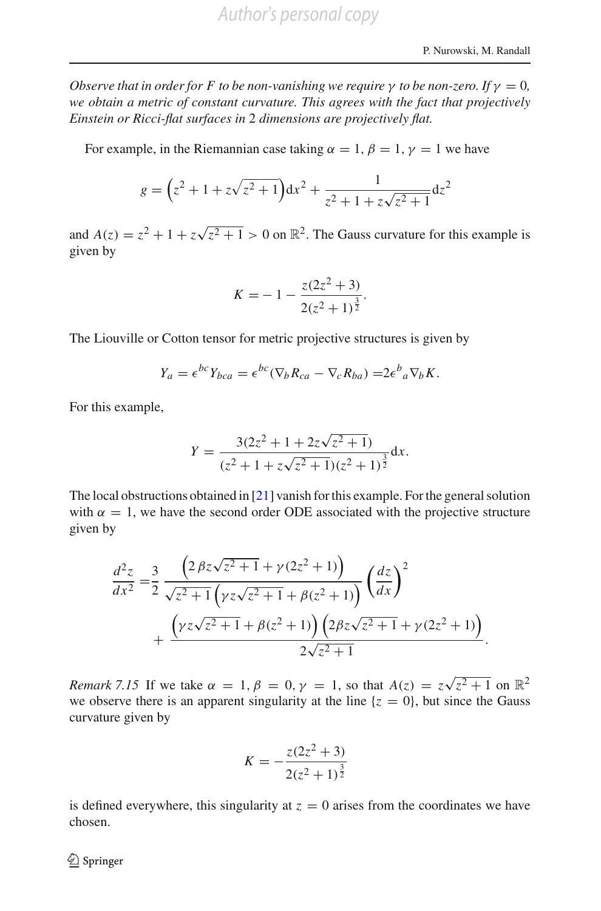*Observe that in order for $F$ to be non-vanishing we require $\gamma$ to be non-zero. If $\gamma = 0$, we obtain a metric of constant curvature. This agrees with the fact that projectively Einstein or Ricci-flat surfaces in 2 dimensions are projectively flat.*

For example, in the Riemannian case taking $\alpha = 1$, $\beta = 1$, $\gamma = 1$ we have

$$g = \left(z^2 + 1 + z\sqrt{z^2+1}\right)\mathrm{d}x^2 + \frac{1}{z^2 + 1 + z\sqrt{z^2+1}}\mathrm{d}z^2$$

and $A(z) = z^2 + 1 + z\sqrt{z^2+1} > 0$ on $\mathbb{R}^2$. The Gauss curvature for this example is given by

$$K = -1 - \frac{z(2z^2+3)}{2(z^2+1)^{\frac{3}{2}}}.$$

The Liouville or Cotton tensor for metric projective structures is given by

$$Y_a = \epsilon^{bc} Y_{bca} = \epsilon^{bc}(\nabla_b R_{ca} - \nabla_c R_{ba}) = 2\epsilon^b{}_a \nabla_b K.$$

For this example,

$$Y = \frac{3(2z^2 + 1 + 2z\sqrt{z^2+1})}{(z^2 + 1 + z\sqrt{z^2+1})(z^2+1)^{\frac{3}{2}}}\mathrm{d}x.$$

The local obstructions obtained in [21] vanish for this example. For the general solution with $\alpha = 1$, we have the second order ODE associated with the projective structure given by

$$\begin{aligned}
\frac{d^2z}{dx^2} =& \frac{3}{2}\,\frac{\left(2\,\beta z\sqrt{z^2+1} + \gamma(2z^2+1)\right)}{\sqrt{z^2+1}\left(\gamma z\sqrt{z^2+1} + \beta(z^2+1)\right)}\left(\frac{dz}{dx}\right)^2 \\
&+ \frac{\left(\gamma z\sqrt{z^2+1} + \beta(z^2+1)\right)\left(2\beta z\sqrt{z^2+1} + \gamma(2z^2+1)\right)}{2\sqrt{z^2+1}}.
\end{aligned}$$

*Remark 7.15* If we take $\alpha = 1$, $\beta = 0$, $\gamma = 1$, so that $A(z) = z\sqrt{z^2+1}$ on $\mathbb{R}^2$ we observe there is an apparent singularity at the line $\{z = 0\}$, but since the Gauss curvature given by

$$K = -\frac{z(2z^2+3)}{2(z^2+1)^{\frac{3}{2}}}$$

is defined everywhere, this singularity at $z = 0$ arises from the coordinates we have chosen.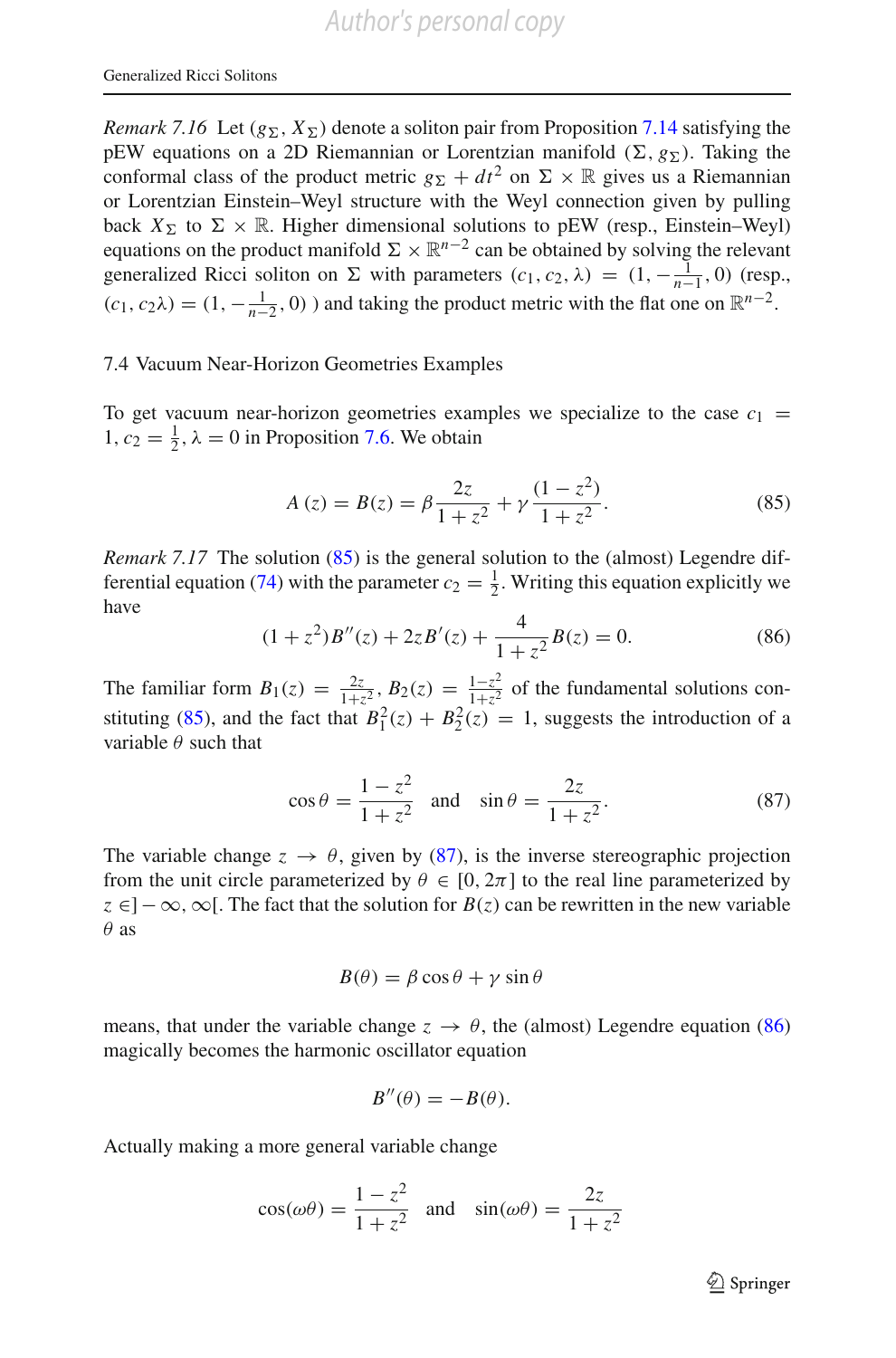*Remark 7.16* Let $(g_\Sigma, X_\Sigma)$ denote a soliton pair from Proposition 7.14 satisfying the pEW equations on a 2D Riemannian or Lorentzian manifold $(\Sigma, g_\Sigma)$. Taking the conformal class of the product metric $g_\Sigma + dt^2$ on $\Sigma \times \mathbb{R}$ gives us a Riemannian or Lorentzian Einstein–Weyl structure with the Weyl connection given by pulling back $X_\Sigma$ to $\Sigma \times \mathbb{R}$. Higher dimensional solutions to pEW (resp., Einstein–Weyl) equations on the product manifold $\Sigma \times \mathbb{R}^{n-2}$ can be obtained by solving the relevant generalized Ricci soliton on $\Sigma$ with parameters $(c_1, c_2, \lambda) = (1, -\frac{1}{n-1}, 0)$ (resp., $(c_1, c_2 \lambda) = (1, -\frac{1}{n-2}, 0)$ ) and taking the product metric with the flat one on $\mathbb{R}^{n-2}$.

### 7.4 Vacuum Near-Horizon Geometries Examples

To get vacuum near-horizon geometries examples we specialize to the case $c_1 = 1, c_2 = \frac{1}{2}, \lambda = 0$ in Proposition 7.6. We obtain

$$A(z) = B(z) = \beta \frac{2z}{1+z^2} + \gamma \frac{(1-z^2)}{1+z^2}. \tag{85}$$

*Remark 7.17* The solution (85) is the general solution to the (almost) Legendre differential equation (74) with the parameter $c_2 = \frac{1}{2}$. Writing this equation explicitly we have

$$(1+z^2)B''(z) + 2zB'(z) + \frac{4}{1+z^2}B(z) = 0. \tag{86}$$

The familiar form $B_1(z) = \frac{2z}{1+z^2}$, $B_2(z) = \frac{1-z^2}{1+z^2}$ of the fundamental solutions constituting (85), and the fact that $B_1^2(z) + B_2^2(z) = 1$, suggests the introduction of a variable $\theta$ such that

$$\cos\theta = \frac{1-z^2}{1+z^2} \quad \text{and} \quad \sin\theta = \frac{2z}{1+z^2}. \tag{87}$$

The variable change $z \to \theta$, given by (87), is the inverse stereographic projection from the unit circle parameterized by $\theta \in [0, 2\pi]$ to the real line parameterized by $z \in ]-\infty, \infty[$. The fact that the solution for $B(z)$ can be rewritten in the new variable $\theta$ as

$$B(\theta) = \beta\cos\theta + \gamma\sin\theta$$

means, that under the variable change $z \to \theta$, the (almost) Legendre equation (86) magically becomes the harmonic oscillator equation

$$B''(\theta) = -B(\theta).$$

Actually making a more general variable change

$$\cos(\omega\theta) = \frac{1-z^2}{1+z^2} \quad \text{and} \quad \sin(\omega\theta) = \frac{2z}{1+z^2}$$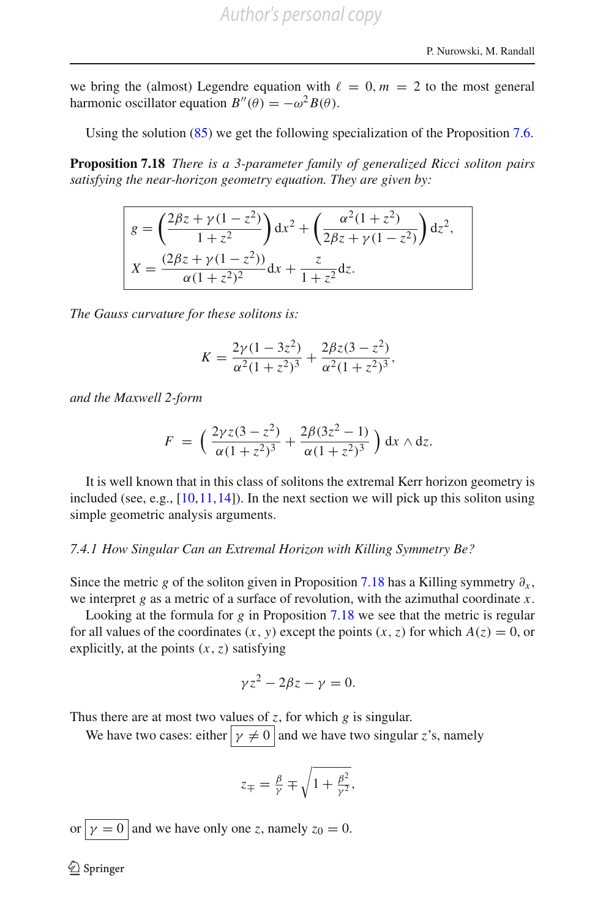we bring the (almost) Legendre equation with $\ell = 0, m = 2$ to the most general harmonic oscillator equation $B''(\theta) = -\omega^2 B(\theta)$.

Using the solution (85) we get the following specialization of the Proposition 7.6.

**Proposition 7.18** *There is a 3-parameter family of generalized Ricci soliton pairs satisfying the near-horizon geometry equation. They are given by:*

$$
\boxed{
\begin{aligned}
g &= \left(\frac{2\beta z + \gamma(1 - z^2)}{1 + z^2}\right) \mathrm{d}x^2 + \left(\frac{\alpha^2(1 + z^2)}{2\beta z + \gamma(1 - z^2)}\right) \mathrm{d}z^2,\\
X &= \frac{(2\beta z + \gamma(1 - z^2))}{\alpha(1 + z^2)^2}\mathrm{d}x + \frac{z}{1 + z^2}\mathrm{d}z.
\end{aligned}
}
$$

*The Gauss curvature for these solitons is:*

$$
K = \frac{2\gamma(1 - 3z^2)}{\alpha^2(1 + z^2)^3} + \frac{2\beta z(3 - z^2)}{\alpha^2(1 + z^2)^3},
$$

*and the Maxwell 2-form*

$$
F = \left( \frac{2\gamma z(3 - z^2)}{\alpha(1 + z^2)^3} + \frac{2\beta(3z^2 - 1)}{\alpha(1 + z^2)^3} \right) \mathrm{d}x \wedge \mathrm{d}z.
$$

It is well known that in this class of solitons the extremal Kerr horizon geometry is included (see, e.g., [10,11,14]). In the next section we will pick up this soliton using simple geometric analysis arguments.

#### *7.4.1 How Singular Can an Extremal Horizon with Killing Symmetry Be?*

Since the metric $g$ of the soliton given in Proposition 7.18 has a Killing symmetry $\partial_x$, we interpret $g$ as a metric of a surface of revolution, with the azimuthal coordinate $x$.

Looking at the formula for $g$ in Proposition 7.18 we see that the metric is regular for all values of the coordinates $(x, y)$ except the points $(x, z)$ for which $A(z) = 0$, or explicitly, at the points $(x, z)$ satisfying

$$
\gamma z^2 - 2\beta z - \gamma = 0.
$$

Thus there are at most two values of $z$, for which $g$ is singular.

We have two cases: either $\boxed{\gamma \neq 0}$ and we have two singular $z$'s, namely

$$
z_{\mp} = \tfrac{\beta}{\gamma} \mp \sqrt{1 + \tfrac{\beta^2}{\gamma^2}},
$$

or $\boxed{\gamma = 0}$ and we have only one $z$, namely $z_0 = 0$.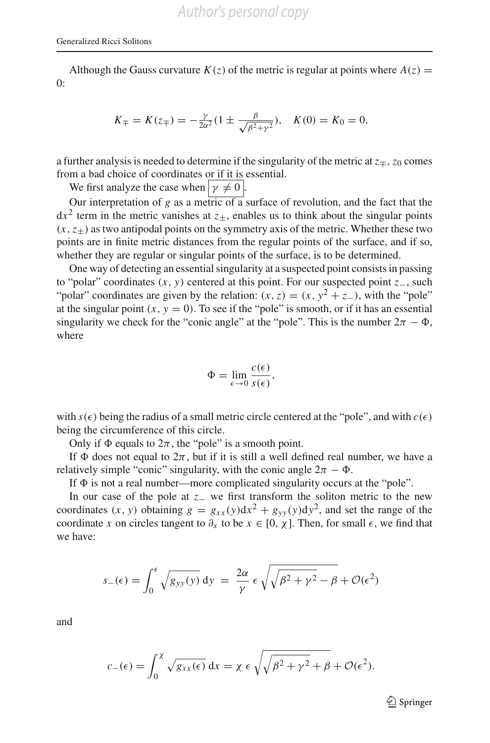Although the Gauss curvature $K(z)$ of the metric is regular at points where $A(z) = 0$:

$$K_{\mp} = K(z_{\mp}) = -\tfrac{\gamma}{2\alpha^2}\left(1 \pm \tfrac{\beta}{\sqrt{\beta^2+\gamma^2}}\right), \quad K(0) = K_0 = 0,$$

a further analysis is needed to determine if the singularity of the metric at $z_{\mp}$, $z_0$ comes from a bad choice of coordinates or if it is essential.

We first analyze the case when $\boxed{\gamma \neq 0}$.

Our interpretation of $g$ as a metric of a surface of revolution, and the fact that the $\mathrm{d}x^2$ term in the metric vanishes at $z_{\pm}$, enables us to think about the singular points $(x, z_{\pm})$ as two antipodal points on the symmetry axis of the metric. Whether these two points are in finite metric distances from the regular points of the surface, and if so, whether they are regular or singular points of the surface, is to be determined.

One way of detecting an essential singularity at a suspected point consists in passing to "polar" coordinates $(x, y)$ centered at this point. For our suspected point $z_-$, such "polar" coordinates are given by the relation: $(x, z) = (x, y^2 + z_-)$, with the "pole" at the singular point $(x, y = 0)$. To see if the "pole" is smooth, or if it has an essential singularity we check for the "conic angle" at the "pole". This is the number $2\pi - \Phi$, where

$$\Phi = \lim_{\epsilon \to 0} \frac{c(\epsilon)}{s(\epsilon)},$$

with $s(\epsilon)$ being the radius of a small metric circle centered at the "pole", and with $c(\epsilon)$ being the circumference of this circle.

Only if $\Phi$ equals to $2\pi$, the "pole" is a smooth point.

If $\Phi$ does not equal to $2\pi$, but if it is still a well defined real number, we have a relatively simple "conic" singularity, with the conic angle $2\pi - \Phi$.

If $\Phi$ is not a real number—more complicated singularity occurs at the "pole".

In our case of the pole at $z_-$ we first transform the soliton metric to the new coordinates $(x, y)$ obtaining $g = g_{xx}(y)\mathrm{d}x^2 + g_{yy}(y)\mathrm{d}y^2$, and set the range of the coordinate $x$ on circles tangent to $\partial_x$ to be $x \in [0, \chi]$. Then, for small $\epsilon$, we find that we have:

$$s_-(\epsilon) = \int_0^{\epsilon} \sqrt{g_{yy}(y)}\,\mathrm{d}y \;=\; \frac{2\alpha}{\gamma}\,\epsilon\,\sqrt{\sqrt{\beta^2+\gamma^2} - \beta} + \mathcal{O}(\epsilon^2)$$

and

$$c_-(\epsilon) = \int_0^{\chi} \sqrt{g_{xx}(\epsilon)}\,\mathrm{d}x = \chi\,\epsilon\,\sqrt{\sqrt{\beta^2+\gamma^2} + \beta} + \mathcal{O}(\epsilon^2).$$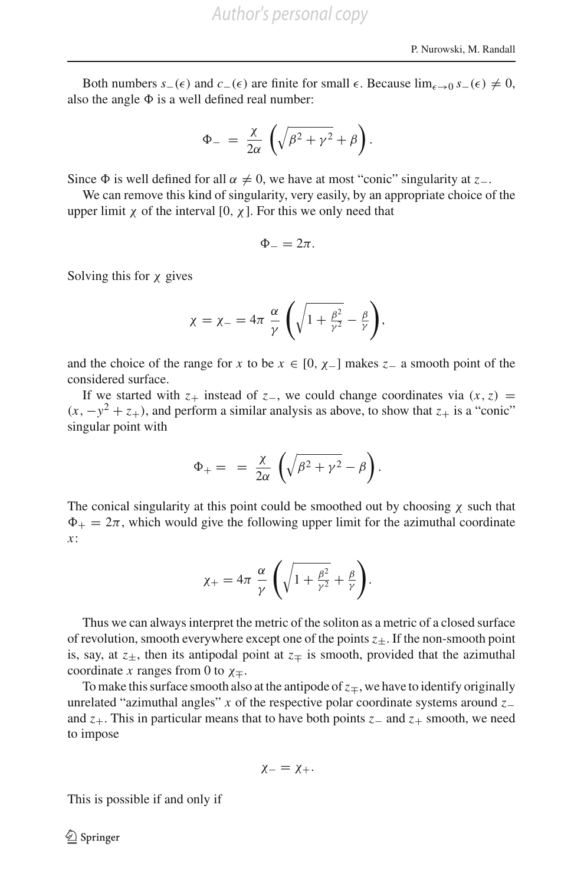Both numbers $s_-(\epsilon)$ and $c_-(\epsilon)$ are finite for small $\epsilon$. Because $\lim_{\epsilon\to 0} s_-(\epsilon) \neq 0$, also the angle $\Phi$ is a well defined real number:

$$\Phi_- = \frac{\chi}{2\alpha}\left(\sqrt{\beta^2+\gamma^2}+\beta\right).$$

Since $\Phi$ is well defined for all $\alpha \neq 0$, we have at most "conic" singularity at $z_-$.

We can remove this kind of singularity, very easily, by an appropriate choice of the upper limit $\chi$ of the interval $[0, \chi]$. For this we only need that

$$\Phi_- = 2\pi.$$

Solving this for $\chi$ gives

$$\chi = \chi_- = 4\pi\ \frac{\alpha}{\gamma}\left(\sqrt{1+\tfrac{\beta^2}{\gamma^2}}-\tfrac{\beta}{\gamma}\right),$$

and the choice of the range for $x$ to be $x \in [0, \chi_-]$ makes $z_-$ a smooth point of the considered surface.

If we started with $z_+$ instead of $z_-$, we could change coordinates via $(x, z) = (x, -y^2 + z_+)$, and perform a similar analysis as above, to show that $z_+$ is a "conic" singular point with

$$\Phi_+ = \ = \frac{\chi}{2\alpha}\left(\sqrt{\beta^2+\gamma^2}-\beta\right).$$

The conical singularity at this point could be smoothed out by choosing $\chi$ such that $\Phi_+ = 2\pi$, which would give the following upper limit for the azimuthal coordinate $x$:

$$\chi_+ = 4\pi\ \frac{\alpha}{\gamma}\left(\sqrt{1+\tfrac{\beta^2}{\gamma^2}}+\tfrac{\beta}{\gamma}\right).$$

Thus we can always interpret the metric of the soliton as a metric of a closed surface of revolution, smooth everywhere except one of the points $z_\pm$. If the non-smooth point is, say, at $z_\pm$, then its antipodal point at $z_\mp$ is smooth, provided that the azimuthal coordinate $x$ ranges from 0 to $\chi_\mp$.

To make this surface smooth also at the antipode of $z_\mp$, we have to identify originally unrelated "azimuthal angles" $x$ of the respective polar coordinate systems around $z_-$ and $z_+$. This in particular means that to have both points $z_-$ and $z_+$ smooth, we need to impose

$$\chi_- = \chi_+.$$

This is possible if and only if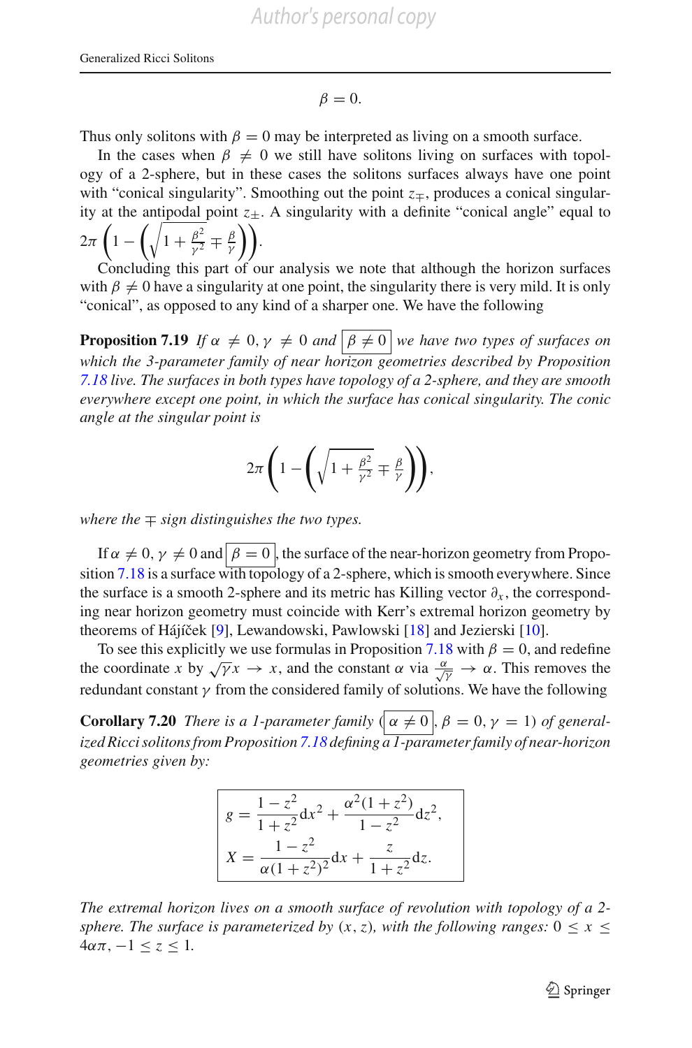$$\beta = 0.$$

Thus only solitons with $\beta = 0$ may be interpreted as living on a smooth surface.

In the cases when $\beta \neq 0$ we still have solitons living on surfaces with topology of a 2-sphere, but in these cases the solitons surfaces always have one point with "conical singularity". Smoothing out the point $z_{\mp}$, produces a conical singularity at the antipodal point $z_{\pm}$. A singularity with a definite "conical angle" equal to $2\pi\left(1-\left(\sqrt{1+\frac{\beta^2}{\gamma^2}}\mp\frac{\beta}{\gamma}\right)\right)$.

Concluding this part of our analysis we note that although the horizon surfaces with $\beta \neq 0$ have a singularity at one point, the singularity there is very mild. It is only "conical", as opposed to any kind of a sharper one. We have the following

**Proposition 7.19** *If $\alpha \neq 0, \gamma \neq 0$ and $\boxed{\beta \neq 0}$ we have two types of surfaces on which the 3-parameter family of near horizon geometries described by Proposition 7.18 live. The surfaces in both types have topology of a 2-sphere, and they are smooth everywhere except one point, in which the surface has conical singularity. The conic angle at the singular point is*

$$2\pi\left(1-\left(\sqrt{1+\frac{\beta^2}{\gamma^2}}\mp\frac{\beta}{\gamma}\right)\right),$$

*where the $\mp$ sign distinguishes the two types.*

If $\alpha \neq 0, \gamma \neq 0$ and $\boxed{\beta = 0}$, the surface of the near-horizon geometry from Proposition 7.18 is a surface with topology of a 2-sphere, which is smooth everywhere. Since the surface is a smooth 2-sphere and its metric has Killing vector $\partial_x$, the corresponding near horizon geometry must coincide with Kerr's extremal horizon geometry by theorems of Hájíček [9], Lewandowski, Pawlowski [18] and Jezierski [10].

To see this explicitly we use formulas in Proposition 7.18 with $\beta = 0$, and redefine the coordinate $x$ by $\sqrt{\gamma}x \to x$, and the constant $\alpha$ via $\frac{\alpha}{\sqrt{\gamma}} \to \alpha$. This removes the redundant constant $\gamma$ from the considered family of solutions. We have the following

**Corollary 7.20** *There is a 1-parameter family ($\boxed{\alpha \neq 0}$, $\beta = 0, \gamma = 1$) of generalized Ricci solitons from Proposition 7.18 defining a 1-parameter family of near-horizon geometries given by:*

$$\boxed{\begin{aligned} g &= \frac{1-z^2}{1+z^2}\mathrm{d}x^2 + \frac{\alpha^2(1+z^2)}{1-z^2}\mathrm{d}z^2, \\ X &= \frac{1-z^2}{\alpha(1+z^2)^2}\mathrm{d}x + \frac{z}{1+z^2}\mathrm{d}z. \end{aligned}}$$

*The extremal horizon lives on a smooth surface of revolution with topology of a 2-sphere. The surface is parameterized by $(x, z)$, with the following ranges: $0 \leq x \leq 4\alpha\pi$, $-1 \leq z \leq 1$.*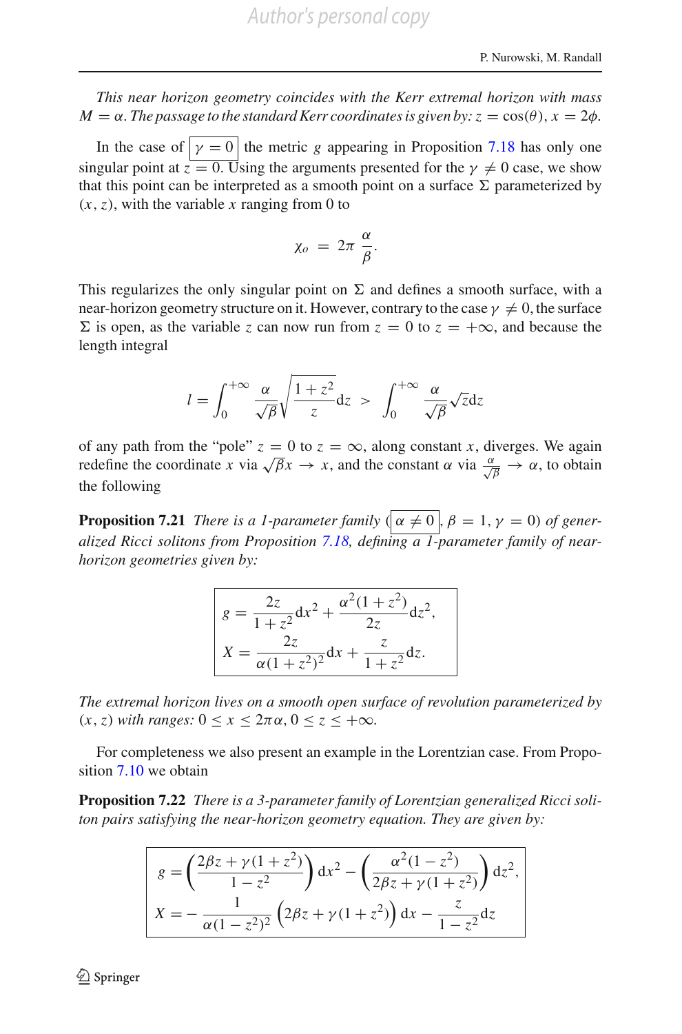*This near horizon geometry coincides with the Kerr extremal horizon with mass $M = \alpha$. The passage to the standard Kerr coordinates is given by: $z = \cos(\theta)$, $x = 2\phi$.*

In the case of $\boxed{\gamma = 0}$ the metric $g$ appearing in Proposition 7.18 has only one singular point at $z = 0$. Using the arguments presented for the $\gamma \neq 0$ case, we show that this point can be interpreted as a smooth point on a surface $\Sigma$ parameterized by $(x, z)$, with the variable $x$ ranging from 0 to

$$\chi_o = 2\pi \frac{\alpha}{\beta}.$$

This regularizes the only singular point on $\Sigma$ and defines a smooth surface, with a near-horizon geometry structure on it. However, contrary to the case $\gamma \neq 0$, the surface $\Sigma$ is open, as the variable $z$ can now run from $z = 0$ to $z = +\infty$, and because the length integral

$$l = \int_0^{+\infty} \frac{\alpha}{\sqrt{\beta}} \sqrt{\frac{1+z^2}{z}} \mathrm{d}z > \int_0^{+\infty} \frac{\alpha}{\sqrt{\beta}} \sqrt{z} \mathrm{d}z$$

of any path from the "pole" $z = 0$ to $z = \infty$, along constant $x$, diverges. We again redefine the coordinate $x$ via $\sqrt{\beta} x \to x$, and the constant $\alpha$ via $\frac{\alpha}{\sqrt{\beta}} \to \alpha$, to obtain the following

**Proposition 7.21** *There is a 1-parameter family ($\boxed{\alpha \neq 0}$, $\beta = 1$, $\gamma = 0$) of generalized Ricci solitons from Proposition 7.18, defining a 1-parameter family of near-horizon geometries given by:*

$$\boxed{\begin{aligned} g &= \frac{2z}{1+z^2} \mathrm{d}x^2 + \frac{\alpha^2(1+z^2)}{2z} \mathrm{d}z^2, \\ X &= \frac{2z}{\alpha(1+z^2)^2} \mathrm{d}x + \frac{z}{1+z^2} \mathrm{d}z. \end{aligned}}$$

*The extremal horizon lives on a smooth open surface of revolution parameterized by $(x, z)$ with ranges: $0 \leq x \leq 2\pi\alpha$, $0 \leq z \leq +\infty$.*

For completeness we also present an example in the Lorentzian case. From Proposition 7.10 we obtain

**Proposition 7.22** *There is a 3-parameter family of Lorentzian generalized Ricci soliton pairs satisfying the near-horizon geometry equation. They are given by:*

$$\boxed{\begin{aligned} g &= \left( \frac{2\beta z + \gamma(1+z^2)}{1-z^2} \right) \mathrm{d}x^2 - \left( \frac{\alpha^2(1-z^2)}{2\beta z + \gamma(1+z^2)} \right) \mathrm{d}z^2, \\ X &= -\frac{1}{\alpha(1-z^2)^2} \left( 2\beta z + \gamma(1+z^2) \right) \mathrm{d}x - \frac{z}{1-z^2} \mathrm{d}z \end{aligned}}$$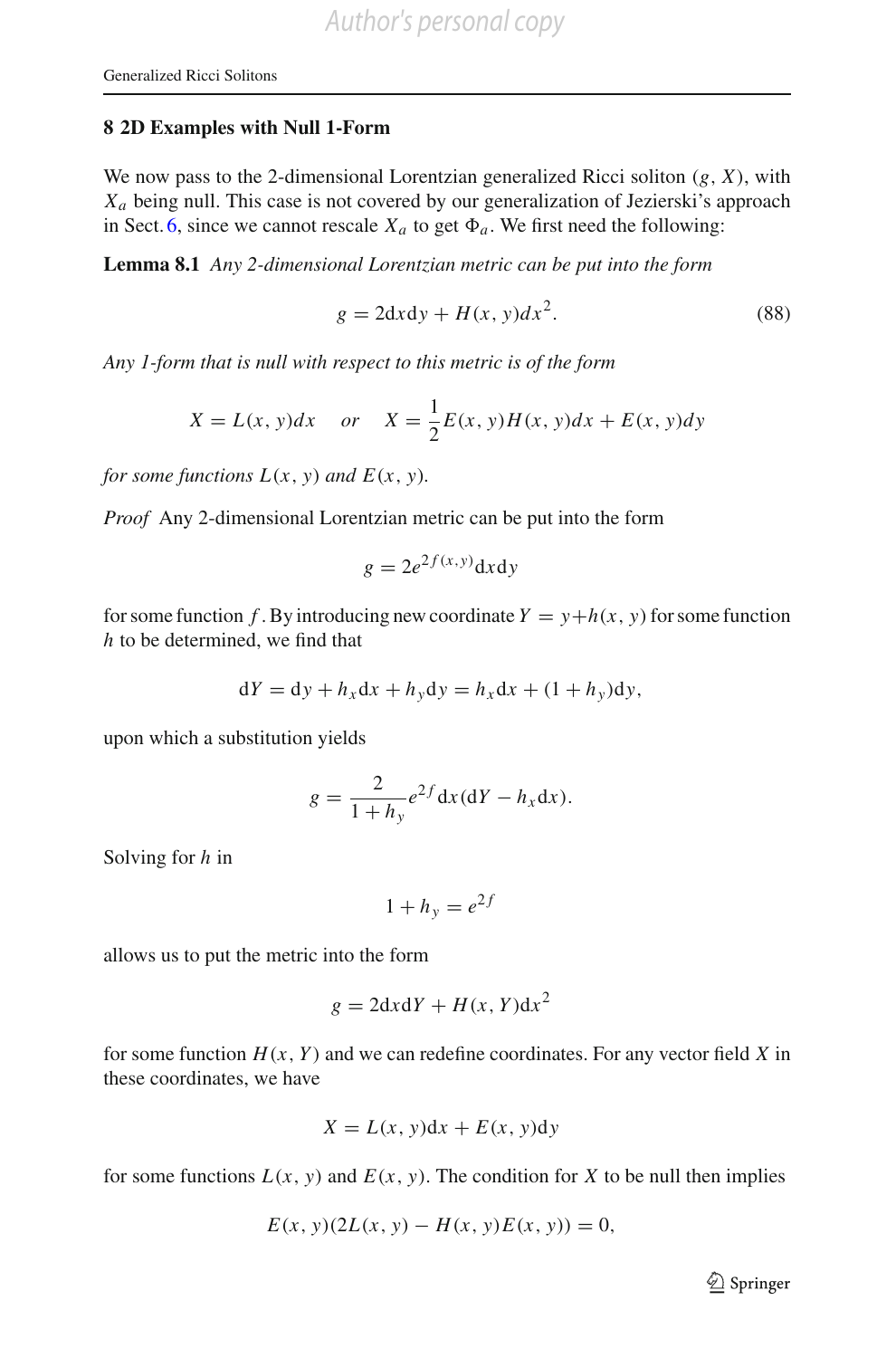## 8 2D Examples with Null 1-Form

We now pass to the 2-dimensional Lorentzian generalized Ricci soliton $(g, X)$, with $X_a$ being null. This case is not covered by our generalization of Jezierski's approach in Sect. 6, since we cannot rescale $X_a$ to get $\Phi_a$. We first need the following:

**Lemma 8.1** *Any 2-dimensional Lorentzian metric can be put into the form*

$$g = 2\mathrm{d}x\mathrm{d}y + H(x, y)dx^2. \tag{88}$$

*Any 1-form that is null with respect to this metric is of the form*

$$X = L(x, y)dx \quad \text{or} \quad X = \frac{1}{2}E(x, y)H(x, y)dx + E(x, y)dy$$

*for some functions $L(x, y)$ and $E(x, y)$.*

*Proof* Any 2-dimensional Lorentzian metric can be put into the form

$$g = 2e^{2f(x,y)}\mathrm{d}x\mathrm{d}y$$

for some function $f$. By introducing new coordinate $Y = y+h(x, y)$ for some function $h$ to be determined, we find that

$$\mathrm{d}Y = \mathrm{d}y + h_x\mathrm{d}x + h_y\mathrm{d}y = h_x\mathrm{d}x + (1 + h_y)\mathrm{d}y,$$

upon which a substitution yields

$$g = \frac{2}{1 + h_y}e^{2f}\mathrm{d}x(\mathrm{d}Y - h_x\mathrm{d}x).$$

Solving for $h$ in

$$1 + h_y = e^{2f}$$

allows us to put the metric into the form

$$g = 2\mathrm{d}x\mathrm{d}Y + H(x, Y)\mathrm{d}x^2$$

for some function $H(x, Y)$ and we can redefine coordinates. For any vector field $X$ in these coordinates, we have

$$X = L(x, y)\mathrm{d}x + E(x, y)\mathrm{d}y$$

for some functions $L(x, y)$ and $E(x, y)$. The condition for $X$ to be null then implies

$$E(x, y)(2L(x, y) - H(x, y)E(x, y)) = 0,$$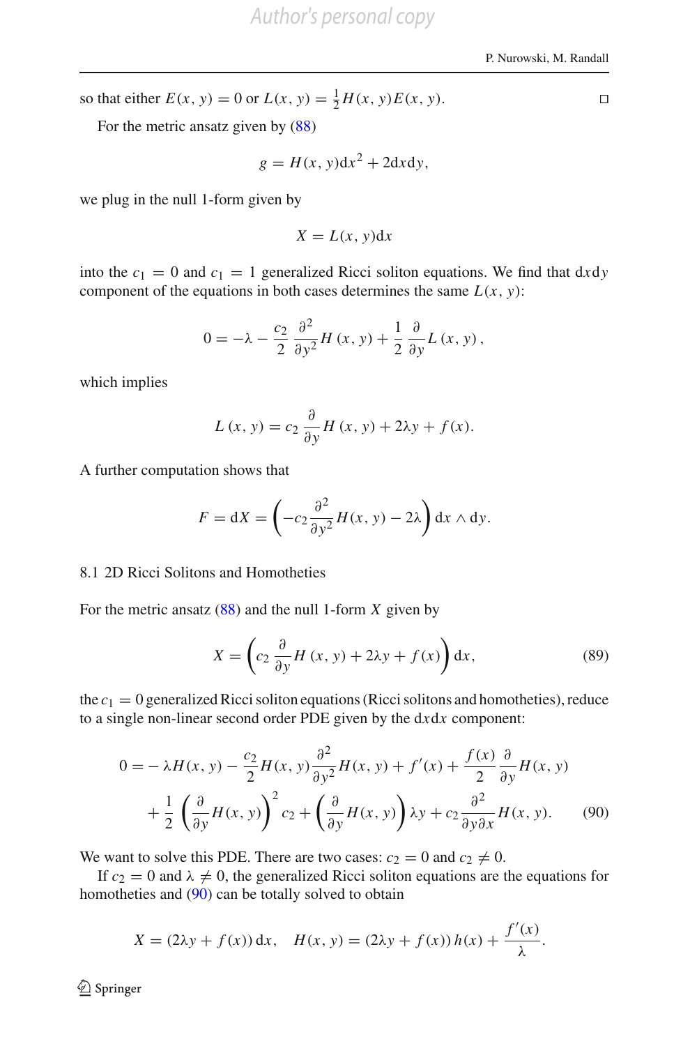so that either $E(x, y) = 0$ or $L(x, y) = \frac{1}{2} H(x, y) E(x, y)$. ◻

For the metric ansatz given by (88)

$$g = H(x, y)\mathrm{d}x^2 + 2\mathrm{d}x\mathrm{d}y,$$

we plug in the null 1-form given by

$$X = L(x, y)\mathrm{d}x$$

into the $c_1 = 0$ and $c_1 = 1$ generalized Ricci soliton equations. We find that $\mathrm{d}x\mathrm{d}y$ component of the equations in both cases determines the same $L(x, y)$:

$$0 = -\lambda - \frac{c_2}{2} \frac{\partial^2}{\partial y^2} H(x, y) + \frac{1}{2} \frac{\partial}{\partial y} L(x, y),$$

which implies

$$L(x, y) = c_2 \frac{\partial}{\partial y} H(x, y) + 2\lambda y + f(x).$$

A further computation shows that

$$F = \mathrm{d}X = \left( -c_2 \frac{\partial^2}{\partial y^2} H(x, y) - 2\lambda \right) \mathrm{d}x \wedge \mathrm{d}y.$$

### 8.1 2D Ricci Solitons and Homotheties

For the metric ansatz (88) and the null 1-form $X$ given by

$$X = \left( c_2 \frac{\partial}{\partial y} H(x, y) + 2\lambda y + f(x) \right) \mathrm{d}x, \tag{89}$$

the $c_1 = 0$ generalized Ricci soliton equations (Ricci solitons and homotheties), reduce to a single non-linear second order PDE given by the $\mathrm{d}x\mathrm{d}x$ component:

$$\begin{aligned} 0 = &-\lambda H(x, y) - \frac{c_2}{2} H(x, y) \frac{\partial^2}{\partial y^2} H(x, y) + f'(x) + \frac{f(x)}{2} \frac{\partial}{\partial y} H(x, y) \\ &+ \frac{1}{2} \left( \frac{\partial}{\partial y} H(x, y) \right)^2 c_2 + \left( \frac{\partial}{\partial y} H(x, y) \right) \lambda y + c_2 \frac{\partial^2}{\partial y \partial x} H(x, y). \end{aligned} \tag{90}$$

We want to solve this PDE. There are two cases: $c_2 = 0$ and $c_2 \neq 0$.

If $c_2 = 0$ and $\lambda \neq 0$, the generalized Ricci soliton equations are the equations for homotheties and (90) can be totally solved to obtain

$$X = (2\lambda y + f(x))\,\mathrm{d}x, \quad H(x, y) = (2\lambda y + f(x))\,h(x) + \frac{f'(x)}{\lambda}.$$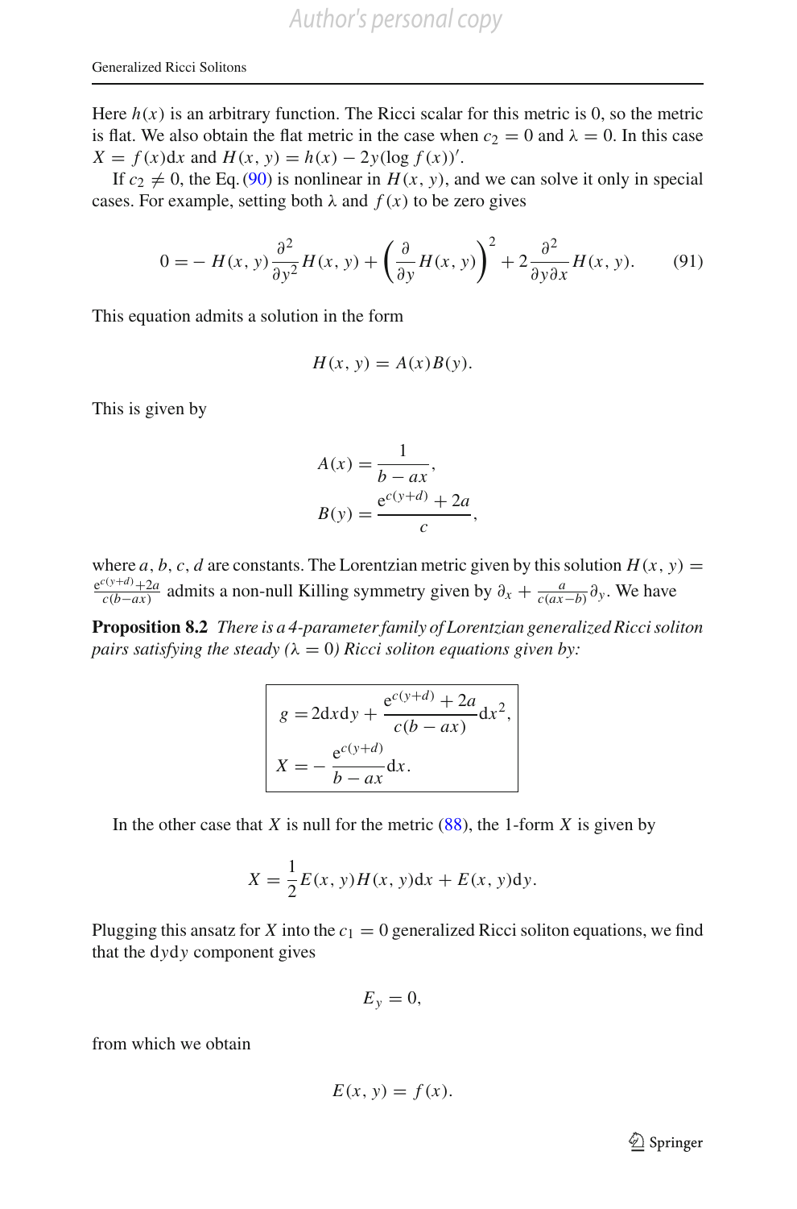Here $h(x)$ is an arbitrary function. The Ricci scalar for this metric is 0, so the metric is flat. We also obtain the flat metric in the case when $c_2 = 0$ and $\lambda = 0$. In this case $X = f(x)\mathrm{d}x$ and $H(x, y) = h(x) - 2y(\log f(x))'$.

If $c_2 \neq 0$, the Eq. (90) is nonlinear in $H(x, y)$, and we can solve it only in special cases. For example, setting both $\lambda$ and $f(x)$ to be zero gives

$$0 = -H(x, y)\frac{\partial^2}{\partial y^2}H(x, y) + \left(\frac{\partial}{\partial y}H(x, y)\right)^2 + 2\frac{\partial^2}{\partial y \partial x}H(x, y). \tag{91}$$

This equation admits a solution in the form

$$H(x, y) = A(x)B(y).$$

This is given by

$$A(x) = \frac{1}{b - ax},$$
$$B(y) = \frac{\mathrm{e}^{c(y+d)} + 2a}{c},$$

where $a, b, c, d$ are constants. The Lorentzian metric given by this solution $H(x, y) = \frac{\mathrm{e}^{c(y+d)}+2a}{c(b-ax)}$ admits a non-null Killing symmetry given by $\partial_x + \frac{a}{c(ax-b)}\partial_y$. We have

**Proposition 8.2** *There is a 4-parameter family of Lorentzian generalized Ricci soliton pairs satisfying the steady ($\lambda = 0$) Ricci soliton equations given by:*

$$g = 2\mathrm{d}x\mathrm{d}y + \frac{\mathrm{e}^{c(y+d)} + 2a}{c(b - ax)}\mathrm{d}x^2,$$
$$X = -\frac{\mathrm{e}^{c(y+d)}}{b - ax}\mathrm{d}x.$$

In the other case that $X$ is null for the metric (88), the 1-form $X$ is given by

$$X = \frac{1}{2}E(x, y)H(x, y)\mathrm{d}x + E(x, y)\mathrm{d}y.$$

Plugging this ansatz for $X$ into the $c_1 = 0$ generalized Ricci soliton equations, we find that the $\mathrm{d}y\mathrm{d}y$ component gives

$$E_y = 0,$$

from which we obtain

$$E(x, y) = f(x).$$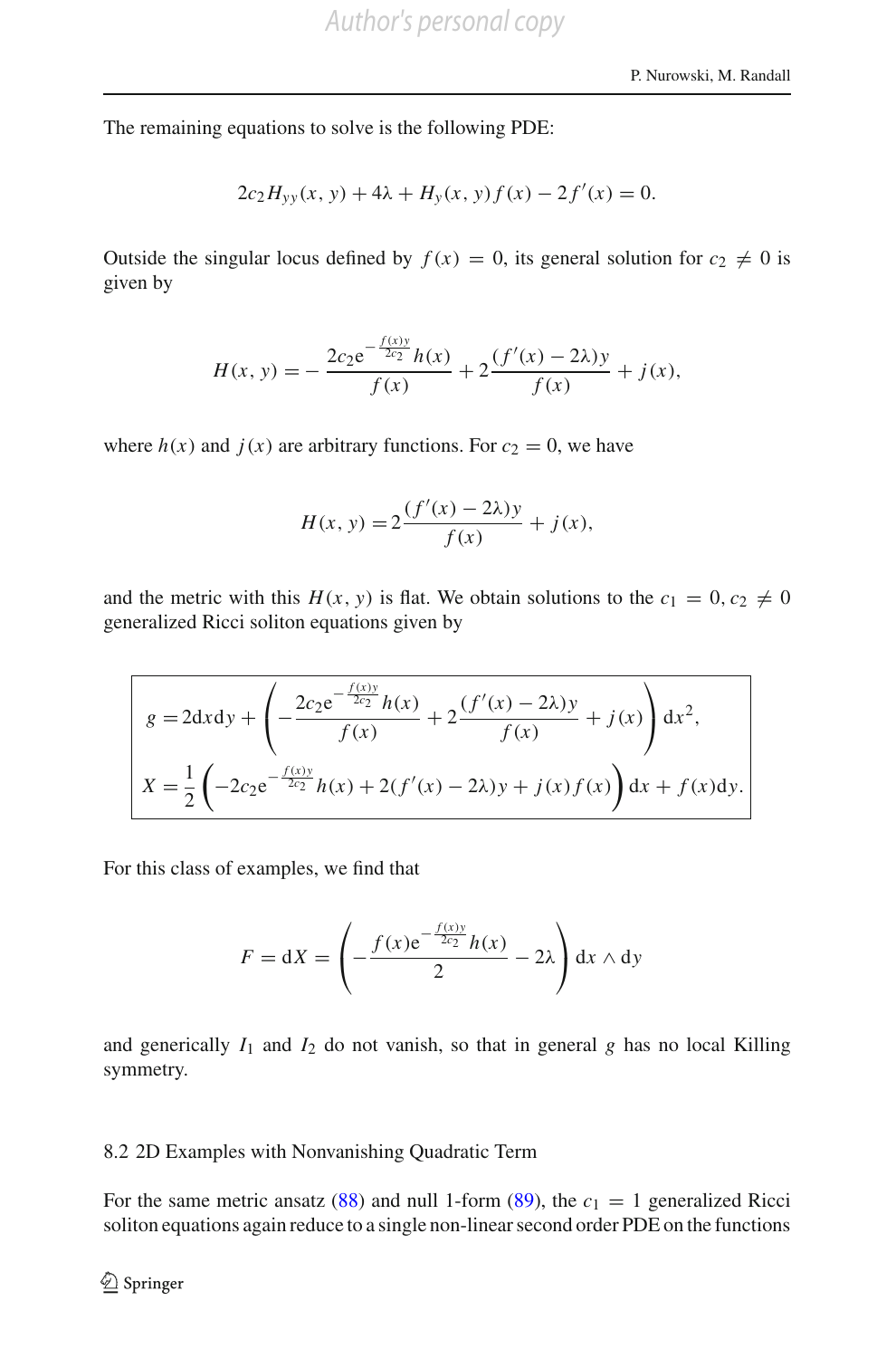The remaining equations to solve is the following PDE:

$$2c_2 H_{yy}(x, y) + 4\lambda + H_y(x, y) f(x) - 2f'(x) = 0.$$

Outside the singular locus defined by $f(x) = 0$, its general solution for $c_2 \neq 0$ is given by

$$H(x, y) = -\frac{2c_2 \mathrm{e}^{-\frac{f(x)y}{2c_2}} h(x)}{f(x)} + 2\frac{(f'(x) - 2\lambda)y}{f(x)} + j(x),$$

where $h(x)$ and $j(x)$ are arbitrary functions. For $c_2 = 0$, we have

$$H(x, y) = 2\frac{(f'(x) - 2\lambda)y}{f(x)} + j(x),$$

and the metric with this $H(x, y)$ is flat. We obtain solutions to the $c_1 = 0, c_2 \neq 0$ generalized Ricci soliton equations given by

$$\boxed{\begin{aligned} g &= 2\mathrm{d}x\mathrm{d}y + \left(-\frac{2c_2 \mathrm{e}^{-\frac{f(x)y}{2c_2}} h(x)}{f(x)} + 2\frac{(f'(x) - 2\lambda)y}{f(x)} + j(x)\right)\mathrm{d}x^2, \\ X &= \frac{1}{2}\left(-2c_2 \mathrm{e}^{-\frac{f(x)y}{2c_2}} h(x) + 2(f'(x) - 2\lambda)y + j(x)f(x)\right)\mathrm{d}x + f(x)\mathrm{d}y. \end{aligned}}$$

For this class of examples, we find that

$$F = \mathrm{d}X = \left(-\frac{f(x)\mathrm{e}^{-\frac{f(x)y}{2c_2}} h(x)}{2} - 2\lambda\right)\mathrm{d}x \wedge \mathrm{d}y$$

and generically $I_1$ and $I_2$ do not vanish, so that in general $g$ has no local Killing symmetry.

### 8.2 2D Examples with Nonvanishing Quadratic Term

For the same metric ansatz (88) and null 1-form (89), the $c_1 = 1$ generalized Ricci soliton equations again reduce to a single non-linear second order PDE on the functions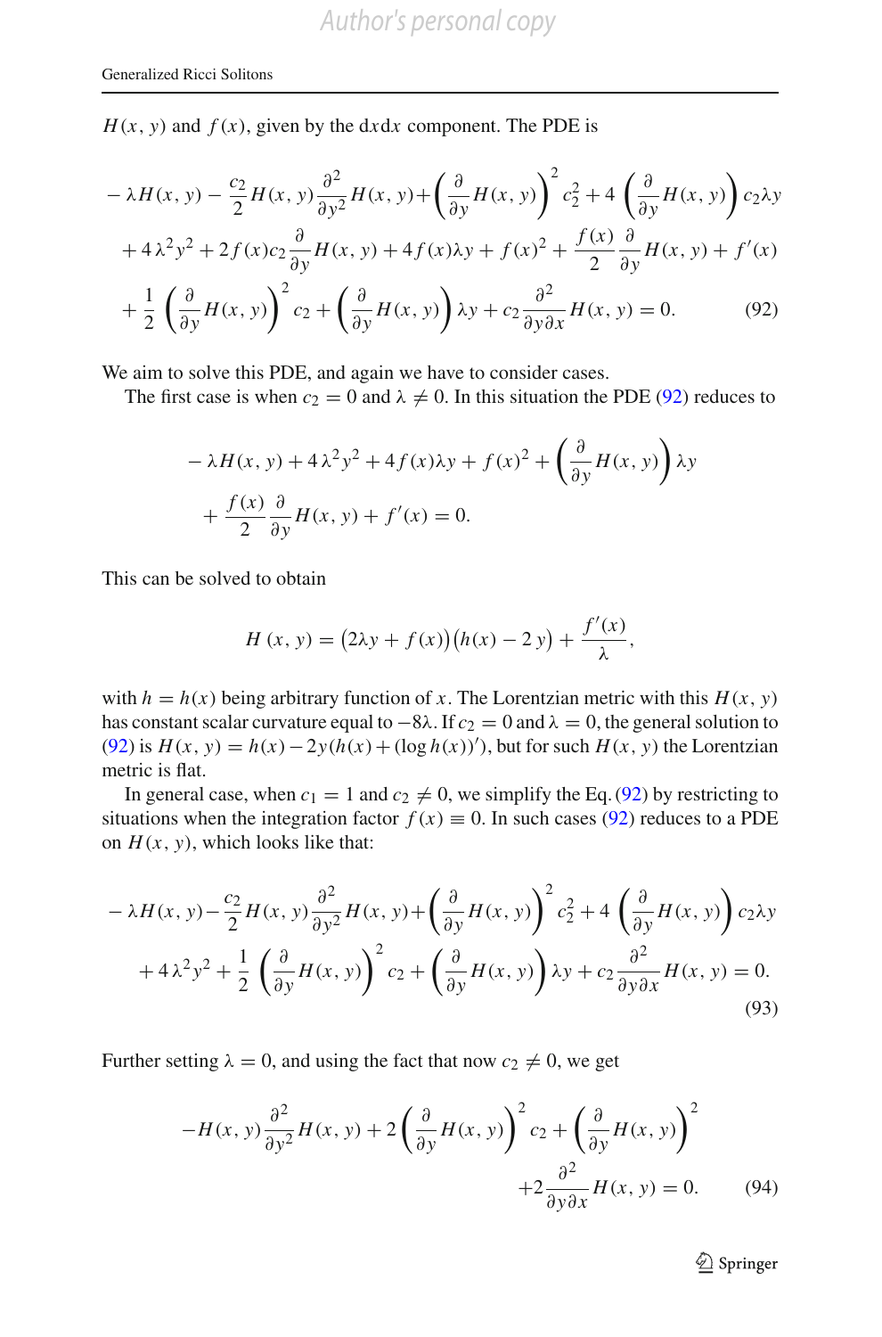$H(x, y)$ and $f(x)$, given by the d$x$d$x$ component. The PDE is

$$
\begin{aligned}
&-\lambda H(x, y) - \frac{c_2}{2} H(x, y) \frac{\partial^2}{\partial y^2} H(x, y) + \left(\frac{\partial}{\partial y} H(x, y)\right)^2 c_2^2 + 4\left(\frac{\partial}{\partial y} H(x, y)\right) c_2 \lambda y \\
&+ 4\lambda^2 y^2 + 2 f(x) c_2 \frac{\partial}{\partial y} H(x, y) + 4 f(x) \lambda y + f(x)^2 + \frac{f(x)}{2} \frac{\partial}{\partial y} H(x, y) + f'(x) \\
&+ \frac{1}{2}\left(\frac{\partial}{\partial y} H(x, y)\right)^2 c_2 + \left(\frac{\partial}{\partial y} H(x, y)\right) \lambda y + c_2 \frac{\partial^2}{\partial y \partial x} H(x, y) = 0. \qquad (92)
\end{aligned}
$$

We aim to solve this PDE, and again we have to consider cases.

The first case is when $c_2 = 0$ and $\lambda \neq 0$. In this situation the PDE (92) reduces to

$$
\begin{aligned}
&-\lambda H(x, y) + 4\lambda^2 y^2 + 4 f(x) \lambda y + f(x)^2 + \left(\frac{\partial}{\partial y} H(x, y)\right) \lambda y \\
&+ \frac{f(x)}{2} \frac{\partial}{\partial y} H(x, y) + f'(x) = 0.
\end{aligned}
$$

This can be solved to obtain

$$
H(x, y) = \big(2\lambda y + f(x)\big)\big(h(x) - 2y\big) + \frac{f'(x)}{\lambda},
$$

with $h = h(x)$ being arbitrary function of $x$. The Lorentzian metric with this $H(x, y)$ has constant scalar curvature equal to $-8\lambda$. If $c_2 = 0$ and $\lambda = 0$, the general solution to (92) is $H(x, y) = h(x) - 2y(h(x) + (\log h(x))')$, but for such $H(x, y)$ the Lorentzian metric is flat.

In general case, when $c_1 = 1$ and $c_2 \neq 0$, we simplify the Eq. (92) by restricting to situations when the integration factor $f(x) \equiv 0$. In such cases (92) reduces to a PDE on $H(x, y)$, which looks like that:

$$
\begin{aligned}
&-\lambda H(x, y) - \frac{c_2}{2} H(x, y) \frac{\partial^2}{\partial y^2} H(x, y) + \left(\frac{\partial}{\partial y} H(x, y)\right)^2 c_2^2 + 4\left(\frac{\partial}{\partial y} H(x, y)\right) c_2 \lambda y \\
&+ 4\lambda^2 y^2 + \frac{1}{2}\left(\frac{\partial}{\partial y} H(x, y)\right)^2 c_2 + \left(\frac{\partial}{\partial y} H(x, y)\right) \lambda y + c_2 \frac{\partial^2}{\partial y \partial x} H(x, y) = 0. \qquad (93)
\end{aligned}
$$

Further setting $\lambda = 0$, and using the fact that now $c_2 \neq 0$, we get

$$
\begin{aligned}
&-H(x, y) \frac{\partial^2}{\partial y^2} H(x, y) + 2\left(\frac{\partial}{\partial y} H(x, y)\right)^2 c_2 + \left(\frac{\partial}{\partial y} H(x, y)\right)^2 \\
&+ 2\frac{\partial^2}{\partial y \partial x} H(x, y) = 0. \qquad (94)
\end{aligned}
$$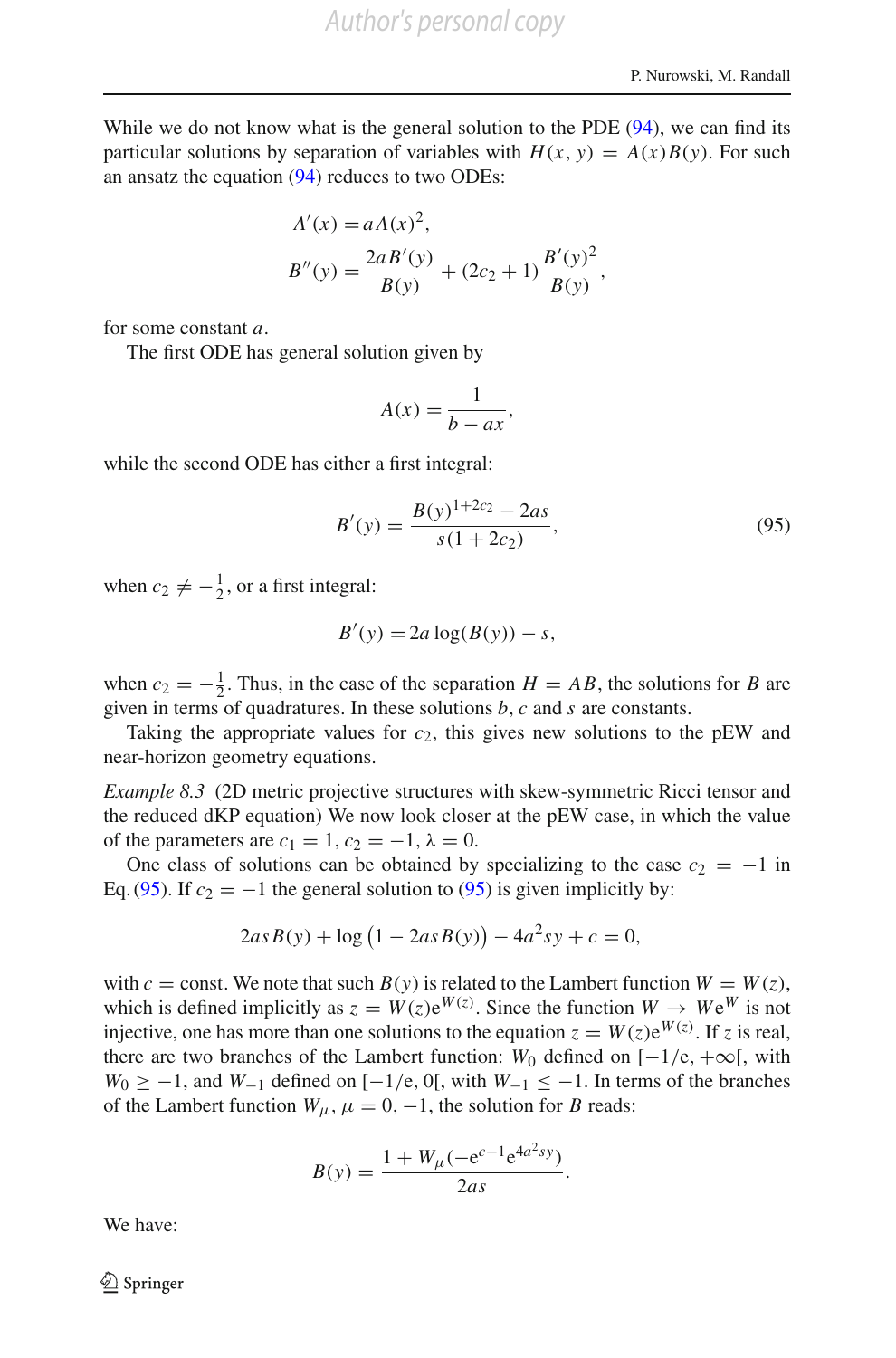While we do not know what is the general solution to the PDE (94), we can find its particular solutions by separation of variables with $H(x, y) = A(x)B(y)$. For such an ansatz the equation (94) reduces to two ODEs:

$$A'(x) = aA(x)^2,$$
$$B''(y) = \frac{2aB'(y)}{B(y)} + (2c_2 + 1)\frac{B'(y)^2}{B(y)},$$

for some constant $a$.

The first ODE has general solution given by

$$A(x) = \frac{1}{b - ax},$$

while the second ODE has either a first integral:

$$B'(y) = \frac{B(y)^{1+2c_2} - 2as}{s(1 + 2c_2)}, \tag{95}$$

when $c_2 \neq -\frac{1}{2}$, or a first integral:

$$B'(y) = 2a\log(B(y)) - s,$$

when $c_2 = -\frac{1}{2}$. Thus, in the case of the separation $H = AB$, the solutions for $B$ are given in terms of quadratures. In these solutions $b$, $c$ and $s$ are constants.

Taking the appropriate values for $c_2$, this gives new solutions to the pEW and near-horizon geometry equations.

*Example 8.3* (2D metric projective structures with skew-symmetric Ricci tensor and the reduced dKP equation) We now look closer at the pEW case, in which the value of the parameters are $c_1 = 1$, $c_2 = -1$, $\lambda = 0$.

One class of solutions can be obtained by specializing to the case $c_2 = -1$ in Eq. (95). If $c_2 = -1$ the general solution to (95) is given implicitly by:

$$2asB(y) + \log\left(1 - 2asB(y)\right) - 4a^2sy + c = 0,$$

with $c = \text{const}$. We note that such $B(y)$ is related to the Lambert function $W = W(z)$, which is defined implicitly as $z = W(z)\mathrm{e}^{W(z)}$. Since the function $W \to W\mathrm{e}^W$ is not injective, one has more than one solutions to the equation $z = W(z)\mathrm{e}^{W(z)}$. If $z$ is real, there are two branches of the Lambert function: $W_0$ defined on $[-1/\mathrm{e}, +\infty[$, with $W_0 \geq -1$, and $W_{-1}$ defined on $[-1/\mathrm{e}, 0[$, with $W_{-1} \leq -1$. In terms of the branches of the Lambert function $W_\mu$, $\mu = 0, -1$, the solution for $B$ reads:

$$B(y) = \frac{1 + W_\mu(-\mathrm{e}^{c-1}\mathrm{e}^{4a^2sy})}{2as}.$$

We have: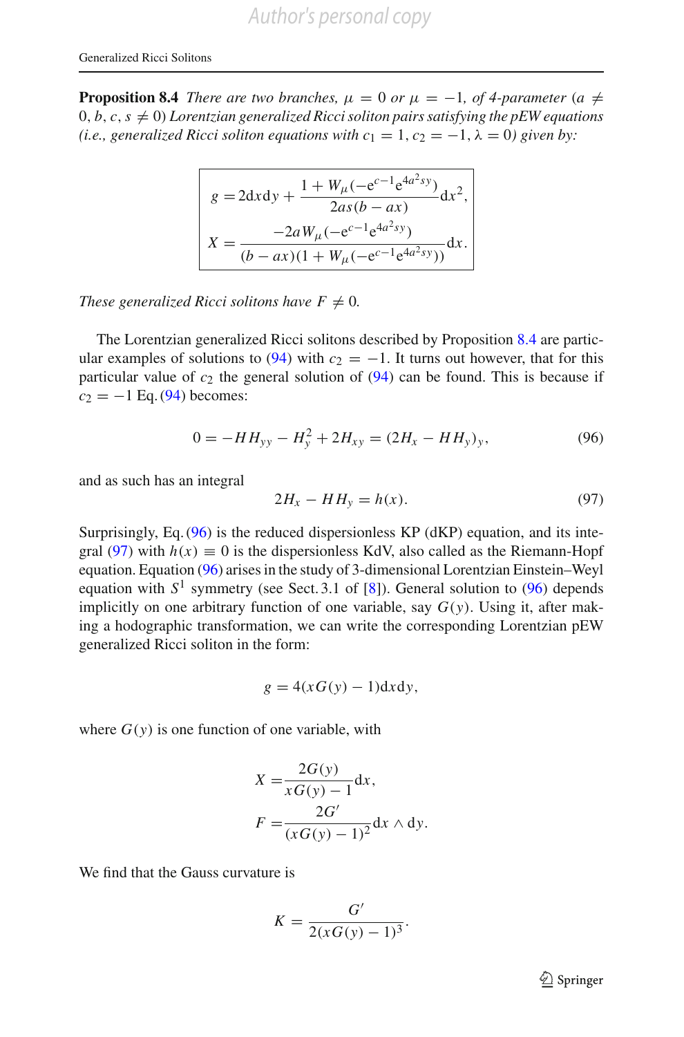**Proposition 8.4** *There are two branches, $\mu = 0$ or $\mu = -1$, of 4-parameter ($a \neq 0, b, c, s \neq 0$) Lorentzian generalized Ricci soliton pairs satisfying the pEW equations (i.e., generalized Ricci soliton equations with $c_1 = 1, c_2 = -1, \lambda = 0$) given by:*

$$
\boxed{
\begin{aligned}
g &= 2\mathrm{d}x\mathrm{d}y + \frac{1 + W_\mu(-\mathrm{e}^{c-1}\mathrm{e}^{4a^2 sy})}{2as(b - ax)}\mathrm{d}x^2, \\
X &= \frac{-2aW_\mu(-\mathrm{e}^{c-1}\mathrm{e}^{4a^2 sy})}{(b - ax)(1 + W_\mu(-\mathrm{e}^{c-1}\mathrm{e}^{4a^2 sy}))}\mathrm{d}x.
\end{aligned}
}
$$

*These generalized Ricci solitons have $F \neq 0$.*

The Lorentzian generalized Ricci solitons described by Proposition 8.4 are particular examples of solutions to (94) with $c_2 = -1$. It turns out however, that for this particular value of $c_2$ the general solution of (94) can be found. This is because if $c_2 = -1$ Eq. (94) becomes:

$$
0 = -HH_{yy} - H_y^2 + 2H_{xy} = (2H_x - HH_y)_y, \tag{96}
$$

and as such has an integral

$$
2H_x - HH_y = h(x). \tag{97}
$$

Surprisingly, Eq. (96) is the reduced dispersionless KP (dKP) equation, and its integral (97) with $h(x) \equiv 0$ is the dispersionless KdV, also called as the Riemann-Hopf equation. Equation (96) arises in the study of 3-dimensional Lorentzian Einstein–Weyl equation with $S^1$ symmetry (see Sect. 3.1 of [8]). General solution to (96) depends implicitly on one arbitrary function of one variable, say $G(y)$. Using it, after making a hodographic transformation, we can write the corresponding Lorentzian pEW generalized Ricci soliton in the form:

$$
g = 4(xG(y) - 1)\mathrm{d}x\mathrm{d}y,
$$

where $G(y)$ is one function of one variable, with

$$
\begin{aligned}
X &= \frac{2G(y)}{xG(y) - 1}\mathrm{d}x, \\
F &= \frac{2G'}{(xG(y) - 1)^2}\mathrm{d}x \wedge \mathrm{d}y.
\end{aligned}
$$

We find that the Gauss curvature is

$$
K = \frac{G'}{2(xG(y) - 1)^3}.
$$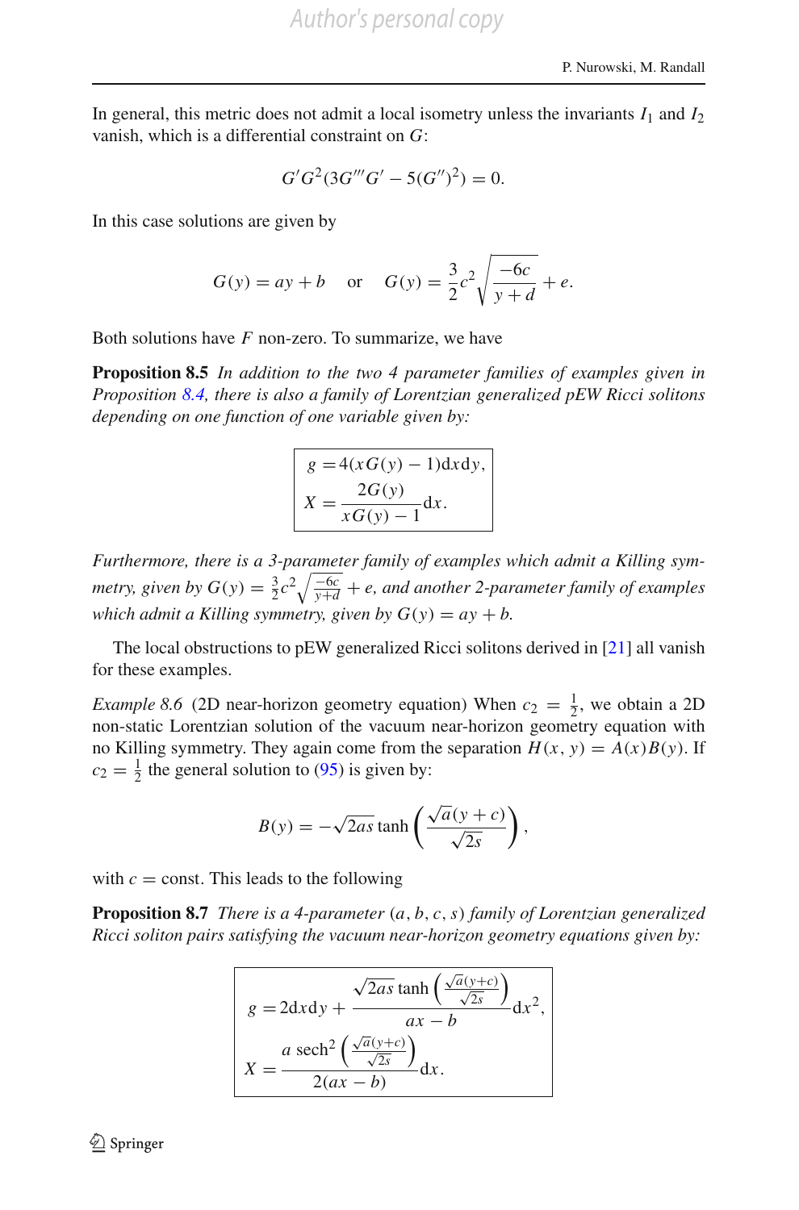In general, this metric does not admit a local isometry unless the invariants $I_1$ and $I_2$ vanish, which is a differential constraint on $G$:

$$G' G^2 (3G''' G' - 5(G'')^2) = 0.$$

In this case solutions are given by

$$G(y) = ay + b \quad \text{or} \quad G(y) = \frac{3}{2} c^2 \sqrt{\frac{-6c}{y+d}} + e.$$

Both solutions have $F$ non-zero. To summarize, we have

**Proposition 8.5** *In addition to the two 4 parameter families of examples given in Proposition 8.4, there is also a family of Lorentzian generalized pEW Ricci solitons depending on one function of one variable given by:*

$$\boxed{\begin{aligned} g &= 4(xG(y) - 1)\mathrm{d}x\mathrm{d}y, \\ X &= \frac{2G(y)}{xG(y) - 1}\mathrm{d}x. \end{aligned}}$$

*Furthermore, there is a 3-parameter family of examples which admit a Killing symmetry, given by $G(y) = \frac{3}{2}c^2\sqrt{\frac{-6c}{y+d}} + e$, and another 2-parameter family of examples which admit a Killing symmetry, given by $G(y) = ay + b$.*

The local obstructions to pEW generalized Ricci solitons derived in [21] all vanish for these examples.

*Example 8.6* (2D near-horizon geometry equation) When $c_2 = \frac{1}{2}$, we obtain a 2D non-static Lorentzian solution of the vacuum near-horizon geometry equation with no Killing symmetry. They again come from the separation $H(x, y) = A(x)B(y)$. If $c_2 = \frac{1}{2}$ the general solution to (95) is given by:

$$B(y) = -\sqrt{2as}\tanh\left(\frac{\sqrt{a}(y+c)}{\sqrt{2s}}\right),$$

with $c = \text{const}$. This leads to the following

**Proposition 8.7** *There is a 4-parameter $(a, b, c, s)$ family of Lorentzian generalized Ricci soliton pairs satisfying the vacuum near-horizon geometry equations given by:*

$$\boxed{\begin{aligned} g &= 2\mathrm{d}x\mathrm{d}y + \frac{\sqrt{2as}\tanh\left(\frac{\sqrt{a}(y+c)}{\sqrt{2s}}\right)}{ax - b}\mathrm{d}x^2, \\ X &= \frac{a\,\mathrm{sech}^2\left(\frac{\sqrt{a}(y+c)}{\sqrt{2s}}\right)}{2(ax - b)}\mathrm{d}x. \end{aligned}}$$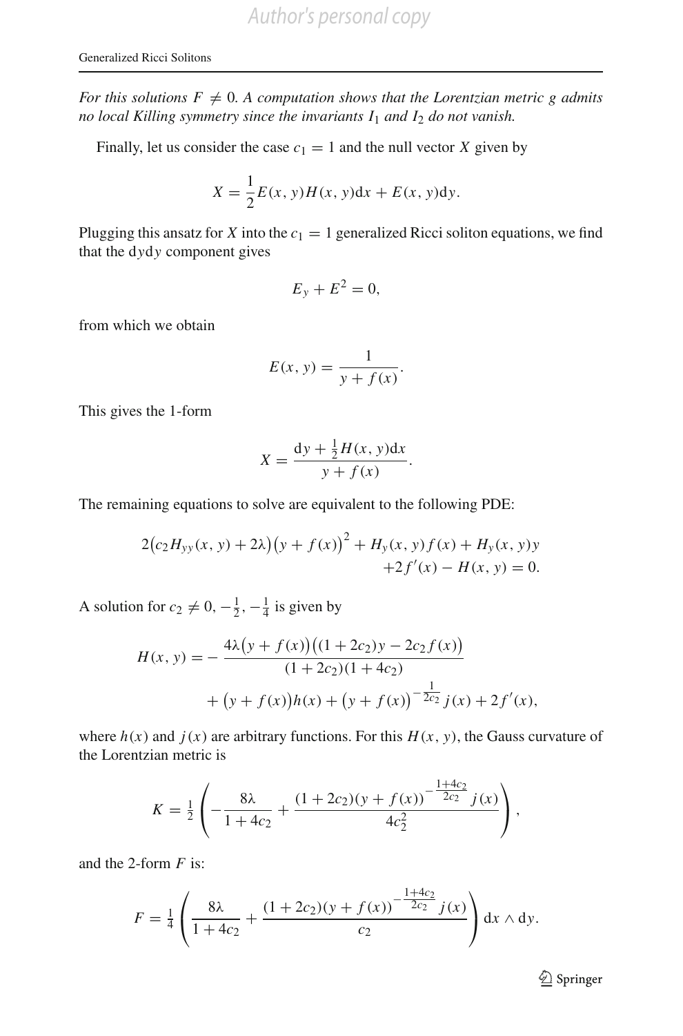*For this solutions $F \neq 0$. A computation shows that the Lorentzian metric $g$ admits no local Killing symmetry since the invariants $I_1$ and $I_2$ do not vanish.*

Finally, let us consider the case $c_1 = 1$ and the null vector $X$ given by

$$X = \frac{1}{2}E(x, y)H(x, y)\mathrm{d}x + E(x, y)\mathrm{d}y.$$

Plugging this ansatz for $X$ into the $c_1 = 1$ generalized Ricci soliton equations, we find that the $\mathrm{d}y\mathrm{d}y$ component gives

$$E_y + E^2 = 0,$$

from which we obtain

$$E(x, y) = \frac{1}{y + f(x)}.$$

This gives the 1-form

$$X = \frac{\mathrm{d}y + \frac{1}{2}H(x, y)\mathrm{d}x}{y + f(x)}.$$

The remaining equations to solve are equivalent to the following PDE:

$$2\big(c_2 H_{yy}(x, y) + 2\lambda\big)\big(y + f(x)\big)^2 + H_y(x, y) f(x) + H_y(x, y) y + 2f'(x) - H(x, y) = 0.$$

A solution for $c_2 \neq 0, -\frac{1}{2}, -\frac{1}{4}$ is given by

$$H(x, y) = -\frac{4\lambda\big(y + f(x)\big)\big((1 + 2c_2)y - 2c_2 f(x)\big)}{(1 + 2c_2)(1 + 4c_2)} + \big(y + f(x)\big)h(x) + \big(y + f(x)\big)^{-\frac{1}{2c_2}} j(x) + 2f'(x),$$

where $h(x)$ and $j(x)$ are arbitrary functions. For this $H(x, y)$, the Gauss curvature of the Lorentzian metric is

$$K = \tfrac{1}{2}\left(-\frac{8\lambda}{1 + 4c_2} + \frac{(1 + 2c_2)(y + f(x))^{-\frac{1+4c_2}{2c_2}} j(x)}{4c_2^2}\right),$$

and the 2-form $F$ is:

$$F = \tfrac{1}{4}\left(\frac{8\lambda}{1 + 4c_2} + \frac{(1 + 2c_2)(y + f(x))^{-\frac{1+4c_2}{2c_2}} j(x)}{c_2}\right)\mathrm{d}x \wedge \mathrm{d}y.$$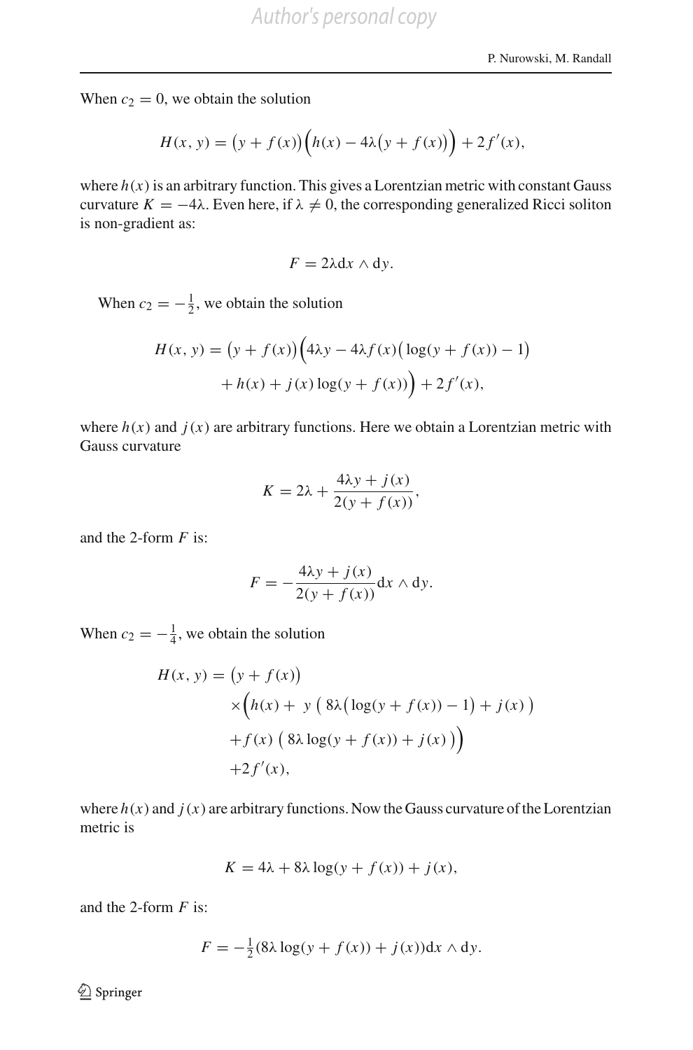When $c_2 = 0$, we obtain the solution

$$H(x, y) = \big(y + f(x)\big)\Big(h(x) - 4\lambda\big(y + f(x)\big)\Big) + 2f'(x),$$

where $h(x)$ is an arbitrary function. This gives a Lorentzian metric with constant Gauss curvature $K = -4\lambda$. Even here, if $\lambda \neq 0$, the corresponding generalized Ricci soliton is non-gradient as:

$$F = 2\lambda \mathrm{d}x \wedge \mathrm{d}y.$$

When $c_2 = -\frac{1}{2}$, we obtain the solution

$$\begin{aligned} H(x, y) = \big(y + f(x)\big)\Big(&4\lambda y - 4\lambda f(x)\big(\log(y + f(x)) - 1\big) \\ &+ h(x) + j(x)\log(y + f(x))\Big) + 2f'(x), \end{aligned}$$

where $h(x)$ and $j(x)$ are arbitrary functions. Here we obtain a Lorentzian metric with Gauss curvature

$$K = 2\lambda + \frac{4\lambda y + j(x)}{2(y + f(x))},$$

and the 2-form $F$ is:

$$F = -\frac{4\lambda y + j(x)}{2(y + f(x))}\mathrm{d}x \wedge \mathrm{d}y.$$

When $c_2 = -\frac{1}{4}$, we obtain the solution

$$\begin{aligned} H(x, y) = &\big(y + f(x)\big) \\ &\times\Big(h(x) + \ y\ \big(\ 8\lambda\big(\log(y + f(x)) - 1\big) + j(x)\ \big) \\ &+ f(x)\ \big(\ 8\lambda\log(y + f(x)) + j(x)\ \big)\Big) \\ &+ 2f'(x), \end{aligned}$$

where $h(x)$ and $j(x)$ are arbitrary functions. Now the Gauss curvature of the Lorentzian metric is

$$K = 4\lambda + 8\lambda\log(y + f(x)) + j(x),$$

and the 2-form $F$ is:

$$F = -\tfrac{1}{2}(8\lambda\log(y + f(x)) + j(x))\mathrm{d}x \wedge \mathrm{d}y.$$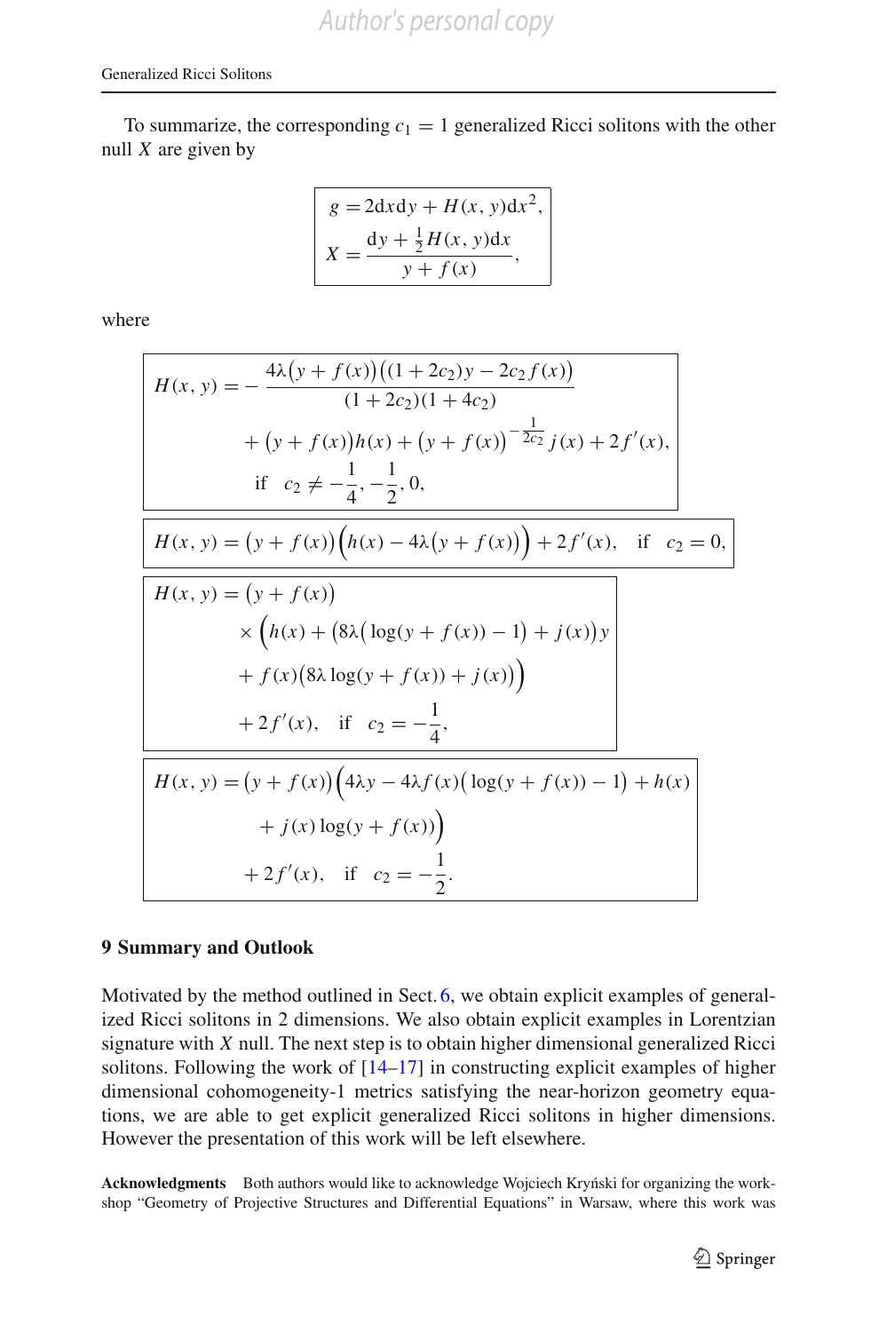To summarize, the corresponding $c_1 = 1$ generalized Ricci solitons with the other null $X$ are given by

$$
\boxed{
\begin{aligned}
g &= 2\mathrm{d}x\mathrm{d}y + H(x,y)\mathrm{d}x^2, \\
X &= \frac{\mathrm{d}y + \frac{1}{2}H(x,y)\mathrm{d}x}{y + f(x)},
\end{aligned}
}
$$

where

$$
\boxed{
\begin{aligned}
H(x,y) &= -\frac{4\lambda\big(y+f(x)\big)\big((1+2c_2)y - 2c_2 f(x)\big)}{(1+2c_2)(1+4c_2)} \\
&\quad + \big(y+f(x)\big)h(x) + \big(y+f(x)\big)^{-\frac{1}{2c_2}} j(x) + 2f'(x), \\
&\quad \text{if} \quad c_2 \neq -\frac{1}{4}, -\frac{1}{2}, 0,
\end{aligned}
}
$$

$$
\boxed{
H(x,y) = \big(y+f(x)\big)\Big(h(x) - 4\lambda\big(y+f(x)\big)\Big) + 2f'(x), \quad \text{if} \quad c_2 = 0,
}
$$

$$
\boxed{
\begin{aligned}
H(x,y) &= \big(y+f(x)\big) \\
&\qquad \times \Big(h(x) + \big(8\lambda\big(\log(y+f(x)) - 1\big) + j(x)\big)y \\
&\qquad + f(x)\big(8\lambda\log(y+f(x)) + j(x)\big)\Big) \\
&\qquad + 2f'(x), \quad \text{if} \quad c_2 = -\frac{1}{4},
\end{aligned}
}
$$

$$
\boxed{
\begin{aligned}
H(x,y) &= \big(y+f(x)\big)\Big(4\lambda y - 4\lambda f(x)\big(\log(y+f(x)) - 1\big) + h(x) \\
&\qquad + j(x)\log(y+f(x))\Big) \\
&\quad + 2f'(x), \quad \text{if} \quad c_2 = -\frac{1}{2}.
\end{aligned}
}
$$

## 9 Summary and Outlook

Motivated by the method outlined in Sect. 6, we obtain explicit examples of generalized Ricci solitons in 2 dimensions. We also obtain explicit examples in Lorentzian signature with $X$ null. The next step is to obtain higher dimensional generalized Ricci solitons. Following the work of [14–17] in constructing explicit examples of higher dimensional cohomogeneity-1 metrics satisfying the near-horizon geometry equations, we are able to get explicit generalized Ricci solitons in higher dimensions. However the presentation of this work will be left elsewhere.

**Acknowledgments** Both authors would like to acknowledge Wojciech Kryński for organizing the workshop "Geometry of Projective Structures and Differential Equations" in Warsaw, where this work was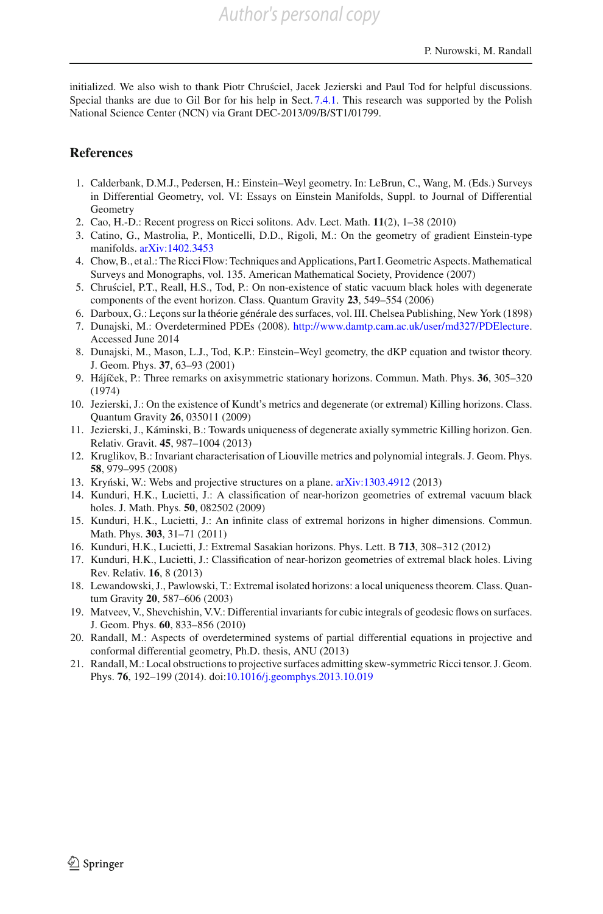initialized. We also wish to thank Piotr Chruściel, Jacek Jezierski and Paul Tod for helpful discussions. Special thanks are due to Gil Bor for his help in Sect. 7.4.1. This research was supported by the Polish National Science Center (NCN) via Grant DEC-2013/09/B/ST1/01799.

## References

1. Calderbank, D.M.J., Pedersen, H.: Einstein–Weyl geometry. In: LeBrun, C., Wang, M. (Eds.) Surveys in Differential Geometry, vol. VI: Essays on Einstein Manifolds, Suppl. to Journal of Differential Geometry
2. Cao, H.-D.: Recent progress on Ricci solitons. Adv. Lect. Math. **11**(2), 1–38 (2010)
3. Catino, G., Mastrolia, P., Monticelli, D.D., Rigoli, M.: On the geometry of gradient Einstein-type manifolds. arXiv:1402.3453
4. Chow, B., et al.: The Ricci Flow: Techniques and Applications, Part I. Geometric Aspects. Mathematical Surveys and Monographs, vol. 135. American Mathematical Society, Providence (2007)
5. Chruściel, P.T., Reall, H.S., Tod, P.: On non-existence of static vacuum black holes with degenerate components of the event horizon. Class. Quantum Gravity **23**, 549–554 (2006)
6. Darboux, G.: Leçons sur la théorie générale des surfaces, vol. III. Chelsea Publishing, New York (1898)
7. Dunajski, M.: Overdetermined PDEs (2008). http://www.damtp.cam.ac.uk/user/md327/PDElecture. Accessed June 2014
8. Dunajski, M., Mason, L.J., Tod, K.P.: Einstein–Weyl geometry, the dKP equation and twistor theory. J. Geom. Phys. **37**, 63–93 (2001)
9. Hájíček, P.: Three remarks on axisymmetric stationary horizons. Commun. Math. Phys. **36**, 305–320 (1974)
10. Jezierski, J.: On the existence of Kundt's metrics and degenerate (or extremal) Killing horizons. Class. Quantum Gravity **26**, 035011 (2009)
11. Jezierski, J., Káminski, B.: Towards uniqueness of degenerate axially symmetric Killing horizon. Gen. Relativ. Gravit. **45**, 987–1004 (2013)
12. Kruglikov, B.: Invariant characterisation of Liouville metrics and polynomial integrals. J. Geom. Phys. **58**, 979–995 (2008)
13. Kryński, W.: Webs and projective structures on a plane. arXiv:1303.4912 (2013)
14. Kunduri, H.K., Lucietti, J.: A classification of near-horizon geometries of extremal vacuum black holes. J. Math. Phys. **50**, 082502 (2009)
15. Kunduri, H.K., Lucietti, J.: An infinite class of extremal horizons in higher dimensions. Commun. Math. Phys. **303**, 31–71 (2011)
16. Kunduri, H.K., Lucietti, J.: Extremal Sasakian horizons. Phys. Lett. B **713**, 308–312 (2012)
17. Kunduri, H.K., Lucietti, J.: Classification of near-horizon geometries of extremal black holes. Living Rev. Relativ. **16**, 8 (2013)
18. Lewandowski, J., Pawlowski, T.: Extremal isolated horizons: a local uniqueness theorem. Class. Quantum Gravity **20**, 587–606 (2003)
19. Matveev, V., Shevchishin, V.V.: Differential invariants for cubic integrals of geodesic flows on surfaces. J. Geom. Phys. **60**, 833–856 (2010)
20. Randall, M.: Aspects of overdetermined systems of partial differential equations in projective and conformal differential geometry, Ph.D. thesis, ANU (2013)
21. Randall, M.: Local obstructions to projective surfaces admitting skew-symmetric Ricci tensor. J. Geom. Phys. **76**, 192–199 (2014). doi:10.1016/j.geomphys.2013.10.019